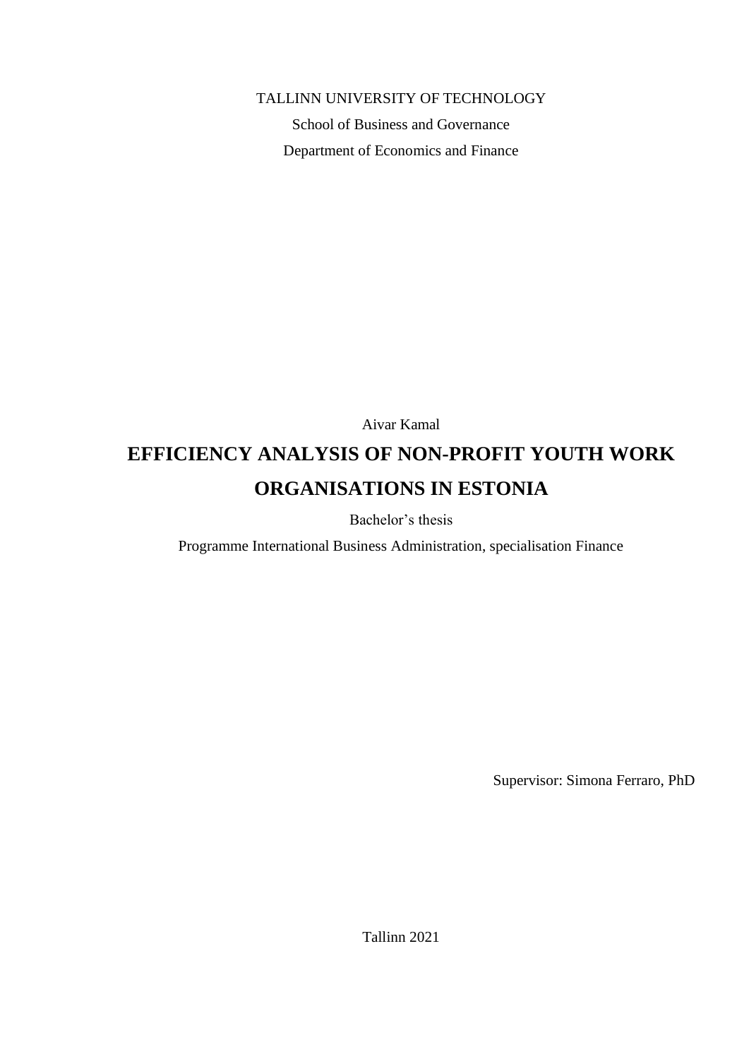TALLINN UNIVERSITY OF TECHNOLOGY

School of Business and Governance

Department of Economics and Finance

Aivar Kamal

# EFFICIENCY ANALYSIS OF NON-PROFIT YOUTH WORK ORGANISATIONS IN ESTONIA

Bachelor's thesis

Programme International Business Administration, specialisation Finance

Supervisor: Simona Ferraro, PhD

Tallinn 2021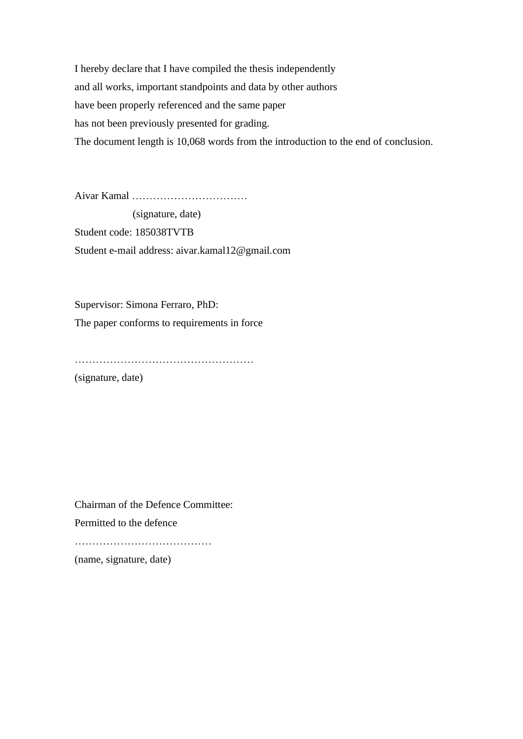I hereby declare that I have compiled the thesis independently
and all works, important standpoints and data by other authors
have been properly referenced and the same paper
has not been previously presented for grading.
The document length is 10,068 words from the introduction to the end of conclusion.

Aivar Kamal ……………………………
(signature, date)
Student code: 185038TVTB
Student e-mail address: aivar.kamal12@gmail.com

Supervisor: Simona Ferraro, PhD:
The paper conforms to requirements in force

……………………………………………
(signature, date)

Chairman of the Defence Committee:
Permitted to the defence
…………………………………
(name, signature, date)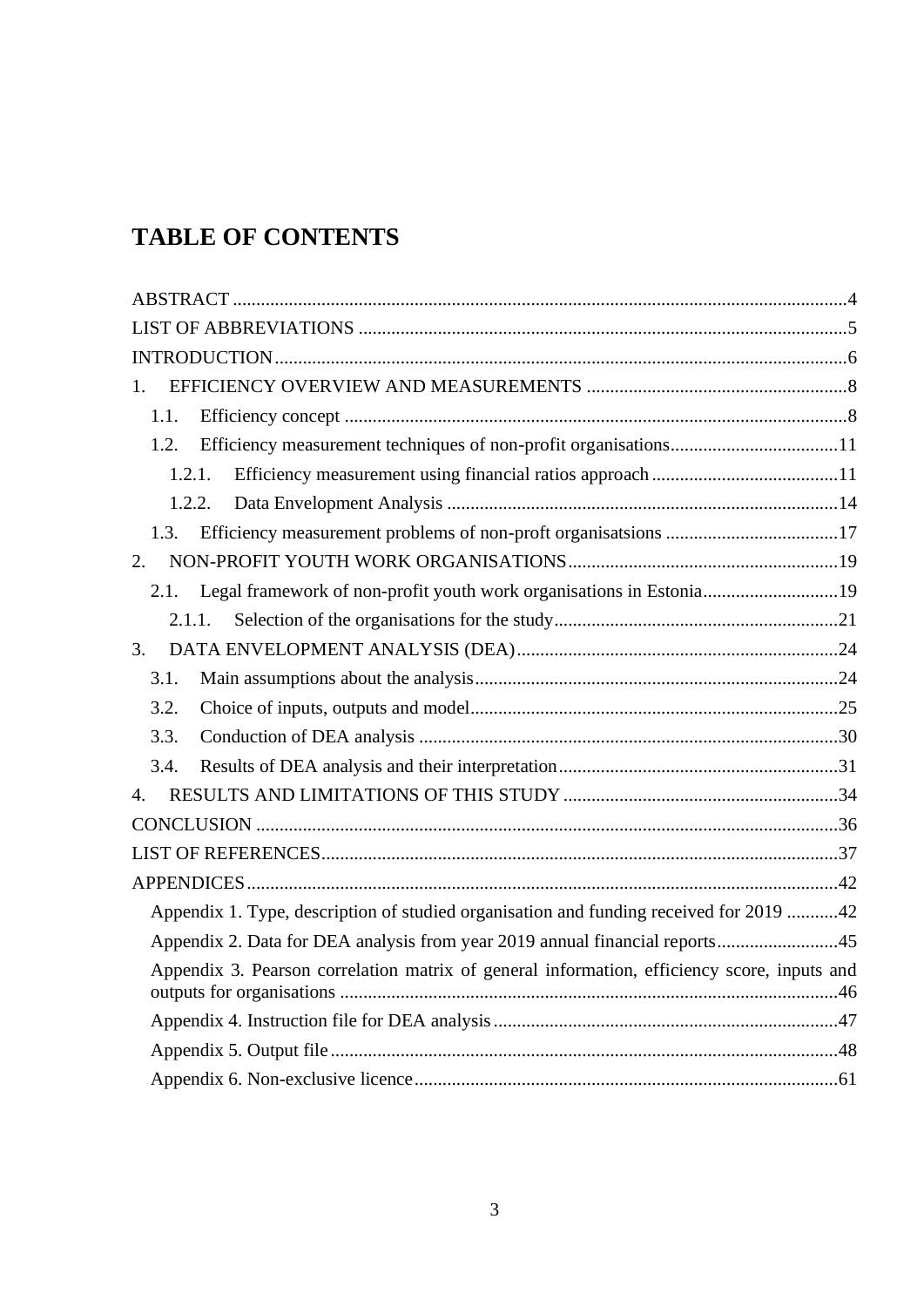# TABLE OF CONTENTS

ABSTRACT ....................................................................................................................................4
LIST OF ABBREVIATIONS .........................................................................................................5
INTRODUCTION...........................................................................................................................6
1. EFFICIENCY OVERVIEW AND MEASUREMENTS .........................................................8
 1.1. Efficiency concept ............................................................................................................8
 1.2. Efficiency measurement techniques of non-profit organisations....................................11
  1.2.1. Efficiency measurement using financial ratios approach ........................................11
  1.2.2. Data Envelopment Analysis ....................................................................................14
 1.3. Efficiency measurement problems of non-proft organisatsions .....................................17
2. NON-PROFIT YOUTH WORK ORGANISATIONS...........................................................19
 2.1. Legal framework of non-profit youth work organisations in Estonia.............................19
  2.1.1. Selection of the organisations for the study.............................................................21
3. DATA ENVELOPMENT ANALYSIS (DEA).....................................................................24
 3.1. Main assumptions about the analysis..............................................................................24
 3.2. Choice of inputs, outputs and model...............................................................................25
 3.3. Conduction of DEA analysis ..........................................................................................30
 3.4. Results of DEA analysis and their interpretation............................................................31
4. RESULTS AND LIMITATIONS OF THIS STUDY ...........................................................34
CONCLUSION .............................................................................................................................36
LIST OF REFERENCES...............................................................................................................37
APPENDICES...............................................................................................................................42
 Appendix 1. Type, description of studied organisation and funding received for 2019 ...........42
 Appendix 2. Data for DEA analysis from year 2019 annual financial reports..........................45
 Appendix 3. Pearson correlation matrix of general information, efficiency score, inputs and outputs for organisations ...........................................................................................................46
 Appendix 4. Instruction file for DEA analysis..........................................................................47
 Appendix 5. Output file.............................................................................................................48
 Appendix 6. Non-exclusive licence...........................................................................................61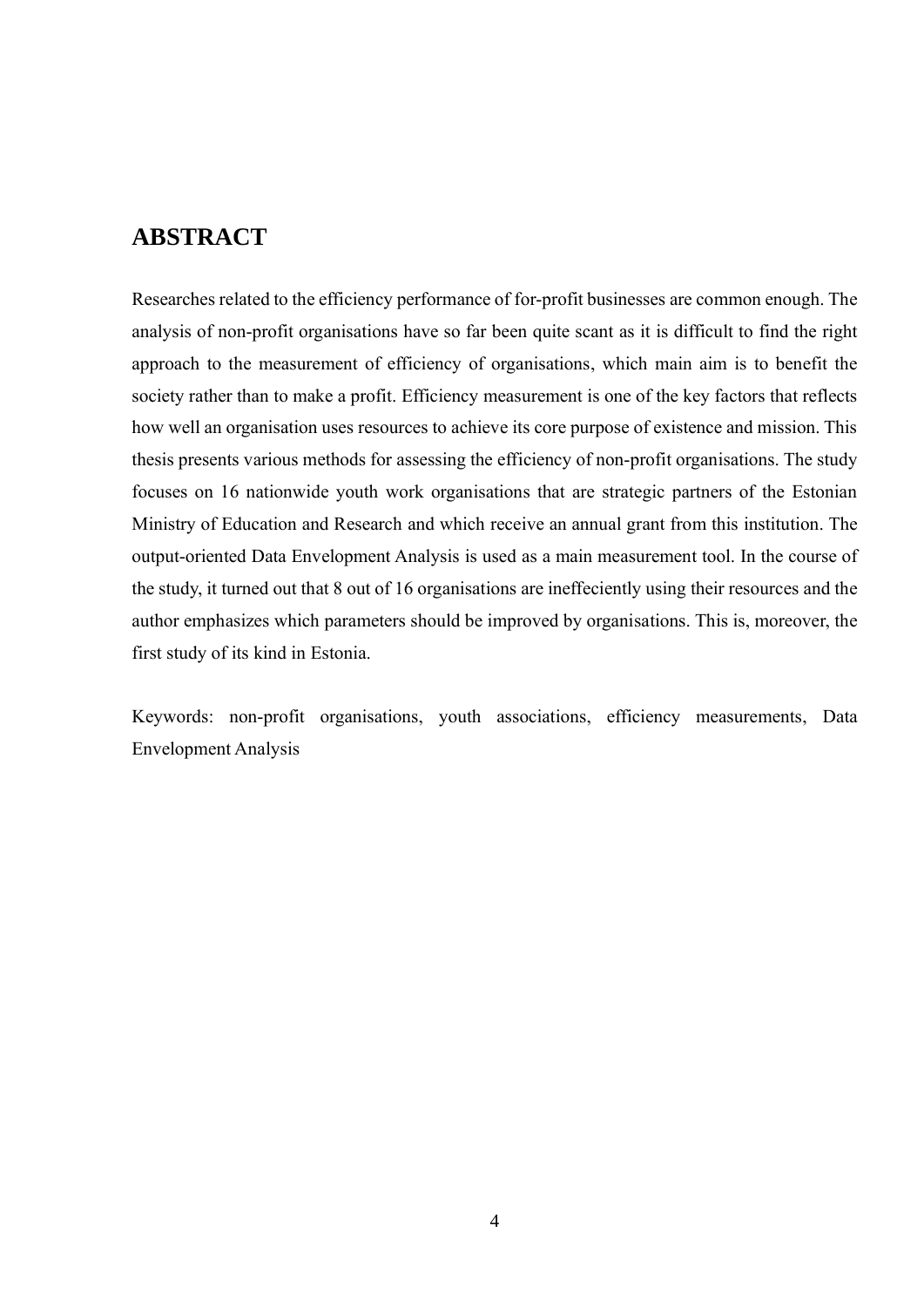# ABSTRACT

Researches related to the efficiency performance of for-profit businesses are common enough. The analysis of non-profit organisations have so far been quite scant as it is difficult to find the right approach to the measurement of efficiency of organisations, which main aim is to benefit the society rather than to make a profit. Efficiency measurement is one of the key factors that reflects how well an organisation uses resources to achieve its core purpose of existence and mission. This thesis presents various methods for assessing the efficiency of non-profit organisations. The study focuses on 16 nationwide youth work organisations that are strategic partners of the Estonian Ministry of Education and Research and which receive an annual grant from this institution. The output-oriented Data Envelopment Analysis is used as a main measurement tool. In the course of the study, it turned out that 8 out of 16 organisations are ineffeciently using their resources and the author emphasizes which parameters should be improved by organisations. This is, moreover, the first study of its kind in Estonia.

Keywords: non-profit organisations, youth associations, efficiency measurements, Data Envelopment Analysis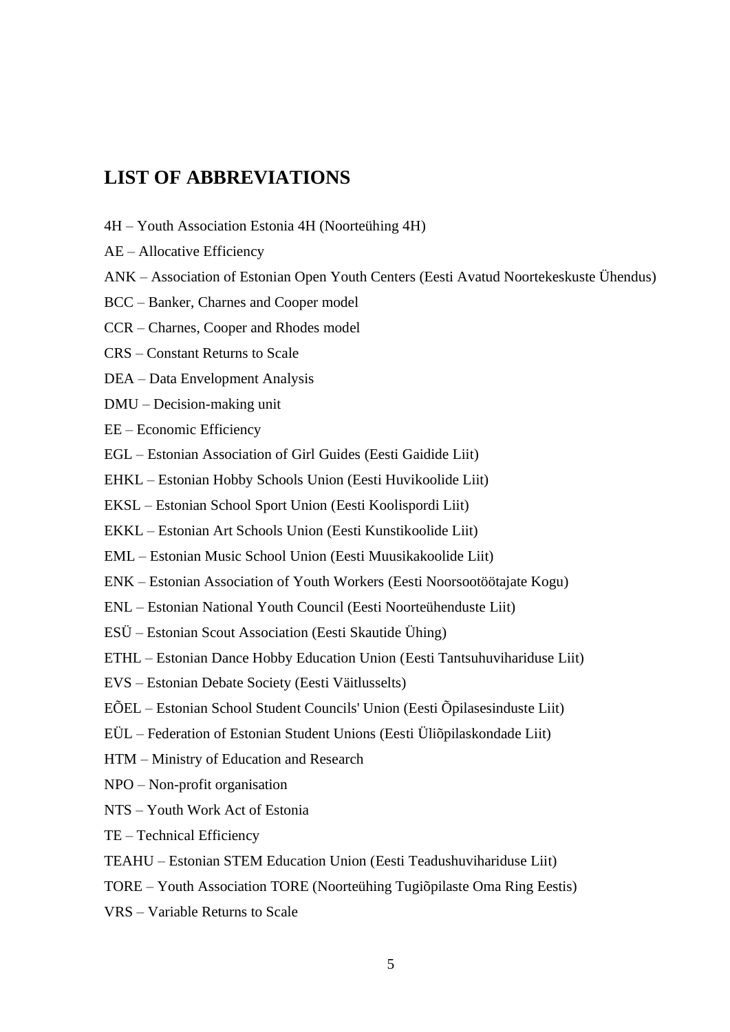## LIST OF ABBREVIATIONS

4H – Youth Association Estonia 4H (Noorteühing 4H)

AE – Allocative Efficiency

ANK – Association of Estonian Open Youth Centers (Eesti Avatud Noortekeskuste Ühendus)

BCC – Banker, Charnes and Cooper model

CCR – Charnes, Cooper and Rhodes model

CRS – Constant Returns to Scale

DEA – Data Envelopment Analysis

DMU – Decision-making unit

EE – Economic Efficiency

EGL – Estonian Association of Girl Guides (Eesti Gaidide Liit)

EHKL – Estonian Hobby Schools Union (Eesti Huvikoolide Liit)

EKSL – Estonian School Sport Union (Eesti Koolispordi Liit)

EKKL – Estonian Art Schools Union (Eesti Kunstikoolide Liit)

EML – Estonian Music School Union (Eesti Muusikakoolide Liit)

ENK – Estonian Association of Youth Workers (Eesti Noorsootöötajate Kogu)

ENL – Estonian National Youth Council (Eesti Noorteühenduste Liit)

ESÜ – Estonian Scout Association (Eesti Skautide Ühing)

ETHL – Estonian Dance Hobby Education Union (Eesti Tantsuhuvihariduse Liit)

EVS – Estonian Debate Society (Eesti Väitlusselts)

EÕEL – Estonian School Student Councils' Union (Eesti Õpilasesinduste Liit)

EÜL – Federation of Estonian Student Unions (Eesti Üliõpilaskondade Liit)

HTM – Ministry of Education and Research

NPO – Non-profit organisation

NTS – Youth Work Act of Estonia

TE – Technical Efficiency

TEAHU – Estonian STEM Education Union (Eesti Teadushuvihariduse Liit)

TORE – Youth Association TORE (Noorteühing Tugiõpilaste Oma Ring Eestis)

VRS – Variable Returns to Scale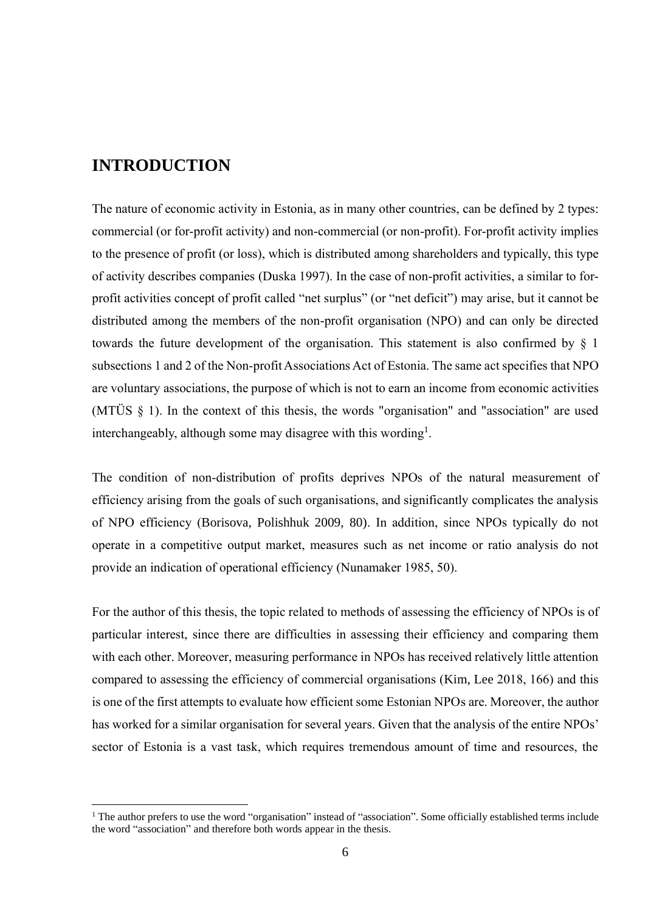# INTRODUCTION

The nature of economic activity in Estonia, as in many other countries, can be defined by 2 types: commercial (or for-profit activity) and non-commercial (or non-profit). For-profit activity implies to the presence of profit (or loss), which is distributed among shareholders and typically, this type of activity describes companies (Duska 1997). In the case of non-profit activities, a similar to for-profit activities concept of profit called "net surplus" (or "net deficit") may arise, but it cannot be distributed among the members of the non-profit organisation (NPO) and can only be directed towards the future development of the organisation. This statement is also confirmed by § 1 subsections 1 and 2 of the Non-profit Associations Act of Estonia. The same act specifies that NPO are voluntary associations, the purpose of which is not to earn an income from economic activities (MTÜS § 1). In the context of this thesis, the words "organisation" and "association" are used interchangeably, although some may disagree with this wording[1].

The condition of non-distribution of profits deprives NPOs of the natural measurement of efficiency arising from the goals of such organisations, and significantly complicates the analysis of NPO efficiency (Borisova, Polishhuk 2009, 80). In addition, since NPOs typically do not operate in a competitive output market, measures such as net income or ratio analysis do not provide an indication of operational efficiency (Nunamaker 1985, 50).

For the author of this thesis, the topic related to methods of assessing the efficiency of NPOs is of particular interest, since there are difficulties in assessing their efficiency and comparing them with each other. Moreover, measuring performance in NPOs has received relatively little attention compared to assessing the efficiency of commercial organisations (Kim, Lee 2018, 166) and this is one of the first attempts to evaluate how efficient some Estonian NPOs are. Moreover, the author has worked for a similar organisation for several years. Given that the analysis of the entire NPOs' sector of Estonia is a vast task, which requires tremendous amount of time and resources, the

[1] The author prefers to use the word "organisation" instead of "association". Some officially established terms include the word "association" and therefore both words appear in the thesis.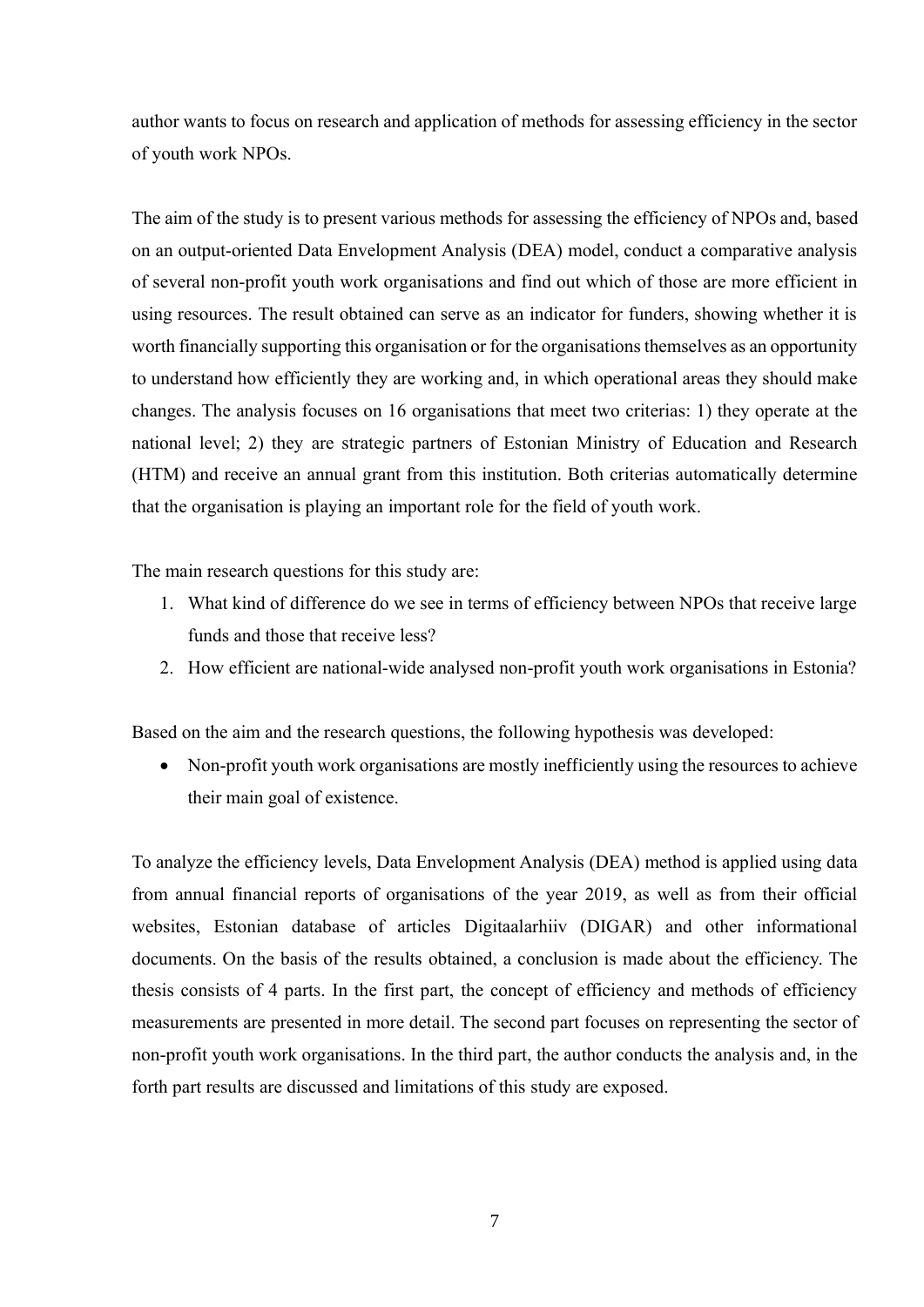author wants to focus on research and application of methods for assessing efficiency in the sector of youth work NPOs.

The aim of the study is to present various methods for assessing the efficiency of NPOs and, based on an output-oriented Data Envelopment Analysis (DEA) model, conduct a comparative analysis of several non-profit youth work organisations and find out which of those are more efficient in using resources. The result obtained can serve as an indicator for funders, showing whether it is worth financially supporting this organisation or for the organisations themselves as an opportunity to understand how efficiently they are working and, in which operational areas they should make changes. The analysis focuses on 16 organisations that meet two criterias: 1) they operate at the national level; 2) they are strategic partners of Estonian Ministry of Education and Research (HTM) and receive an annual grant from this institution. Both criterias automatically determine that the organisation is playing an important role for the field of youth work.

The main research questions for this study are:

1. What kind of difference do we see in terms of efficiency between NPOs that receive large funds and those that receive less?
2. How efficient are national-wide analysed non-profit youth work organisations in Estonia?

Based on the aim and the research questions, the following hypothesis was developed:

- Non-profit youth work organisations are mostly inefficiently using the resources to achieve their main goal of existence.

To analyze the efficiency levels, Data Envelopment Analysis (DEA) method is applied using data from annual financial reports of organisations of the year 2019, as well as from their official websites, Estonian database of articles Digitaalarhiiv (DIGAR) and other informational documents. On the basis of the results obtained, a conclusion is made about the efficiency. The thesis consists of 4 parts. In the first part, the concept of efficiency and methods of efficiency measurements are presented in more detail. The second part focuses on representing the sector of non-profit youth work organisations. In the third part, the author conducts the analysis and, in the forth part results are discussed and limitations of this study are exposed.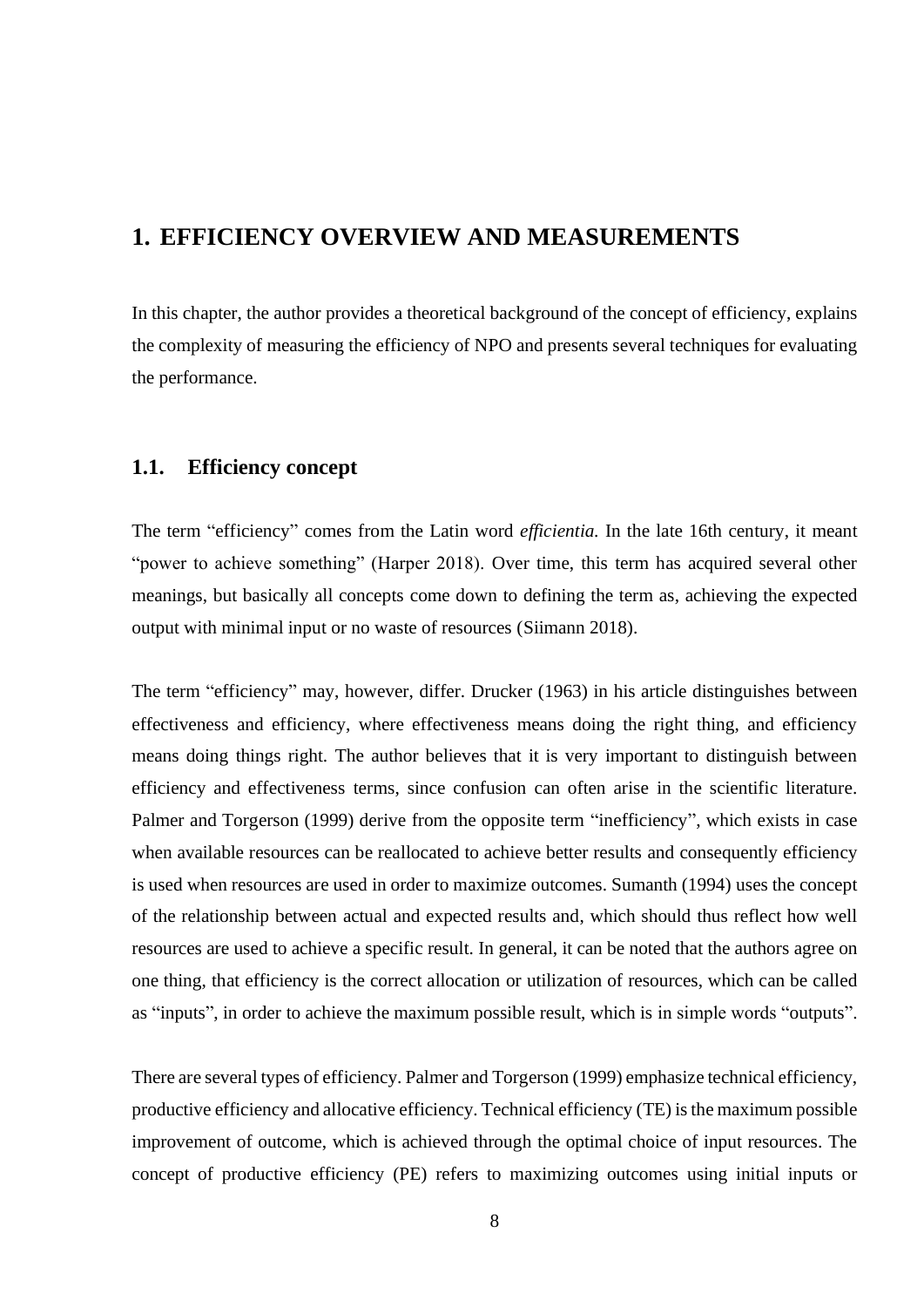# 1. EFFICIENCY OVERVIEW AND MEASUREMENTS

In this chapter, the author provides a theoretical background of the concept of efficiency, explains the complexity of measuring the efficiency of NPO and presents several techniques for evaluating the performance.

## 1.1. Efficiency concept

The term "efficiency" comes from the Latin word *efficientia.* In the late 16th century, it meant "power to achieve something" (Harper 2018). Over time, this term has acquired several other meanings, but basically all concepts come down to defining the term as, achieving the expected output with minimal input or no waste of resources (Siimann 2018).

The term "efficiency" may, however, differ. Drucker (1963) in his article distinguishes between effectiveness and efficiency, where effectiveness means doing the right thing, and efficiency means doing things right. The author believes that it is very important to distinguish between efficiency and effectiveness terms, since confusion can often arise in the scientific literature. Palmer and Torgerson (1999) derive from the opposite term "inefficiency", which exists in case when available resources can be reallocated to achieve better results and consequently efficiency is used when resources are used in order to maximize outcomes. Sumanth (1994) uses the concept of the relationship between actual and expected results and, which should thus reflect how well resources are used to achieve a specific result. In general, it can be noted that the authors agree on one thing, that efficiency is the correct allocation or utilization of resources, which can be called as "inputs", in order to achieve the maximum possible result, which is in simple words "outputs".

There are several types of efficiency. Palmer and Torgerson (1999) emphasize technical efficiency, productive efficiency and allocative efficiency. Technical efficiency (TE) is the maximum possible improvement of outcome, which is achieved through the optimal choice of input resources. The concept of productive efficiency (PE) refers to maximizing outcomes using initial inputs or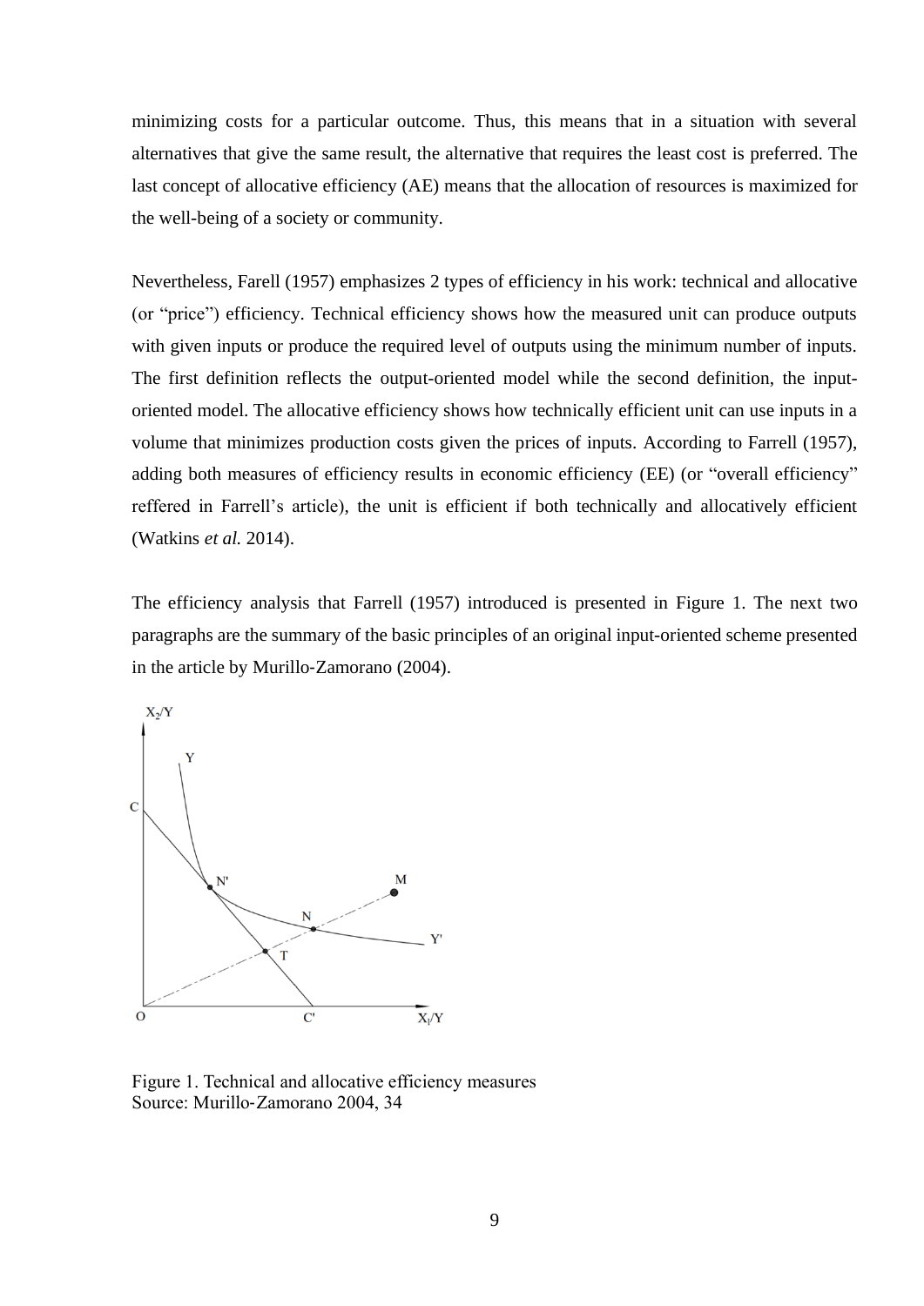minimizing costs for a particular outcome. Thus, this means that in a situation with several alternatives that give the same result, the alternative that requires the least cost is preferred. The last concept of allocative efficiency (AE) means that the allocation of resources is maximized for the well-being of a society or community.

Nevertheless, Farell (1957) emphasizes 2 types of efficiency in his work: technical and allocative (or "price") efficiency. Technical efficiency shows how the measured unit can produce outputs with given inputs or produce the required level of outputs using the minimum number of inputs. The first definition reflects the output-oriented model while the second definition, the input-oriented model. The allocative efficiency shows how technically efficient unit can use inputs in a volume that minimizes production costs given the prices of inputs. According to Farrell (1957), adding both measures of efficiency results in economic efficiency (EE) (or "overall efficiency" reffered in Farrell's article), the unit is efficient if both technically and allocatively efficient (Watkins *et al.* 2014).

The efficiency analysis that Farrell (1957) introduced is presented in Figure 1. The next two paragraphs are the summary of the basic principles of an original input-oriented scheme presented in the article by Murillo-Zamorano (2004).

Figure 1. Technical and allocative efficiency measures
Source: Murillo-Zamorano 2004, 34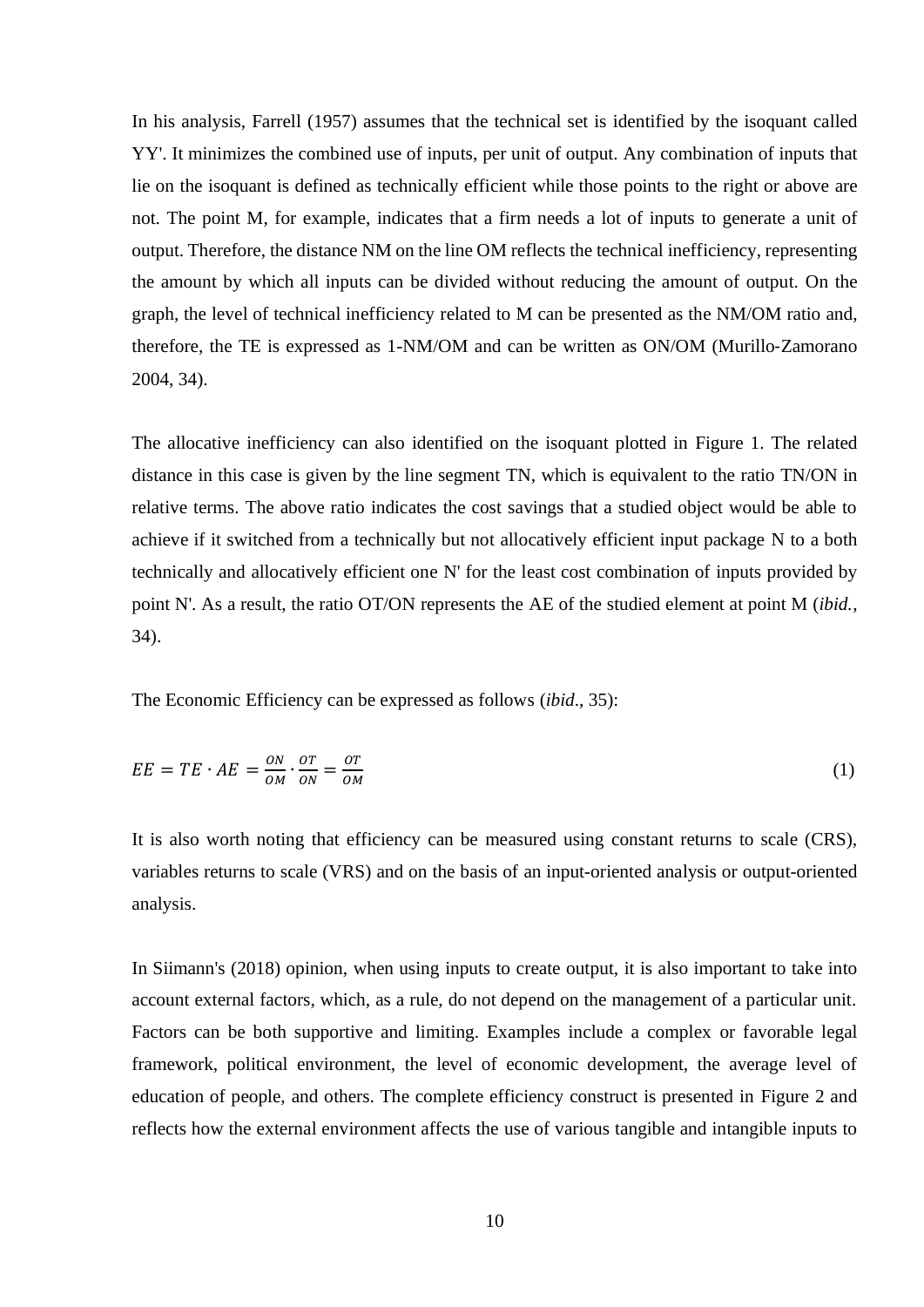In his analysis, Farrell (1957) assumes that the technical set is identified by the isoquant called YY'. It minimizes the combined use of inputs, per unit of output. Any combination of inputs that lie on the isoquant is defined as technically efficient while those points to the right or above are not. The point M, for example, indicates that a firm needs a lot of inputs to generate a unit of output. Therefore, the distance NM on the line OM reflects the technical inefficiency, representing the amount by which all inputs can be divided without reducing the amount of output. On the graph, the level of technical inefficiency related to M can be presented as the NM/OM ratio and, therefore, the TE is expressed as 1-NM/OM and can be written as ON/OM (Murillo-Zamorano 2004, 34).

The allocative inefficiency can also identified on the isoquant plotted in Figure 1. The related distance in this case is given by the line segment TN, which is equivalent to the ratio TN/ON in relative terms. The above ratio indicates the cost savings that a studied object would be able to achieve if it switched from a technically but not allocatively efficient input package N to a both technically and allocatively efficient one N' for the least cost combination of inputs provided by point N'. As a result, the ratio OT/ON represents the AE of the studied element at point M (*ibid.*, 34).

The Economic Efficiency can be expressed as follows (*ibid*., 35):

$$EE = TE \cdot AE = \frac{ON}{OM} \cdot \frac{OT}{ON} = \frac{OT}{OM} \tag{1}$$

It is also worth noting that efficiency can be measured using constant returns to scale (CRS), variables returns to scale (VRS) and on the basis of an input-oriented analysis or output-oriented analysis.

In Siimann's (2018) opinion, when using inputs to create output, it is also important to take into account external factors, which, as a rule, do not depend on the management of a particular unit. Factors can be both supportive and limiting. Examples include a complex or favorable legal framework, political environment, the level of economic development, the average level of education of people, and others. The complete efficiency construct is presented in Figure 2 and reflects how the external environment affects the use of various tangible and intangible inputs to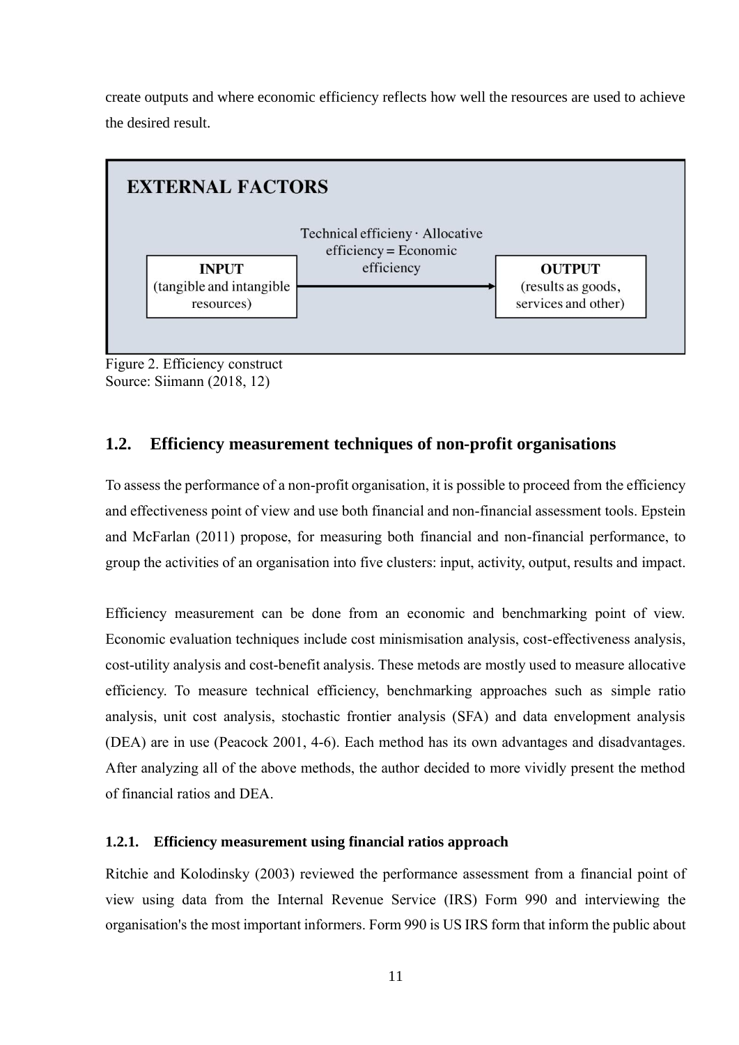create outputs and where economic efficiency reflects how well the resources are used to achieve the desired result.

**EXTERNAL FACTORS**

**INPUT** (tangible and intangible resources) → Technical efficieny · Allocative efficiency = Economic efficiency → **OUTPUT** (results as goods, services and other)

Figure 2. Efficiency construct
Source: Siimann (2018, 12)

## 1.2. Efficiency measurement techniques of non-profit organisations

To assess the performance of a non-profit organisation, it is possible to proceed from the efficiency and effectiveness point of view and use both financial and non-financial assessment tools. Epstein and McFarlan (2011) propose, for measuring both financial and non-financial performance, to group the activities of an organisation into five clusters: input, activity, output, results and impact.

Efficiency measurement can be done from an economic and benchmarking point of view. Economic evaluation techniques include cost minsimisation analysis, cost-effectiveness analysis, cost-utility analysis and cost-benefit analysis. These metods are mostly used to measure allocative efficiency. To measure technical efficiency, benchmarking approaches such as simple ratio analysis, unit cost analysis, stochastic frontier analysis (SFA) and data envelopment analysis (DEA) are in use (Peacock 2001, 4-6). Each method has its own advantages and disadvantages. After analyzing all of the above methods, the author decided to more vividly present the method of financial ratios and DEA.

### 1.2.1. Efficiency measurement using financial ratios approach

Ritchie and Kolodinsky (2003) reviewed the performance assessment from a financial point of view using data from the Internal Revenue Service (IRS) Form 990 and interviewing the organisation's the most important informers. Form 990 is US IRS form that inform the public about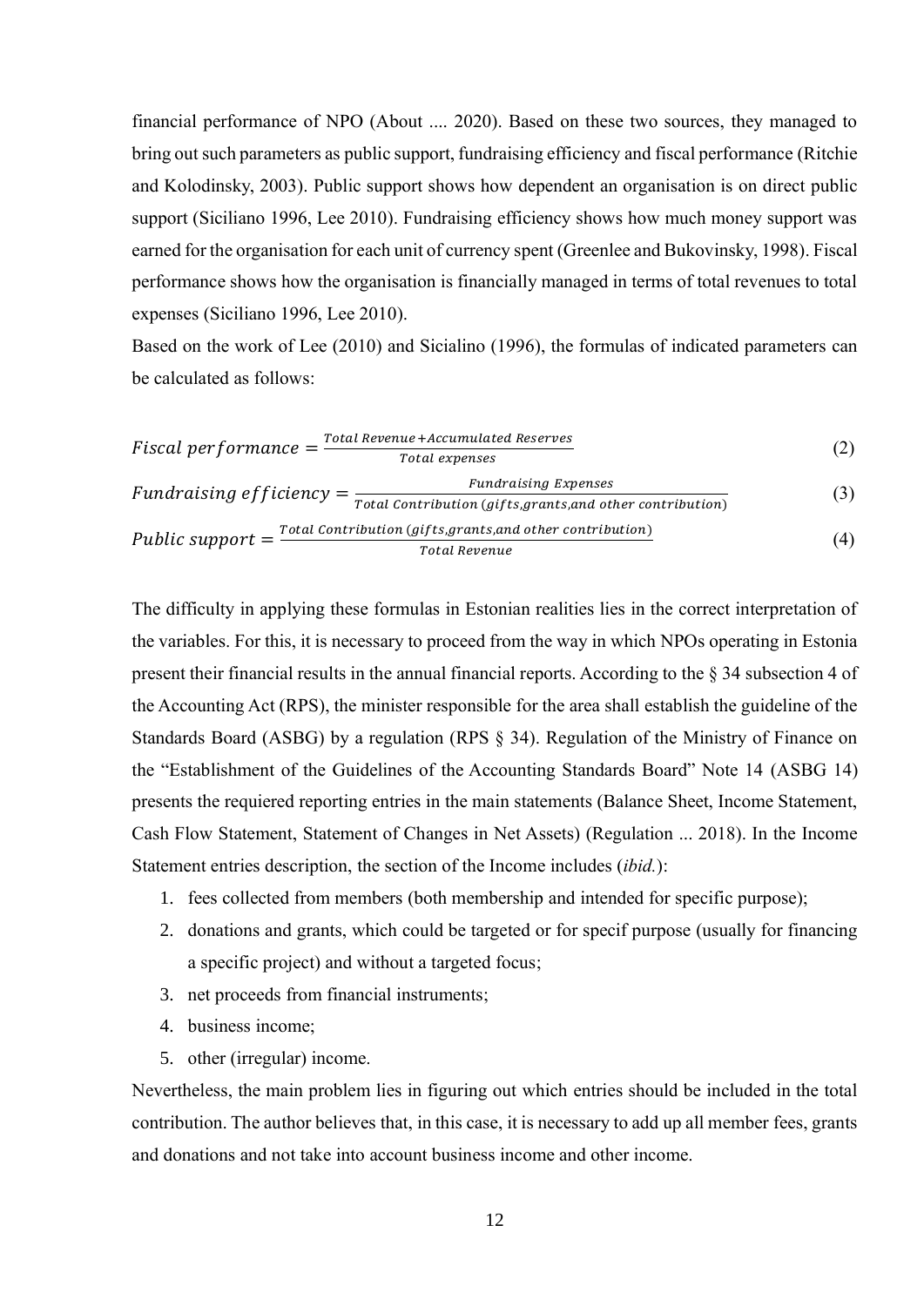financial performance of NPO (About .... 2020). Based on these two sources, they managed to bring out such parameters as public support, fundraising efficiency and fiscal performance (Ritchie and Kolodinsky, 2003). Public support shows how dependent an organisation is on direct public support (Siciliano 1996, Lee 2010). Fundraising efficiency shows how much money support was earned for the organisation for each unit of currency spent (Greenlee and Bukovinsky, 1998). Fiscal performance shows how the organisation is financially managed in terms of total revenues to total expenses (Siciliano 1996, Lee 2010).

Based on the work of Lee (2010) and Sicialino (1996), the formulas of indicated parameters can be calculated as follows:

$$Fiscal\ performance = \frac{Total\ Revenue + Accumulated\ Reserves}{Total\ expenses} \tag{2}$$

$$Fundraising\ efficiency = \frac{Fundraising\ Expenses}{Total\ Contribution\ (gifts, grants, and\ other\ contribution)} \tag{3}$$

$$Public\ support = \frac{Total\ Contribution\ (gifts, grants, and\ other\ contribution)}{Total\ Revenue} \tag{4}$$

The difficulty in applying these formulas in Estonian realities lies in the correct interpretation of the variables. For this, it is necessary to proceed from the way in which NPOs operating in Estonia present their financial results in the annual financial reports. According to the § 34 subsection 4 of the Accounting Act (RPS), the minister responsible for the area shall establish the guideline of the Standards Board (ASBG) by a regulation (RPS § 34). Regulation of the Ministry of Finance on the "Establishment of the Guidelines of the Accounting Standards Board" Note 14 (ASBG 14) presents the requiered reporting entries in the main statements (Balance Sheet, Income Statement, Cash Flow Statement, Statement of Changes in Net Assets) (Regulation ... 2018). In the Income Statement entries description, the section of the Income includes (*ibid.*):

1. fees collected from members (both membership and intended for specific purpose);
2. donations and grants, which could be targeted or for specif purpose (usually for financing a specific project) and without a targeted focus;
3. net proceeds from financial instruments;
4. business income;
5. other (irregular) income.

Nevertheless, the main problem lies in figuring out which entries should be included in the total contribution. The author believes that, in this case, it is necessary to add up all member fees, grants and donations and not take into account business income and other income.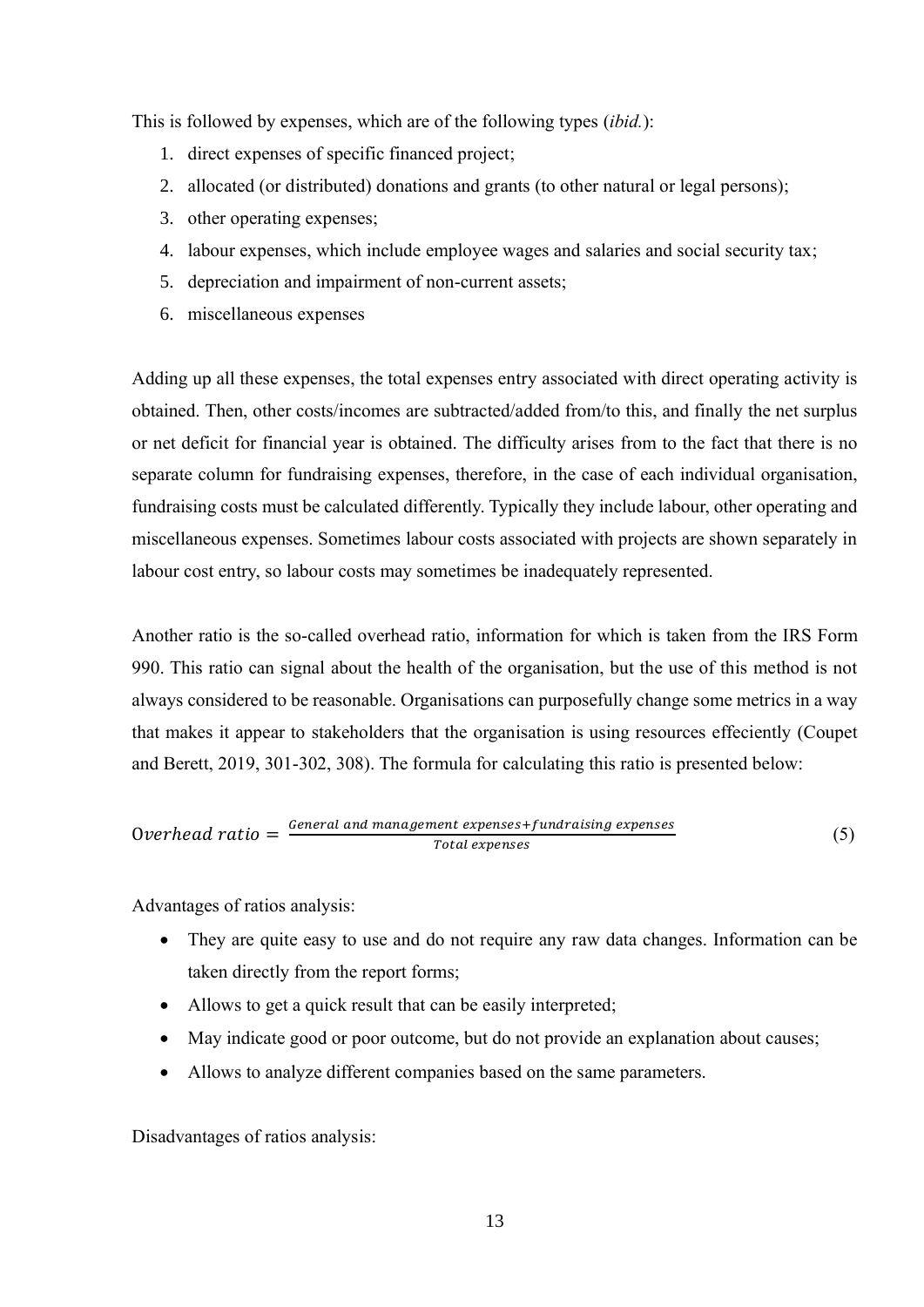This is followed by expenses, which are of the following types (*ibid.*):

1. direct expenses of specific financed project;
2. allocated (or distributed) donations and grants (to other natural or legal persons);
3. other operating expenses;
4. labour expenses, which include employee wages and salaries and social security tax;
5. depreciation and impairment of non-current assets;
6. miscellaneous expenses

Adding up all these expenses, the total expenses entry associated with direct operating activity is obtained. Then, other costs/incomes are subtracted/added from/to this, and finally the net surplus or net deficit for financial year is obtained. The difficulty arises from to the fact that there is no separate column for fundraising expenses, therefore, in the case of each individual organisation, fundraising costs must be calculated differently. Typically they include labour, other operating and miscellaneous expenses. Sometimes labour costs associated with projects are shown separately in labour cost entry, so labour costs may sometimes be inadequately represented.

Another ratio is the so-called overhead ratio, information for which is taken from the IRS Form 990. This ratio can signal about the health of the organisation, but the use of this method is not always considered to be reasonable. Organisations can purposefully change some metrics in a way that makes it appear to stakeholders that the organisation is using resources effeciently (Coupet and Berett, 2019, 301-302, 308). The formula for calculating this ratio is presented below:

$$Overhead\ ratio = \frac{General\ and\ management\ expenses + fundraising\ expenses}{Total\ expenses} \quad (5)$$

Advantages of ratios analysis:

- They are quite easy to use and do not require any raw data changes. Information can be taken directly from the report forms;
- Allows to get a quick result that can be easily interpreted;
- May indicate good or poor outcome, but do not provide an explanation about causes;
- Allows to analyze different companies based on the same parameters.

Disadvantages of ratios analysis: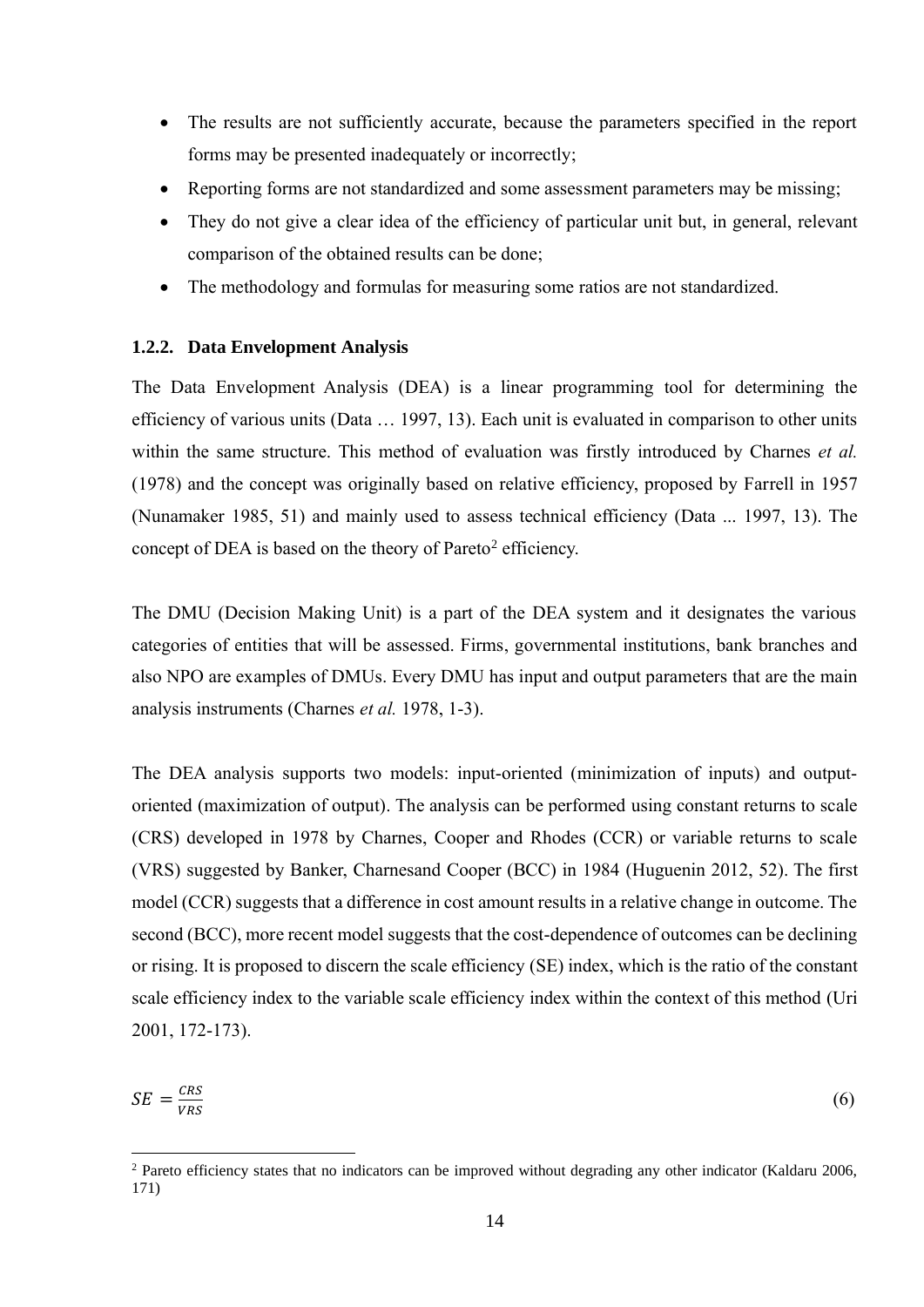- The results are not sufficiently accurate, because the parameters specified in the report forms may be presented inadequately or incorrectly;
- Reporting forms are not standardized and some assessment parameters may be missing;
- They do not give a clear idea of the efficiency of particular unit but, in general, relevant comparison of the obtained results can be done;
- The methodology and formulas for measuring some ratios are not standardized.

### 1.2.2. Data Envelopment Analysis

The Data Envelopment Analysis (DEA) is a linear programming tool for determining the efficiency of various units (Data … 1997, 13). Each unit is evaluated in comparison to other units within the same structure. This method of evaluation was firstly introduced by Charnes *et al.* (1978) and the concept was originally based on relative efficiency, proposed by Farrell in 1957 (Nunamaker 1985, 51) and mainly used to assess technical efficiency (Data ... 1997, 13). The concept of DEA is based on the theory of Pareto[2] efficiency.

The DMU (Decision Making Unit) is a part of the DEA system and it designates the various categories of entities that will be assessed. Firms, governmental institutions, bank branches and also NPO are examples of DMUs. Every DMU has input and output parameters that are the main analysis instruments (Charnes *et al.* 1978, 1-3).

The DEA analysis supports two models: input-oriented (minimization of inputs) and output-oriented (maximization of output). The analysis can be performed using constant returns to scale (CRS) developed in 1978 by Charnes, Cooper and Rhodes (CCR) or variable returns to scale (VRS) suggested by Banker, Charnesand Cooper (BCC) in 1984 (Huguenin 2012, 52). The first model (CCR) suggests that a difference in cost amount results in a relative change in outcome. The second (BCC), more recent model suggests that the cost-dependence of outcomes can be declining or rising. It is proposed to discern the scale efficiency (SE) index, which is the ratio of the constant scale efficiency index to the variable scale efficiency index within the context of this method (Uri 2001, 172-173).

$$SE = \frac{CRS}{VRS} \tag{6}$$

[2] Pareto efficiency states that no indicators can be improved without degrading any other indicator (Kaldaru 2006, 171)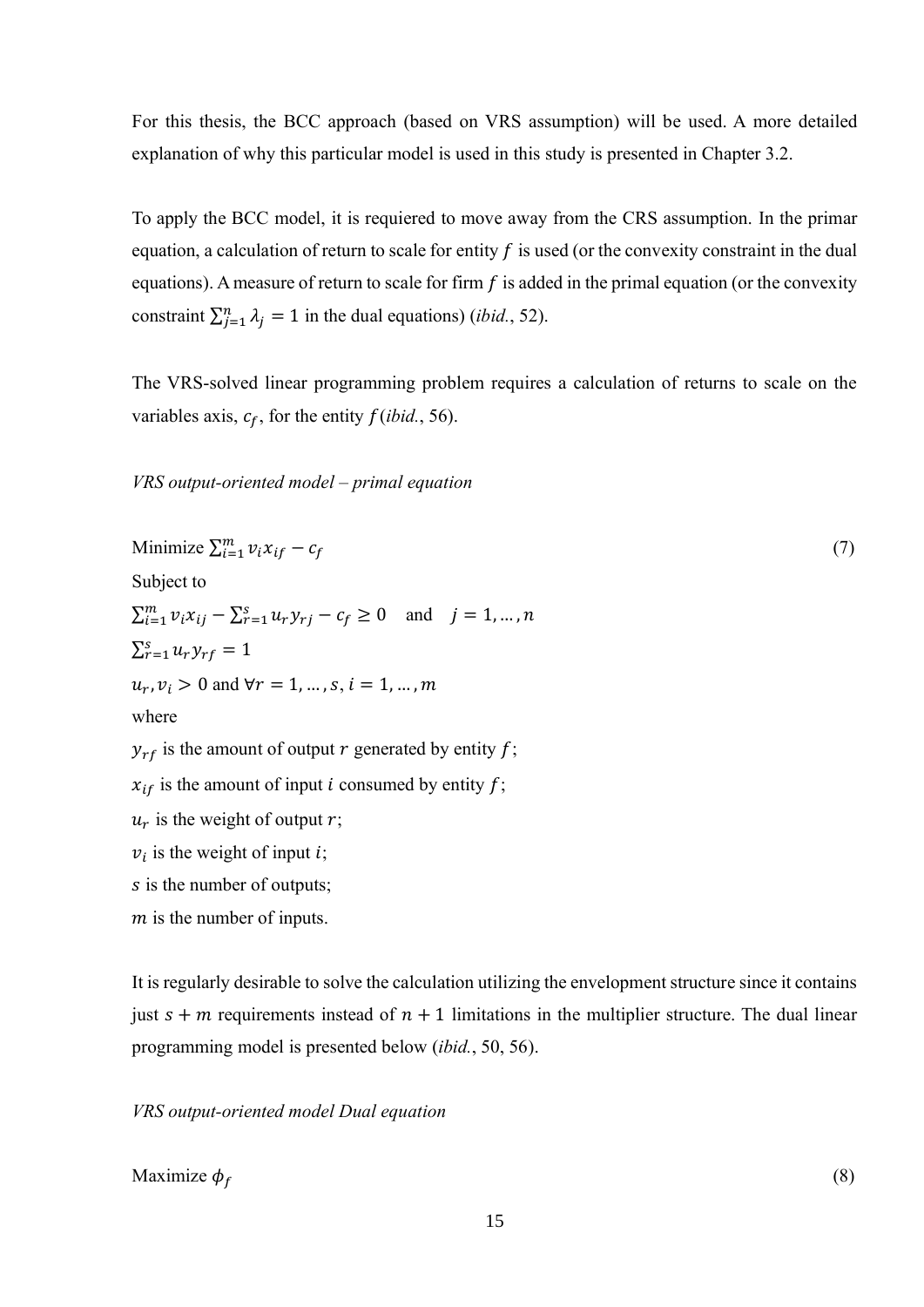For this thesis, the BCC approach (based on VRS assumption) will be used. A more detailed explanation of why this particular model is used in this study is presented in Chapter 3.2.

To apply the BCC model, it is requiered to move away from the CRS assumption. In the primar equation, a calculation of return to scale for entity $f$ is used (or the convexity constraint in the dual equations). A measure of return to scale for firm $f$ is added in the primal equation (or the convexity constraint $\sum_{j=1}^{n} \lambda_j = 1$ in the dual equations) (*ibid.*, 52).

The VRS-solved linear programming problem requires a calculation of returns to scale on the variables axis, $c_f$, for the entity $f$ (*ibid.*, 56).

*VRS output-oriented model – primal equation*

$$\text{Minimize } \sum_{i=1}^{m} v_i x_{if} - c_f \tag{7}$$

Subject to

$$\sum_{i=1}^{m} v_i x_{ij} - \sum_{r=1}^{s} u_r y_{rj} - c_f \geq 0 \quad \text{and} \quad j = 1, \dots, n$$

$$\sum_{r=1}^{s} u_r y_{rf} = 1$$

$$u_r, v_i > 0 \text{ and } \forall r = 1, \dots, s, i = 1, \dots, m$$

where

$y_{rf}$ is the amount of output $r$ generated by entity $f$;

$x_{if}$ is the amount of input $i$ consumed by entity $f$;

$u_r$ is the weight of output $r$;

$v_i$ is the weight of input $i$;

$s$ is the number of outputs;

$m$ is the number of inputs.

It is regularly desirable to solve the calculation utilizing the envelopment structure since it contains just $s + m$ requirements instead of $n + 1$ limitations in the multiplier structure. The dual linear programming model is presented below (*ibid.*, 50, 56).

*VRS output-oriented model Dual equation*

$$\text{Maximize } \phi_f \tag{8}$$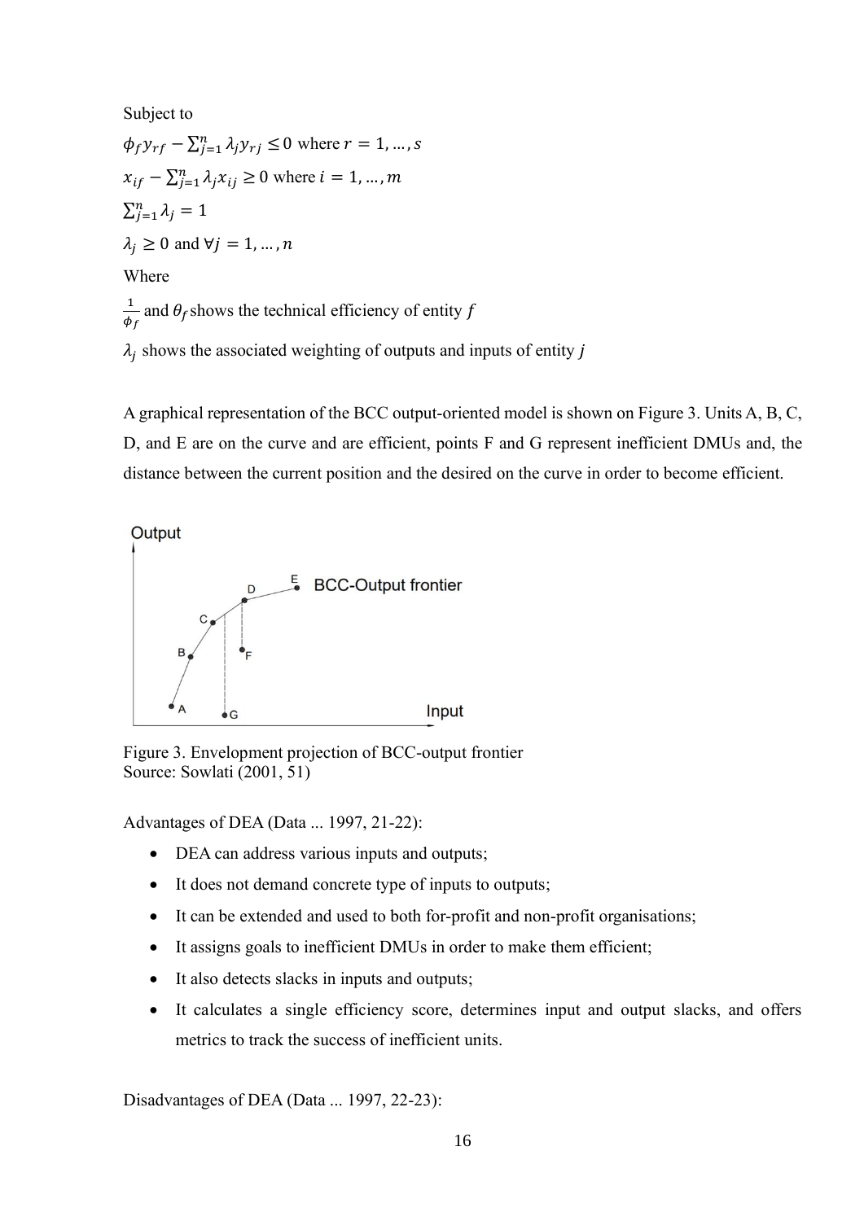Subject to

$\phi_f y_{rf} - \sum_{j=1}^{n} \lambda_j y_{rj} \leq 0$ where $r = 1, \ldots, s$

$x_{if} - \sum_{j=1}^{n} \lambda_j x_{ij} \geq 0$ where $i = 1, \ldots, m$

$\sum_{j=1}^{n} \lambda_j = 1$

$\lambda_j \geq 0$ and $\forall j = 1, \ldots, n$

Where

$\frac{1}{\phi_f}$ and $\theta_f$ shows the technical efficiency of entity $f$

$\lambda_j$ shows the associated weighting of outputs and inputs of entity $j$

A graphical representation of the BCC output-oriented model is shown on Figure 3. Units A, B, C, D, and E are on the curve and are efficient, points F and G represent inefficient DMUs and, the distance between the current position and the desired on the curve in order to become efficient.

Figure 3. Envelopment projection of BCC-output frontier
Source: Sowlati (2001, 51)

Advantages of DEA (Data ... 1997, 21-22):

- DEA can address various inputs and outputs;
- It does not demand concrete type of inputs to outputs;
- It can be extended and used to both for-profit and non-profit organisations;
- It assigns goals to inefficient DMUs in order to make them efficient;
- It also detects slacks in inputs and outputs;
- It calculates a single efficiency score, determines input and output slacks, and offers metrics to track the success of inefficient units.

Disadvantages of DEA (Data ... 1997, 22-23):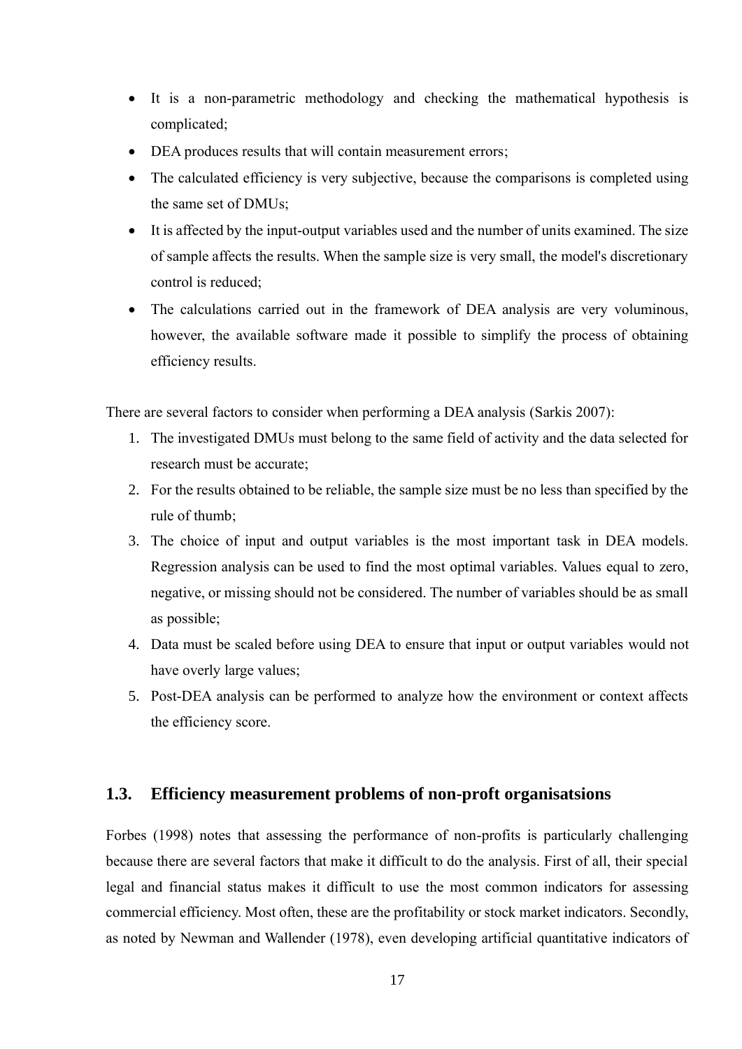- It is a non-parametric methodology and checking the mathematical hypothesis is complicated;
- DEA produces results that will contain measurement errors;
- The calculated efficiency is very subjective, because the comparisons is completed using the same set of DMUs;
- It is affected by the input-output variables used and the number of units examined. The size of sample affects the results. When the sample size is very small, the model's discretionary control is reduced;
- The calculations carried out in the framework of DEA analysis are very voluminous, however, the available software made it possible to simplify the process of obtaining efficiency results.

There are several factors to consider when performing a DEA analysis (Sarkis 2007):

1. The investigated DMUs must belong to the same field of activity and the data selected for research must be accurate;
2. For the results obtained to be reliable, the sample size must be no less than specified by the rule of thumb;
3. The choice of input and output variables is the most important task in DEA models. Regression analysis can be used to find the most optimal variables. Values equal to zero, negative, or missing should not be considered. The number of variables should be as small as possible;
4. Data must be scaled before using DEA to ensure that input or output variables would not have overly large values;
5. Post-DEA analysis can be performed to analyze how the environment or context affects the efficiency score.

## 1.3. Efficiency measurement problems of non-proft organisatsions

Forbes (1998) notes that assessing the performance of non-profits is particularly challenging because there are several factors that make it difficult to do the analysis. First of all, their special legal and financial status makes it difficult to use the most common indicators for assessing commercial efficiency. Most often, these are the profitability or stock market indicators. Secondly, as noted by Newman and Wallender (1978), even developing artificial quantitative indicators of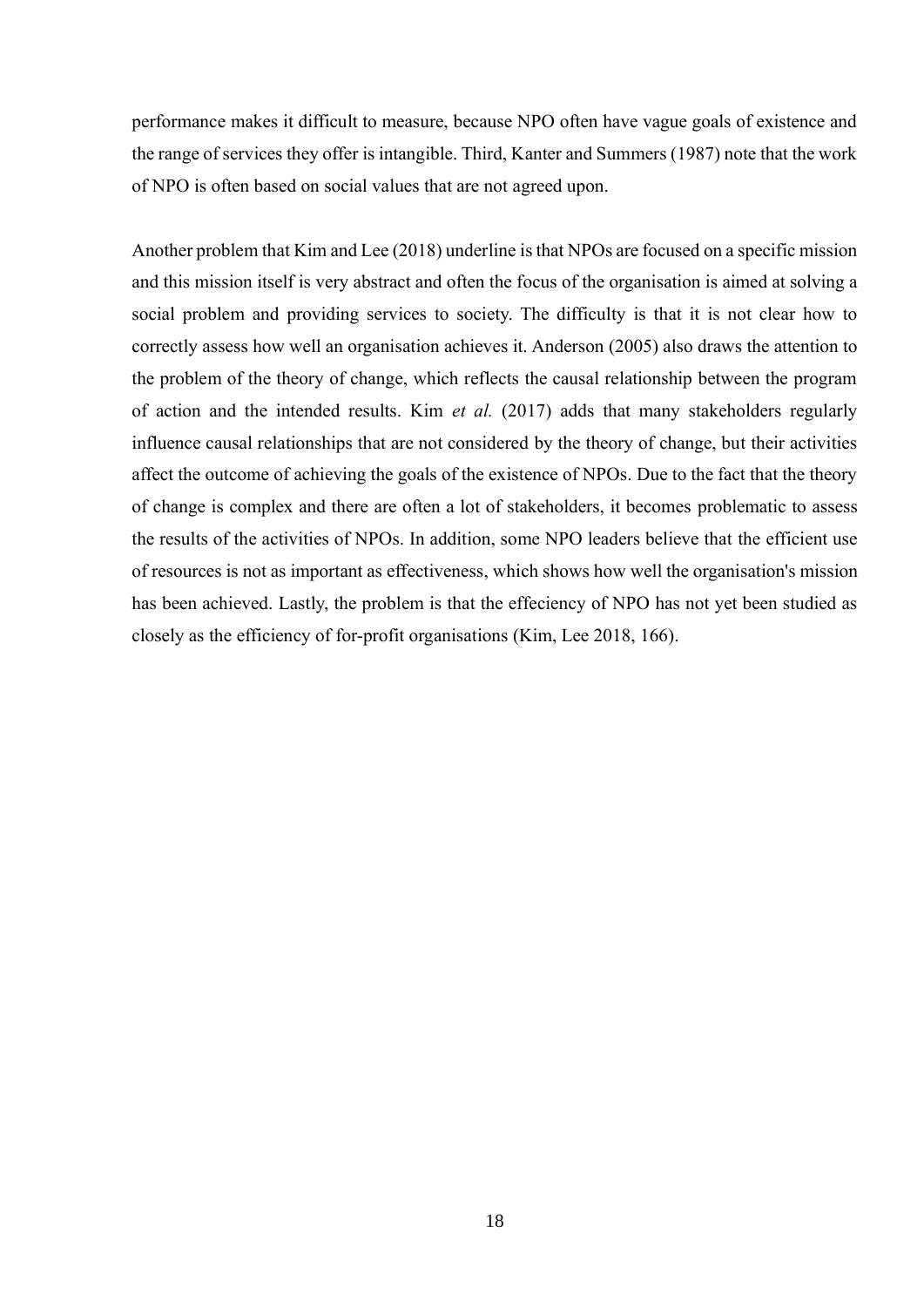performance makes it difficult to measure, because NPO often have vague goals of existence and the range of services they offer is intangible. Third, Kanter and Summers (1987) note that the work of NPO is often based on social values that are not agreed upon.

Another problem that Kim and Lee (2018) underline is that NPOs are focused on a specific mission and this mission itself is very abstract and often the focus of the organisation is aimed at solving a social problem and providing services to society. The difficulty is that it is not clear how to correctly assess how well an organisation achieves it. Anderson (2005) also draws the attention to the problem of the theory of change, which reflects the causal relationship between the program of action and the intended results. Kim *et al.* (2017) adds that many stakeholders regularly influence causal relationships that are not considered by the theory of change, but their activities affect the outcome of achieving the goals of the existence of NPOs. Due to the fact that the theory of change is complex and there are often a lot of stakeholders, it becomes problematic to assess the results of the activities of NPOs. In addition, some NPO leaders believe that the efficient use of resources is not as important as effectiveness, which shows how well the organisation's mission has been achieved. Lastly, the problem is that the effeciency of NPO has not yet been studied as closely as the efficiency of for-profit organisations (Kim, Lee 2018, 166).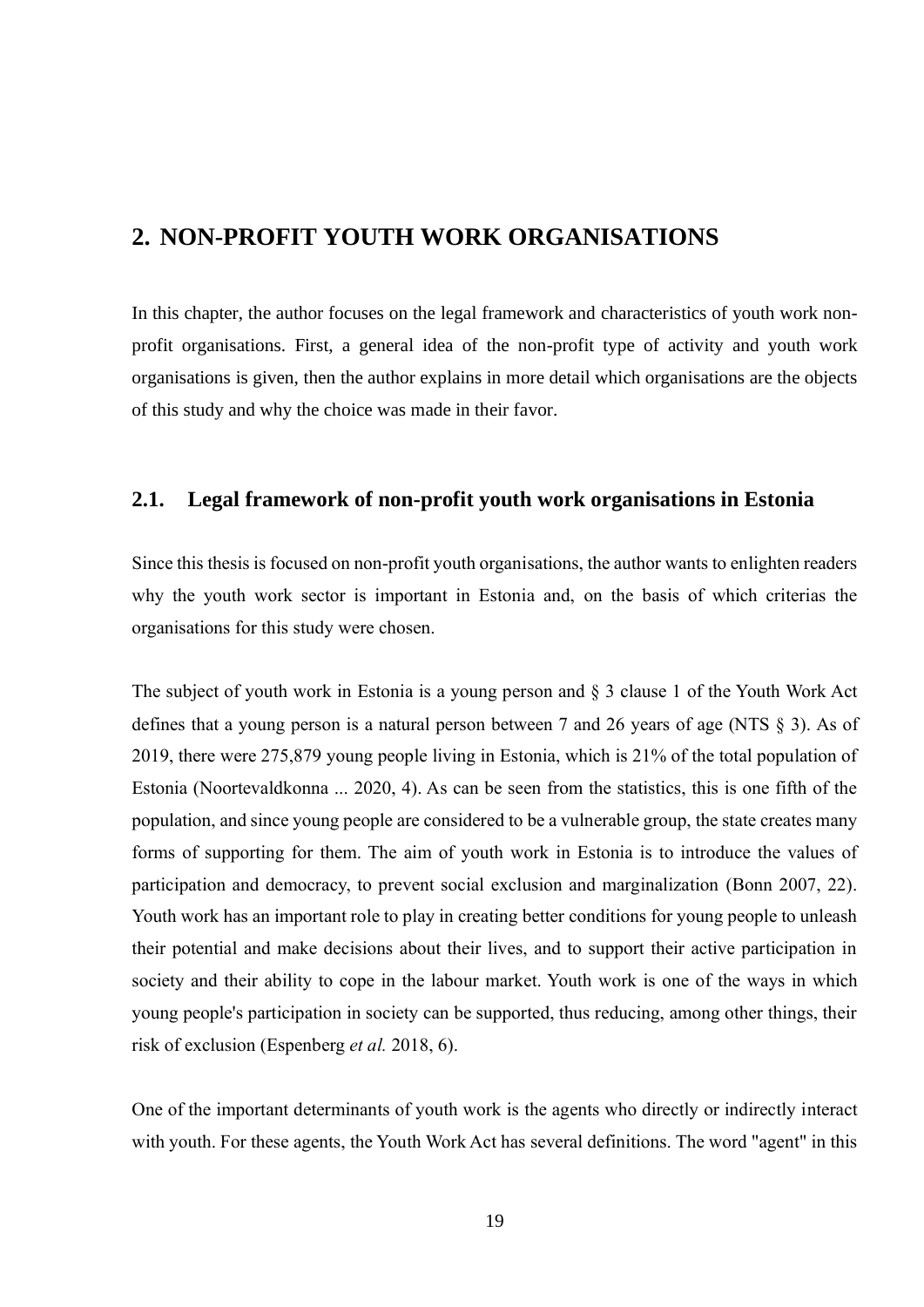# 2. NON-PROFIT YOUTH WORK ORGANISATIONS

In this chapter, the author focuses on the legal framework and characteristics of youth work non-profit organisations. First, a general idea of the non-profit type of activity and youth work organisations is given, then the author explains in more detail which organisations are the objects of this study and why the choice was made in their favor.

## 2.1. Legal framework of non-profit youth work organisations in Estonia

Since this thesis is focused on non-profit youth organisations, the author wants to enlighten readers why the youth work sector is important in Estonia and, on the basis of which criterias the organisations for this study were chosen.

The subject of youth work in Estonia is a young person and § 3 clause 1 of the Youth Work Act defines that a young person is a natural person between 7 and 26 years of age (NTS § 3). As of 2019, there were 275,879 young people living in Estonia, which is 21% of the total population of Estonia (Noortevaldkonna ... 2020, 4). As can be seen from the statistics, this is one fifth of the population, and since young people are considered to be a vulnerable group, the state creates many forms of supporting for them. The aim of youth work in Estonia is to introduce the values of participation and democracy, to prevent social exclusion and marginalization (Bonn 2007, 22). Youth work has an important role to play in creating better conditions for young people to unleash their potential and make decisions about their lives, and to support their active participation in society and their ability to cope in the labour market. Youth work is one of the ways in which young people's participation in society can be supported, thus reducing, among other things, their risk of exclusion (Espenberg *et al.* 2018, 6).

One of the important determinants of youth work is the agents who directly or indirectly interact with youth. For these agents, the Youth Work Act has several definitions. The word "agent" in this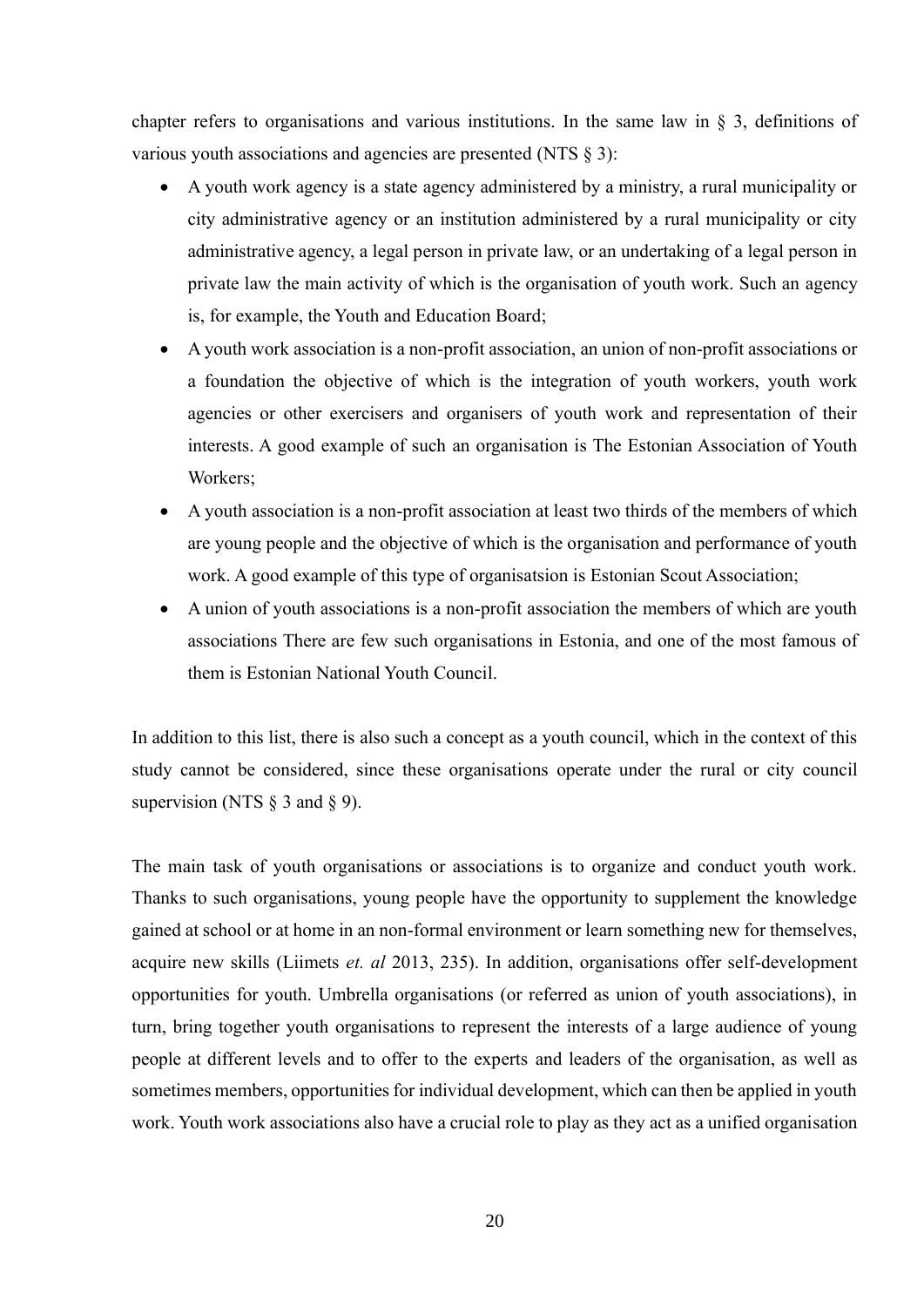chapter refers to organisations and various institutions. In the same law in § 3, definitions of various youth associations and agencies are presented (NTS § 3):

- A youth work agency is a state agency administered by a ministry, a rural municipality or city administrative agency or an institution administered by a rural municipality or city administrative agency, a legal person in private law, or an undertaking of a legal person in private law the main activity of which is the organisation of youth work. Such an agency is, for example, the Youth and Education Board;
- A youth work association is a non-profit association, an union of non-profit associations or a foundation the objective of which is the integration of youth workers, youth work agencies or other exercisers and organisers of youth work and representation of their interests. A good example of such an organisation is The Estonian Association of Youth Workers;
- A youth association is a non-profit association at least two thirds of the members of which are young people and the objective of which is the organisation and performance of youth work. A good example of this type of organisatsion is Estonian Scout Association;
- A union of youth associations is a non-profit association the members of which are youth associations There are few such organisations in Estonia, and one of the most famous of them is Estonian National Youth Council.

In addition to this list, there is also such a concept as a youth council, which in the context of this study cannot be considered, since these organisations operate under the rural or city council supervision (NTS § 3 and § 9).

The main task of youth organisations or associations is to organize and conduct youth work. Thanks to such organisations, young people have the opportunity to supplement the knowledge gained at school or at home in an non-formal environment or learn something new for themselves, acquire new skills (Liimets *et. al* 2013, 235). In addition, organisations offer self-development opportunities for youth. Umbrella organisations (or referred as union of youth associations), in turn, bring together youth organisations to represent the interests of a large audience of young people at different levels and to offer to the experts and leaders of the organisation, as well as sometimes members, opportunities for individual development, which can then be applied in youth work. Youth work associations also have a crucial role to play as they act as a unified organisation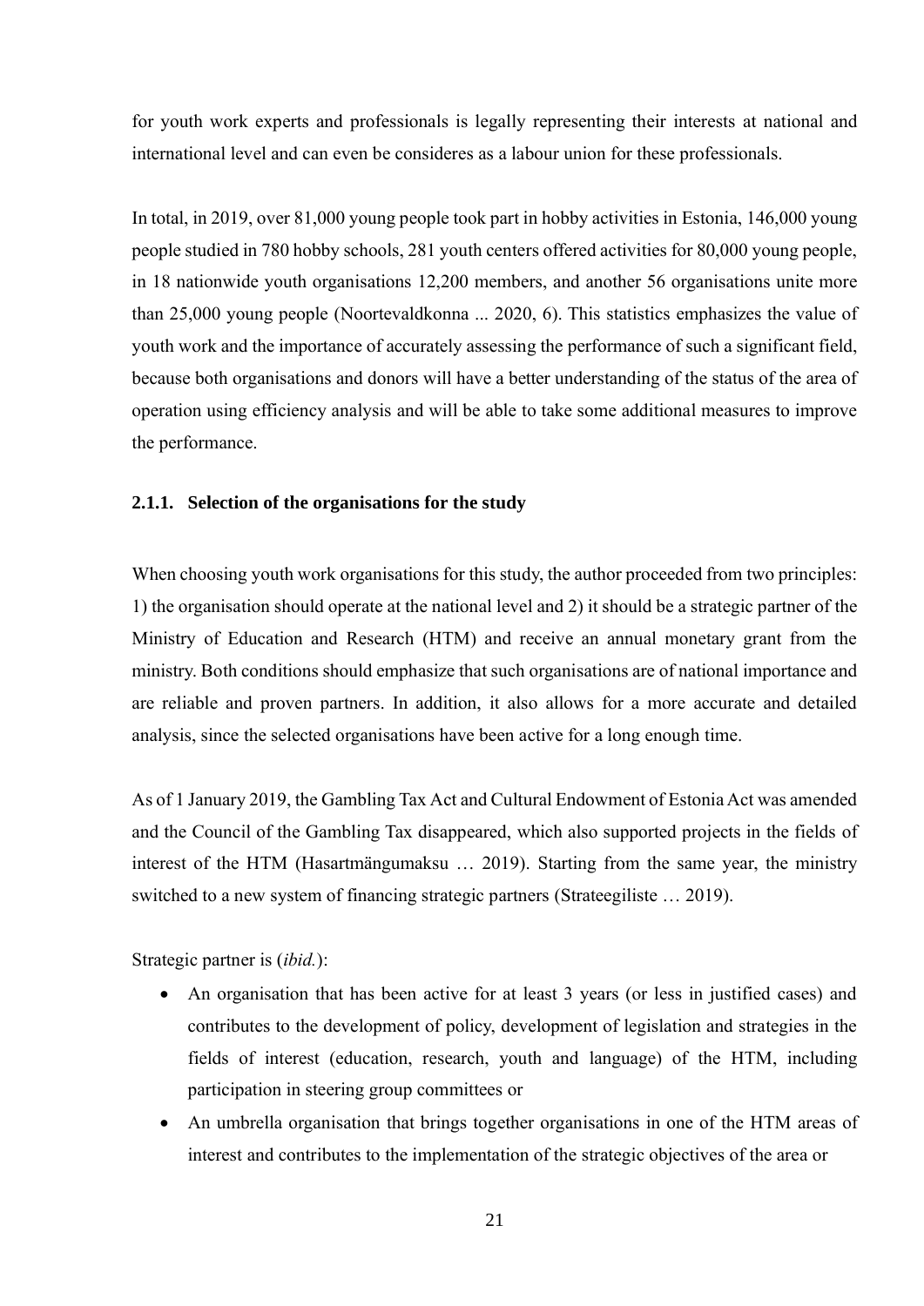for youth work experts and professionals is legally representing their interests at national and international level and can even be consideres as a labour union for these professionals.

In total, in 2019, over 81,000 young people took part in hobby activities in Estonia, 146,000 young people studied in 780 hobby schools, 281 youth centers offered activities for 80,000 young people, in 18 nationwide youth organisations 12,200 members, and another 56 organisations unite more than 25,000 young people (Noortevaldkonna ... 2020, 6). This statistics emphasizes the value of youth work and the importance of accurately assessing the performance of such a significant field, because both organisations and donors will have a better understanding of the status of the area of operation using efficiency analysis and will be able to take some additional measures to improve the performance.

### 2.1.1. Selection of the organisations for the study

When choosing youth work organisations for this study, the author proceeded from two principles: 1) the organisation should operate at the national level and 2) it should be a strategic partner of the Ministry of Education and Research (HTM) and receive an annual monetary grant from the ministry. Both conditions should emphasize that such organisations are of national importance and are reliable and proven partners. In addition, it also allows for a more accurate and detailed analysis, since the selected organisations have been active for a long enough time.

As of 1 January 2019, the Gambling Tax Act and Cultural Endowment of Estonia Act was amended and the Council of the Gambling Tax disappeared, which also supported projects in the fields of interest of the HTM (Hasartmängumaksu … 2019). Starting from the same year, the ministry switched to a new system of financing strategic partners (Strateegiliste … 2019).

Strategic partner is (*ibid.*):

- An organisation that has been active for at least 3 years (or less in justified cases) and contributes to the development of policy, development of legislation and strategies in the fields of interest (education, research, youth and language) of the HTM, including participation in steering group committees or
- An umbrella organisation that brings together organisations in one of the HTM areas of interest and contributes to the implementation of the strategic objectives of the area or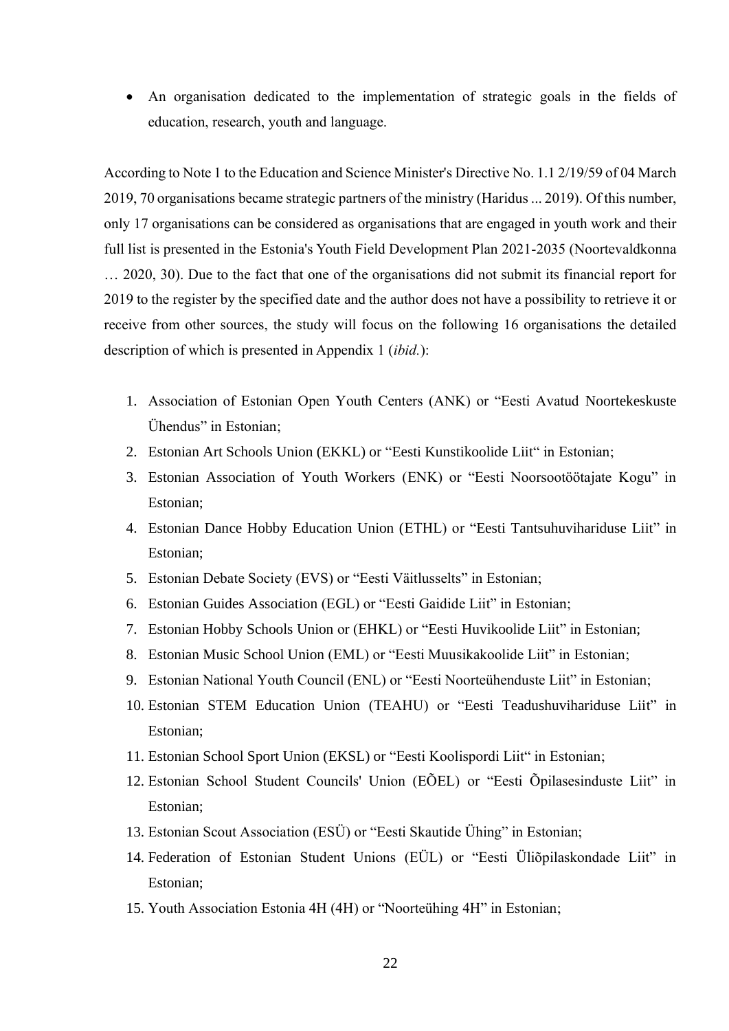- An organisation dedicated to the implementation of strategic goals in the fields of education, research, youth and language.

According to Note 1 to the Education and Science Minister's Directive No. 1.1 2/19/59 of 04 March 2019, 70 organisations became strategic partners of the ministry (Haridus ... 2019). Of this number, only 17 organisations can be considered as organisations that are engaged in youth work and their full list is presented in the Estonia's Youth Field Development Plan 2021-2035 (Noortevaldkonna … 2020, 30). Due to the fact that one of the organisations did not submit its financial report for 2019 to the register by the specified date and the author does not have a possibility to retrieve it or receive from other sources, the study will focus on the following 16 organisations the detailed description of which is presented in Appendix 1 (*ibid.*):

1. Association of Estonian Open Youth Centers (ANK) or "Eesti Avatud Noortekeskuste Ühendus" in Estonian;
2. Estonian Art Schools Union (EKKL) or "Eesti Kunstikoolide Liit" in Estonian;
3. Estonian Association of Youth Workers (ENK) or "Eesti Noorsootöötajate Kogu" in Estonian;
4. Estonian Dance Hobby Education Union (ETHL) or "Eesti Tantsuhuvihariduse Liit" in Estonian;
5. Estonian Debate Society (EVS) or "Eesti Väitlusselts" in Estonian;
6. Estonian Guides Association (EGL) or "Eesti Gaidide Liit" in Estonian;
7. Estonian Hobby Schools Union or (EHKL) or "Eesti Huvikoolide Liit" in Estonian;
8. Estonian Music School Union (EML) or "Eesti Muusikakoolide Liit" in Estonian;
9. Estonian National Youth Council (ENL) or "Eesti Noorteühenduste Liit" in Estonian;
10. Estonian STEM Education Union (TEAHU) or "Eesti Teadushuvihariduse Liit" in Estonian;
11. Estonian School Sport Union (EKSL) or "Eesti Koolispordi Liit" in Estonian;
12. Estonian School Student Councils' Union (EÕEL) or "Eesti Õpilasesinduste Liit" in Estonian;
13. Estonian Scout Association (ESÜ) or "Eesti Skautide Ühing" in Estonian;
14. Federation of Estonian Student Unions (EÜL) or "Eesti Üliõpilaskondade Liit" in Estonian;
15. Youth Association Estonia 4H (4H) or "Noorteühing 4H" in Estonian;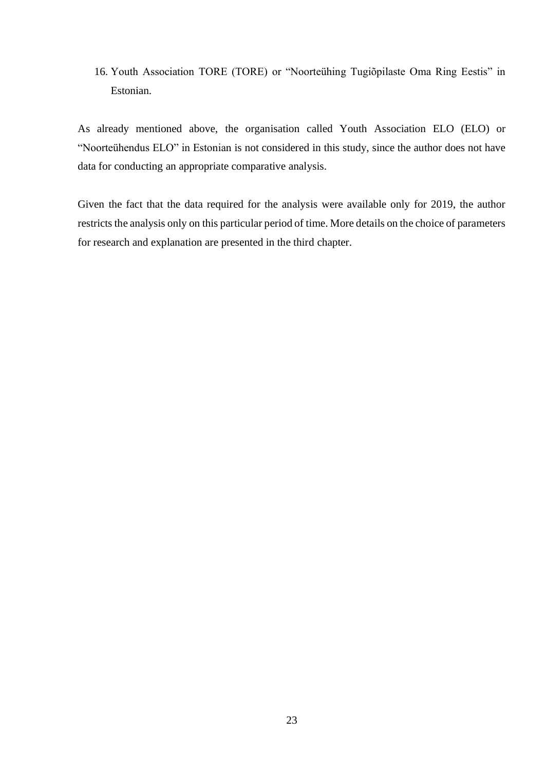16. Youth Association TORE (TORE) or "Noorteühing Tugiõpilaste Oma Ring Eestis" in Estonian.

As already mentioned above, the organisation called Youth Association ELO (ELO) or "Noorteühendus ELO" in Estonian is not considered in this study, since the author does not have data for conducting an appropriate comparative analysis.

Given the fact that the data required for the analysis were available only for 2019, the author restricts the analysis only on this particular period of time. More details on the choice of parameters for research and explanation are presented in the third chapter.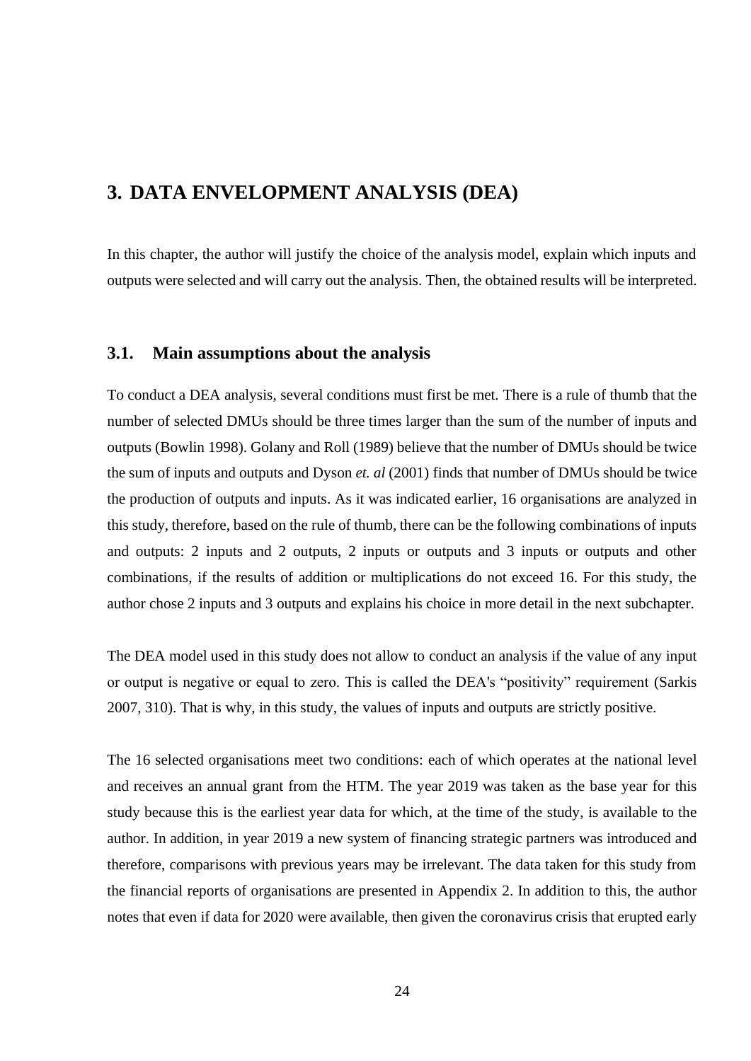# 3. DATA ENVELOPMENT ANALYSIS (DEA)

In this chapter, the author will justify the choice of the analysis model, explain which inputs and outputs were selected and will carry out the analysis. Then, the obtained results will be interpreted.

## 3.1. Main assumptions about the analysis

To conduct a DEA analysis, several conditions must first be met. There is a rule of thumb that the number of selected DMUs should be three times larger than the sum of the number of inputs and outputs (Bowlin 1998). Golany and Roll (1989) believe that the number of DMUs should be twice the sum of inputs and outputs and Dyson *et. al* (2001) finds that number of DMUs should be twice the production of outputs and inputs. As it was indicated earlier, 16 organisations are analyzed in this study, therefore, based on the rule of thumb, there can be the following combinations of inputs and outputs: 2 inputs and 2 outputs, 2 inputs or outputs and 3 inputs or outputs and other combinations, if the results of addition or multiplications do not exceed 16. For this study, the author chose 2 inputs and 3 outputs and explains his choice in more detail in the next subchapter.

The DEA model used in this study does not allow to conduct an analysis if the value of any input or output is negative or equal to zero. This is called the DEA's "positivity" requirement (Sarkis 2007, 310). That is why, in this study, the values of inputs and outputs are strictly positive.

The 16 selected organisations meet two conditions: each of which operates at the national level and receives an annual grant from the HTM. The year 2019 was taken as the base year for this study because this is the earliest year data for which, at the time of the study, is available to the author. In addition, in year 2019 a new system of financing strategic partners was introduced and therefore, comparisons with previous years may be irrelevant. The data taken for this study from the financial reports of organisations are presented in Appendix 2. In addition to this, the author notes that even if data for 2020 were available, then given the coronavirus crisis that erupted early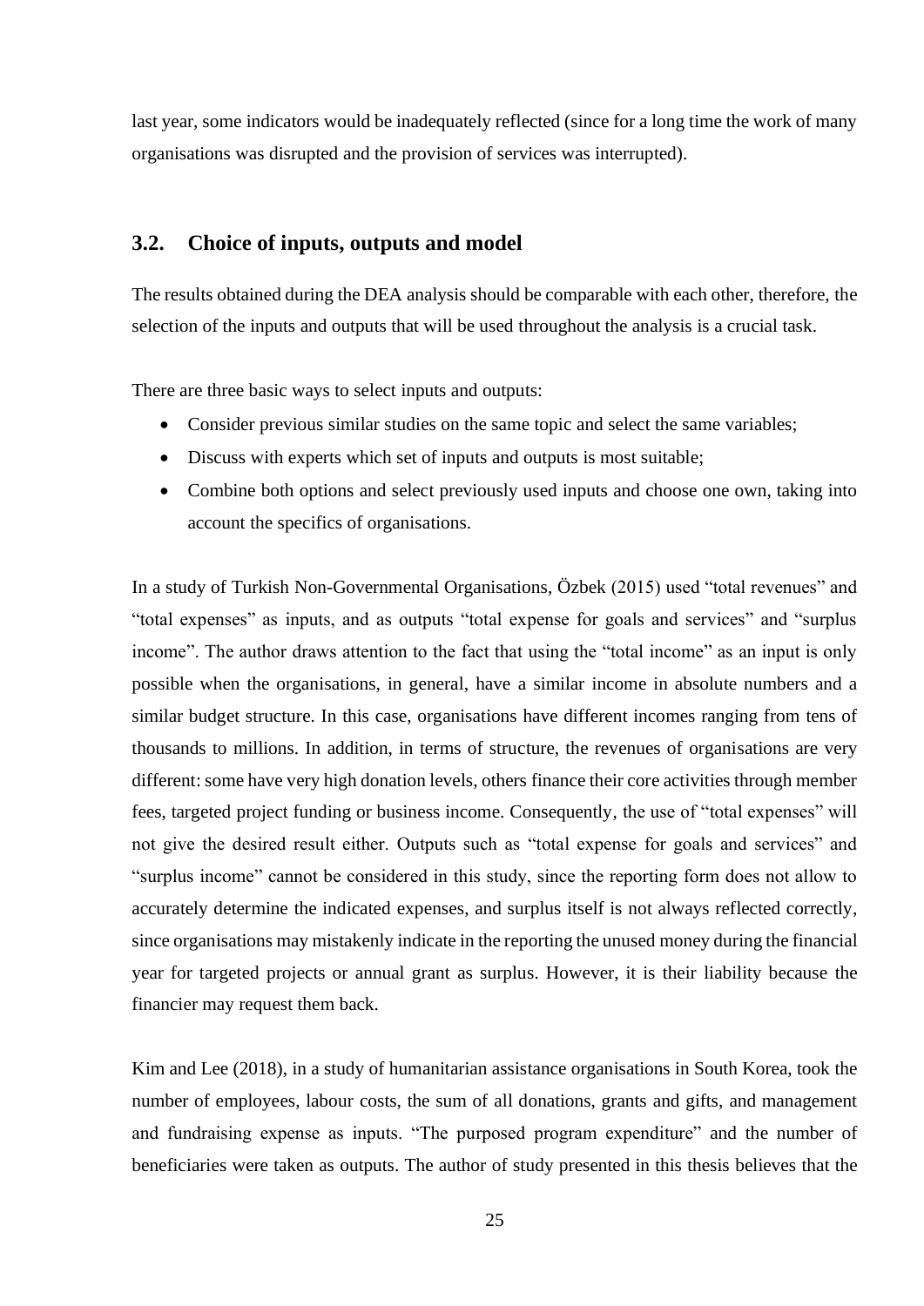last year, some indicators would be inadequately reflected (since for a long time the work of many organisations was disrupted and the provision of services was interrupted).

## 3.2. Choice of inputs, outputs and model

The results obtained during the DEA analysis should be comparable with each other, therefore, the selection of the inputs and outputs that will be used throughout the analysis is a crucial task.

There are three basic ways to select inputs and outputs:

- Consider previous similar studies on the same topic and select the same variables;
- Discuss with experts which set of inputs and outputs is most suitable;
- Combine both options and select previously used inputs and choose one own, taking into account the specifics of organisations.

In a study of Turkish Non-Governmental Organisations, Özbek (2015) used "total revenues" and "total expenses" as inputs, and as outputs "total expense for goals and services" and "surplus income". The author draws attention to the fact that using the "total income" as an input is only possible when the organisations, in general, have a similar income in absolute numbers and a similar budget structure. In this case, organisations have different incomes ranging from tens of thousands to millions. In addition, in terms of structure, the revenues of organisations are very different: some have very high donation levels, others finance their core activities through member fees, targeted project funding or business income. Consequently, the use of "total expenses" will not give the desired result either. Outputs such as "total expense for goals and services" and "surplus income" cannot be considered in this study, since the reporting form does not allow to accurately determine the indicated expenses, and surplus itself is not always reflected correctly, since organisations may mistakenly indicate in the reporting the unused money during the financial year for targeted projects or annual grant as surplus. However, it is their liability because the financier may request them back.

Kim and Lee (2018), in a study of humanitarian assistance organisations in South Korea, took the number of employees, labour costs, the sum of all donations, grants and gifts, and management and fundraising expense as inputs. "The purposed program expenditure" and the number of beneficiaries were taken as outputs. The author of study presented in this thesis believes that the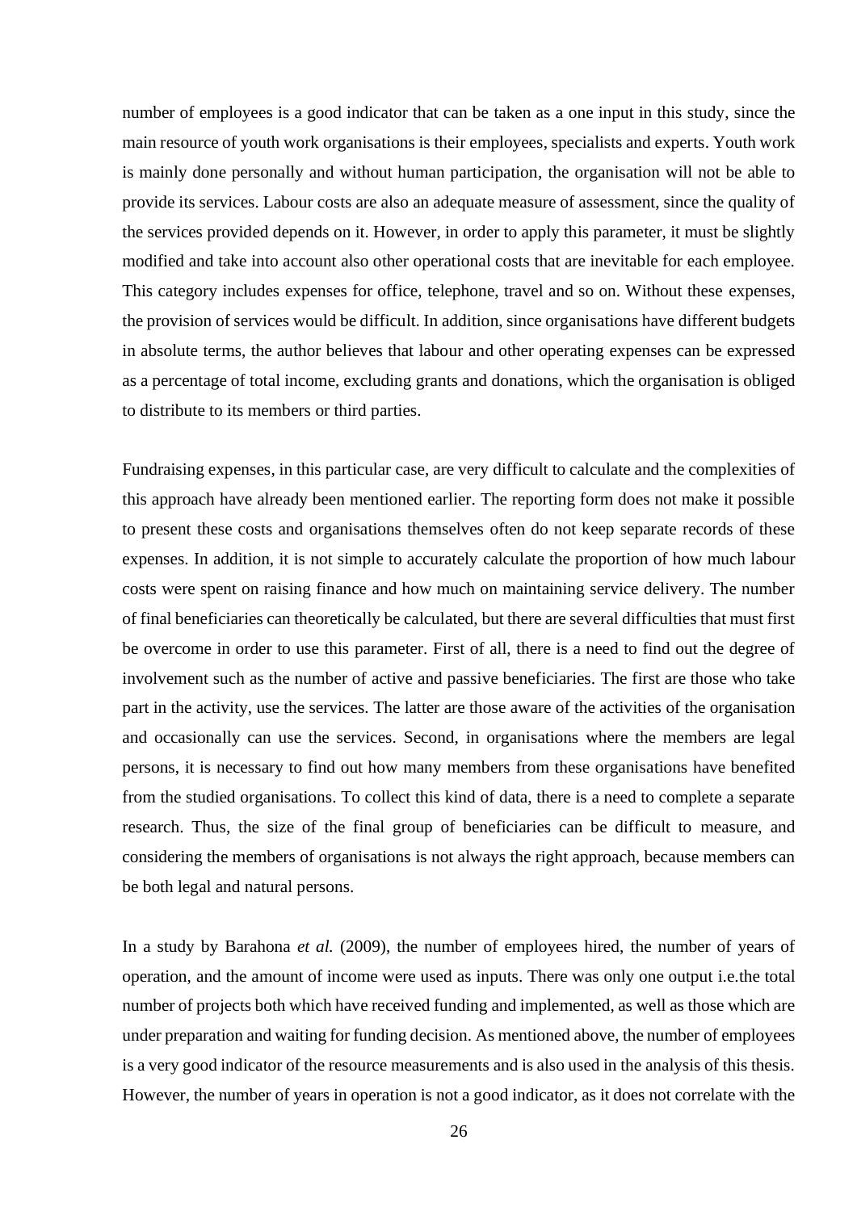number of employees is a good indicator that can be taken as a one input in this study, since the main resource of youth work organisations is their employees, specialists and experts. Youth work is mainly done personally and without human participation, the organisation will not be able to provide its services. Labour costs are also an adequate measure of assessment, since the quality of the services provided depends on it. However, in order to apply this parameter, it must be slightly modified and take into account also other operational costs that are inevitable for each employee. This category includes expenses for office, telephone, travel and so on. Without these expenses, the provision of services would be difficult. In addition, since organisations have different budgets in absolute terms, the author believes that labour and other operating expenses can be expressed as a percentage of total income, excluding grants and donations, which the organisation is obliged to distribute to its members or third parties.

Fundraising expenses, in this particular case, are very difficult to calculate and the complexities of this approach have already been mentioned earlier. The reporting form does not make it possible to present these costs and organisations themselves often do not keep separate records of these expenses. In addition, it is not simple to accurately calculate the proportion of how much labour costs were spent on raising finance and how much on maintaining service delivery. The number of final beneficiaries can theoretically be calculated, but there are several difficulties that must first be overcome in order to use this parameter. First of all, there is a need to find out the degree of involvement such as the number of active and passive beneficiaries. The first are those who take part in the activity, use the services. The latter are those aware of the activities of the organisation and occasionally can use the services. Second, in organisations where the members are legal persons, it is necessary to find out how many members from these organisations have benefited from the studied organisations. To collect this kind of data, there is a need to complete a separate research. Thus, the size of the final group of beneficiaries can be difficult to measure, and considering the members of organisations is not always the right approach, because members can be both legal and natural persons.

In a study by Barahona *et al.* (2009), the number of employees hired, the number of years of operation, and the amount of income were used as inputs. There was only one output i.e.the total number of projects both which have received funding and implemented, as well as those which are under preparation and waiting for funding decision. As mentioned above, the number of employees is a very good indicator of the resource measurements and is also used in the analysis of this thesis. However, the number of years in operation is not a good indicator, as it does not correlate with the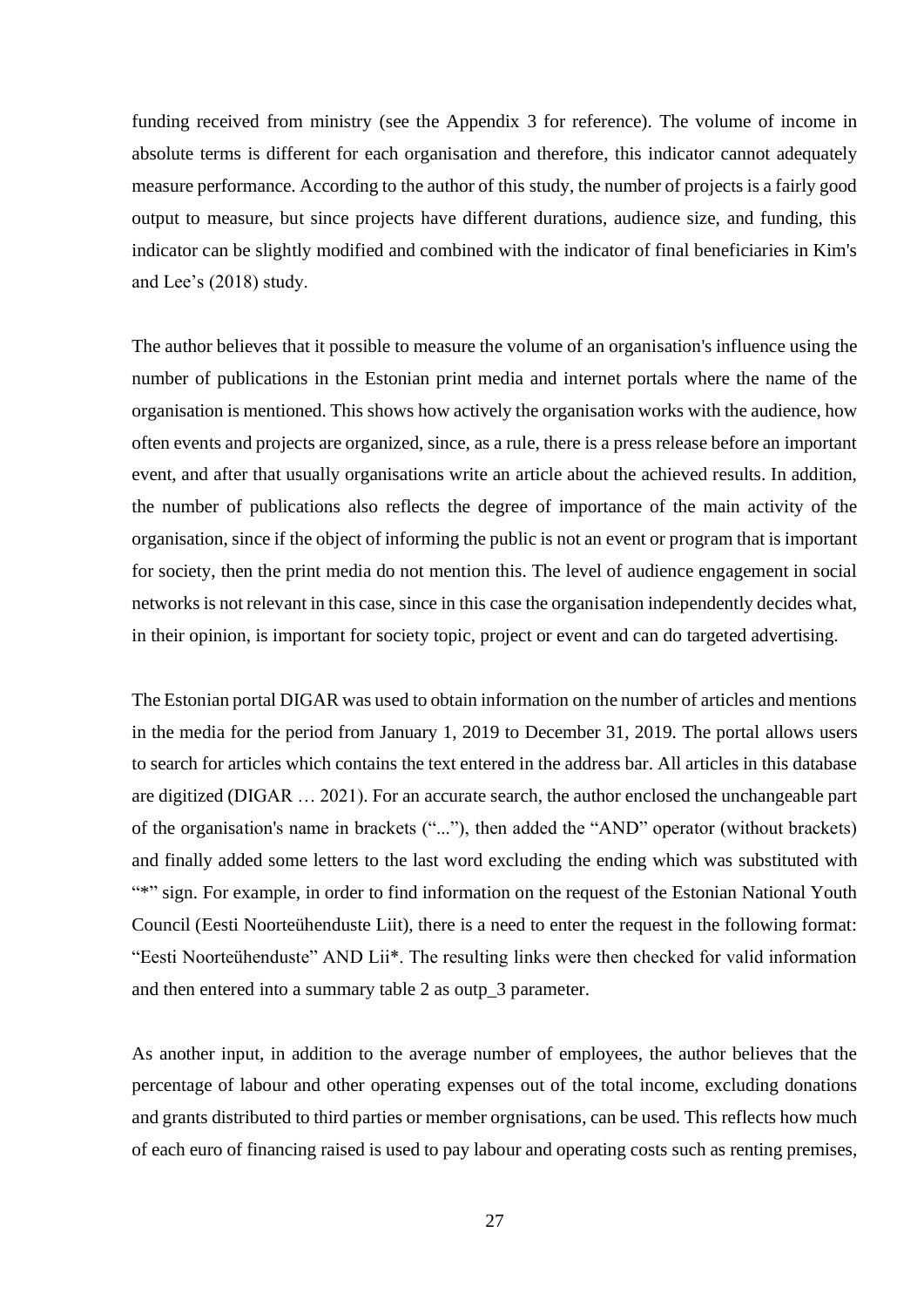funding received from ministry (see the Appendix 3 for reference). The volume of income in absolute terms is different for each organisation and therefore, this indicator cannot adequately measure performance. According to the author of this study, the number of projects is a fairly good output to measure, but since projects have different durations, audience size, and funding, this indicator can be slightly modified and combined with the indicator of final beneficiaries in Kim's and Lee's (2018) study.

The author believes that it possible to measure the volume of an organisation's influence using the number of publications in the Estonian print media and internet portals where the name of the organisation is mentioned. This shows how actively the organisation works with the audience, how often events and projects are organized, since, as a rule, there is a press release before an important event, and after that usually organisations write an article about the achieved results. In addition, the number of publications also reflects the degree of importance of the main activity of the organisation, since if the object of informing the public is not an event or program that is important for society, then the print media do not mention this. The level of audience engagement in social networks is not relevant in this case, since in this case the organisation independently decides what, in their opinion, is important for society topic, project or event and can do targeted advertising.

The Estonian portal DIGAR was used to obtain information on the number of articles and mentions in the media for the period from January 1, 2019 to December 31, 2019. The portal allows users to search for articles which contains the text entered in the address bar. All articles in this database are digitized (DIGAR … 2021). For an accurate search, the author enclosed the unchangeable part of the organisation's name in brackets ("..."), then added the "AND" operator (without brackets) and finally added some letters to the last word excluding the ending which was substituted with "*" sign. For example, in order to find information on the request of the Estonian National Youth Council (Eesti Noorteühenduste Liit), there is a need to enter the request in the following format: "Eesti Noorteühenduste" AND Lii*. The resulting links were then checked for valid information and then entered into a summary table 2 as outp_3 parameter.

As another input, in addition to the average number of employees, the author believes that the percentage of labour and other operating expenses out of the total income, excluding donations and grants distributed to third parties or member orgnisations, can be used. This reflects how much of each euro of financing raised is used to pay labour and operating costs such as renting premises,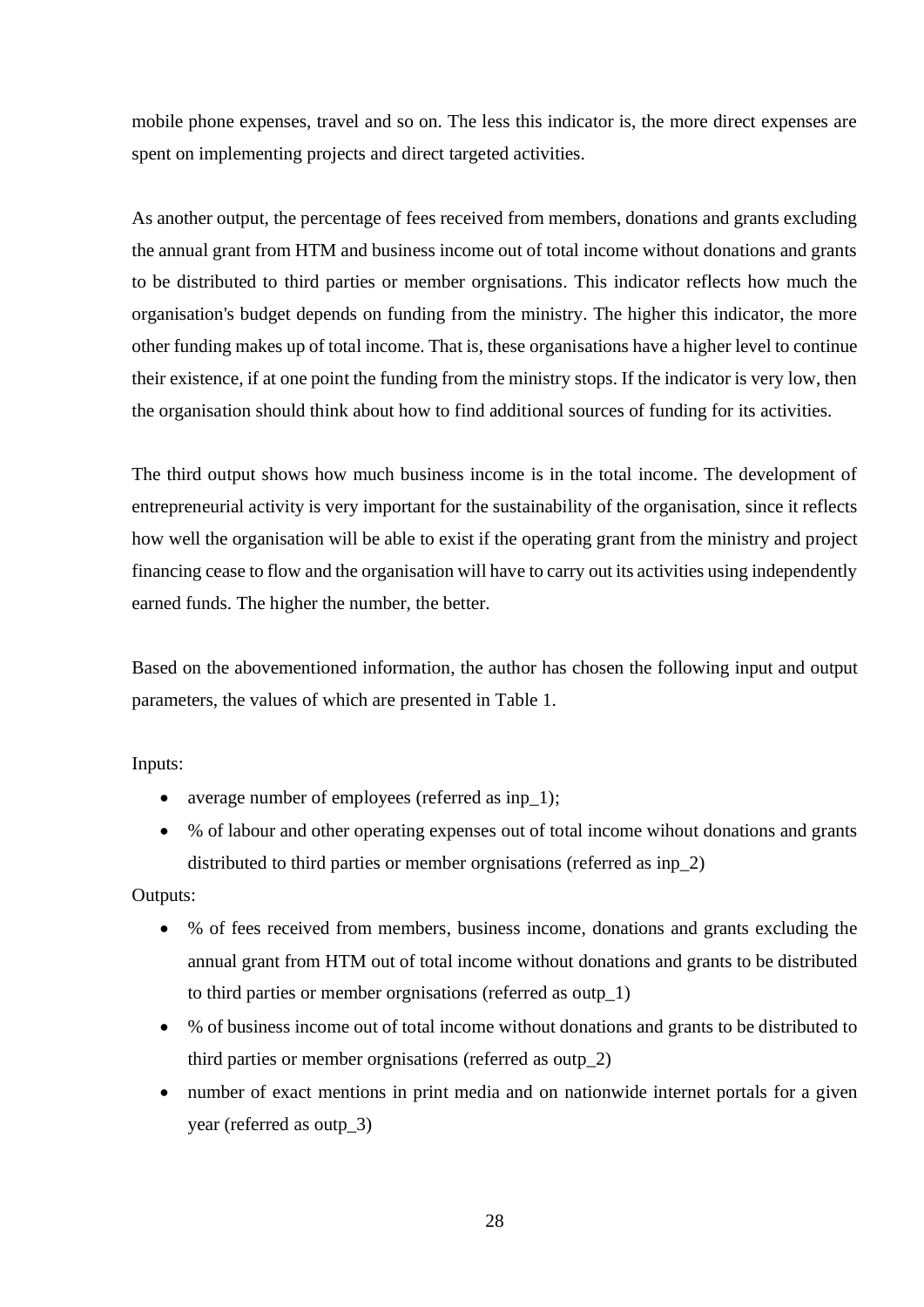mobile phone expenses, travel and so on. The less this indicator is, the more direct expenses are spent on implementing projects and direct targeted activities.

As another output, the percentage of fees received from members, donations and grants excluding the annual grant from HTM and business income out of total income without donations and grants to be distributed to third parties or member orgnisations. This indicator reflects how much the organisation's budget depends on funding from the ministry. The higher this indicator, the more other funding makes up of total income. That is, these organisations have a higher level to continue their existence, if at one point the funding from the ministry stops. If the indicator is very low, then the organisation should think about how to find additional sources of funding for its activities.

The third output shows how much business income is in the total income. The development of entrepreneurial activity is very important for the sustainability of the organisation, since it reflects how well the organisation will be able to exist if the operating grant from the ministry and project financing cease to flow and the organisation will have to carry out its activities using independently earned funds. The higher the number, the better.

Based on the abovementioned information, the author has chosen the following input and output parameters, the values of which are presented in Table 1.

Inputs:

- average number of employees (referred as inp_1);
- % of labour and other operating expenses out of total income wihout donations and grants distributed to third parties or member orgnisations (referred as inp_2)

Outputs:

- % of fees received from members, business income, donations and grants excluding the annual grant from HTM out of total income without donations and grants to be distributed to third parties or member orgnisations (referred as outp_1)
- % of business income out of total income without donations and grants to be distributed to third parties or member orgnisations (referred as outp_2)
- number of exact mentions in print media and on nationwide internet portals for a given year (referred as outp_3)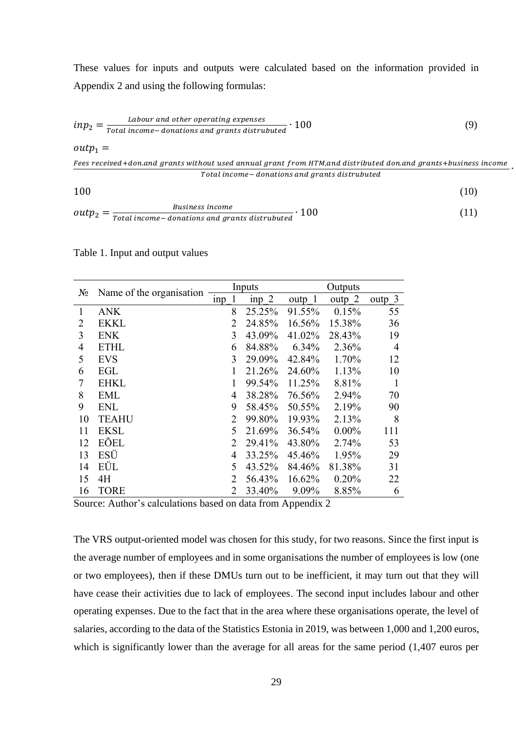These values for inputs and outputs were calculated based on the information provided in Appendix 2 and using the following formulas:

$$inp_2 = \frac{\textit{Labour and other operating expenses}}{\textit{Total income} - \textit{donations and grants distrubuted}} \cdot 100 \tag{9}$$

$$outp_1 = \frac{\textit{Fees received} + \textit{don.and grants without used annual grant from HTM,and distributed don.and grants} + \textit{business income}}{\textit{Total income} - \textit{donations and grants distrubuted}} \cdot 100 \tag{10}$$

$$outp_2 = \frac{\textit{Business income}}{\textit{Total income} - \textit{donations and grants distrubuted}} \cdot 100 \tag{11}$$

Table 1. Input and output values

| № | Name of the organisation | Inputs | | Outputs | | |
|---|---|---|---|---|---|---|
| | | inp_1 | inp_2 | outp_1 | outp_2 | outp_3 |
| 1 | ANK | 8 | 25.25% | 91.55% | 0.15% | 55 |
| 2 | EKKL | 2 | 24.85% | 16.56% | 15.38% | 36 |
| 3 | ENK | 3 | 43.09% | 41.02% | 28.43% | 19 |
| 4 | ETHL | 6 | 84.88% | 6.34% | 2.36% | 4 |
| 5 | EVS | 3 | 29.09% | 42.84% | 1.70% | 12 |
| 6 | EGL | 1 | 21.26% | 24.60% | 1.13% | 10 |
| 7 | EHKL | 1 | 99.54% | 11.25% | 8.81% | 1 |
| 8 | EML | 4 | 38.28% | 76.56% | 2.94% | 70 |
| 9 | ENL | 9 | 58.45% | 50.55% | 2.19% | 90 |
| 10 | TEAHU | 2 | 99.80% | 19.93% | 2.13% | 8 |
| 11 | EKSL | 5 | 21.69% | 36.54% | 0.00% | 111 |
| 12 | EÕEL | 2 | 29.41% | 43.80% | 2.74% | 53 |
| 13 | ESÜ | 4 | 33.25% | 45.46% | 1.95% | 29 |
| 14 | EÜL | 5 | 43.52% | 84.46% | 81.38% | 31 |
| 15 | 4H | 2 | 56.43% | 16.62% | 0.20% | 22 |
| 16 | TORE | 2 | 33.40% | 9.09% | 8.85% | 6 |

Source: Author's calculations based on data from Appendix 2

The VRS output-oriented model was chosen for this study, for two reasons. Since the first input is the average number of employees and in some organisations the number of employees is low (one or two employees), then if these DMUs turn out to be inefficient, it may turn out that they will have cease their activities due to lack of employees. The second input includes labour and other operating expenses. Due to the fact that in the area where these organisations operate, the level of salaries, according to the data of the Statistics Estonia in 2019, was between 1,000 and 1,200 euros, which is significantly lower than the average for all areas for the same period (1,407 euros per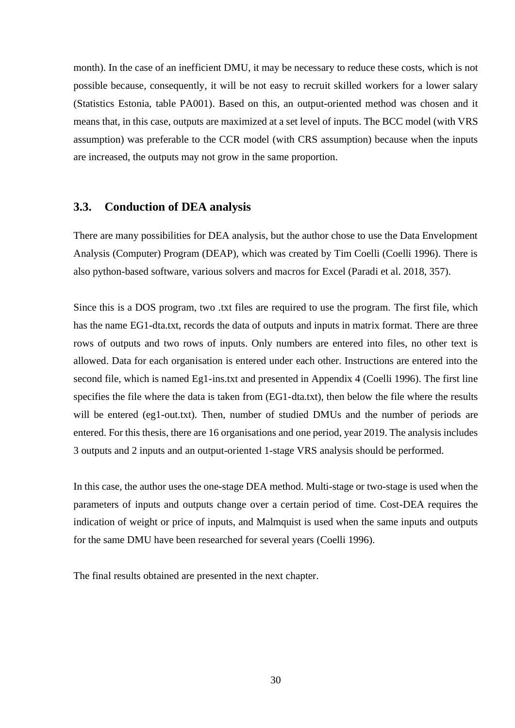month). In the case of an inefficient DMU, it may be necessary to reduce these costs, which is not possible because, consequently, it will be not easy to recruit skilled workers for a lower salary (Statistics Estonia, table PA001). Based on this, an output-oriented method was chosen and it means that, in this case, outputs are maximized at a set level of inputs. The BCC model (with VRS assumption) was preferable to the CCR model (with CRS assumption) because when the inputs are increased, the outputs may not grow in the same proportion.

## 3.3. Conduction of DEA analysis

There are many possibilities for DEA analysis, but the author chose to use the Data Envelopment Analysis (Computer) Program (DEAP), which was created by Tim Coelli (Coelli 1996). There is also python-based software, various solvers and macros for Excel (Paradi et al. 2018, 357).

Since this is a DOS program, two .txt files are required to use the program. The first file, which has the name EG1-dta.txt, records the data of outputs and inputs in matrix format. There are three rows of outputs and two rows of inputs. Only numbers are entered into files, no other text is allowed. Data for each organisation is entered under each other. Instructions are entered into the second file, which is named Eg1-ins.txt and presented in Appendix 4 (Coelli 1996). The first line specifies the file where the data is taken from (EG1-dta.txt), then below the file where the results will be entered (eg1-out.txt). Then, number of studied DMUs and the number of periods are entered. For this thesis, there are 16 organisations and one period, year 2019. The analysis includes 3 outputs and 2 inputs and an output-oriented 1-stage VRS analysis should be performed.

In this case, the author uses the one-stage DEA method. Multi-stage or two-stage is used when the parameters of inputs and outputs change over a certain period of time. Cost-DEA requires the indication of weight or price of inputs, and Malmquist is used when the same inputs and outputs for the same DMU have been researched for several years (Coelli 1996).

The final results obtained are presented in the next chapter.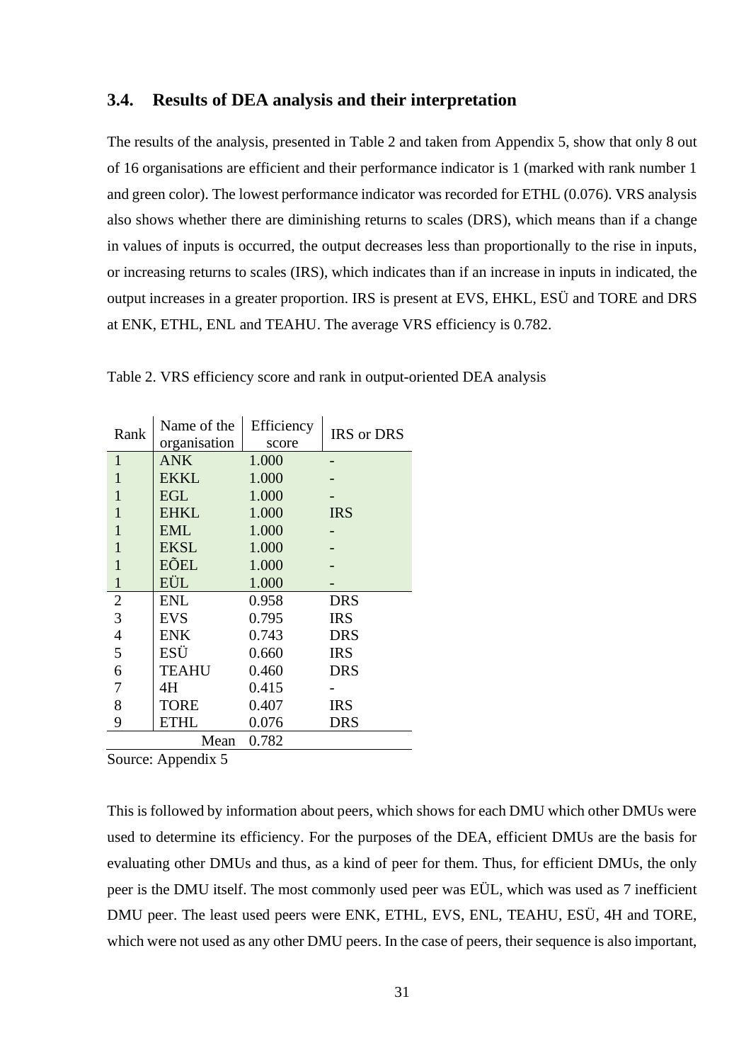## 3.4. Results of DEA analysis and their interpretation

The results of the analysis, presented in Table 2 and taken from Appendix 5, show that only 8 out of 16 organisations are efficient and their performance indicator is 1 (marked with rank number 1 and green color). The lowest performance indicator was recorded for ETHL (0.076). VRS analysis also shows whether there are diminishing returns to scales (DRS), which means than if a change in values of inputs is occurred, the output decreases less than proportionally to the rise in inputs, or increasing returns to scales (IRS), which indicates than if an increase in inputs in indicated, the output increases in a greater proportion. IRS is present at EVS, EHKL, ESÜ and TORE and DRS at ENK, ETHL, ENL and TEAHU. The average VRS efficiency is 0.782.

Table 2. VRS efficiency score and rank in output-oriented DEA analysis

| Rank | Name of the organisation | Efficiency score | IRS or DRS |
|---|---|---|---|
| 1 | ANK | 1.000 | - |
| 1 | EKKL | 1.000 | - |
| 1 | EGL | 1.000 | - |
| 1 | EHKL | 1.000 | IRS |
| 1 | EML | 1.000 | - |
| 1 | EKSL | 1.000 | - |
| 1 | EÕEL | 1.000 | - |
| 1 | EÜL | 1.000 | - |
| 2 | ENL | 0.958 | DRS |
| 3 | EVS | 0.795 | IRS |
| 4 | ENK | 0.743 | DRS |
| 5 | ESÜ | 0.660 | IRS |
| 6 | TEAHU | 0.460 | DRS |
| 7 | 4H | 0.415 | - |
| 8 | TORE | 0.407 | IRS |
| 9 | ETHL | 0.076 | DRS |
| | Mean | 0.782 | |

Source: Appendix 5

This is followed by information about peers, which shows for each DMU which other DMUs were used to determine its efficiency. For the purposes of the DEA, efficient DMUs are the basis for evaluating other DMUs and thus, as a kind of peer for them. Thus, for efficient DMUs, the only peer is the DMU itself. The most commonly used peer was EÜL, which was used as 7 inefficient DMU peer. The least used peers were ENK, ETHL, EVS, ENL, TEAHU, ESÜ, 4H and TORE, which were not used as any other DMU peers. In the case of peers, their sequence is also important,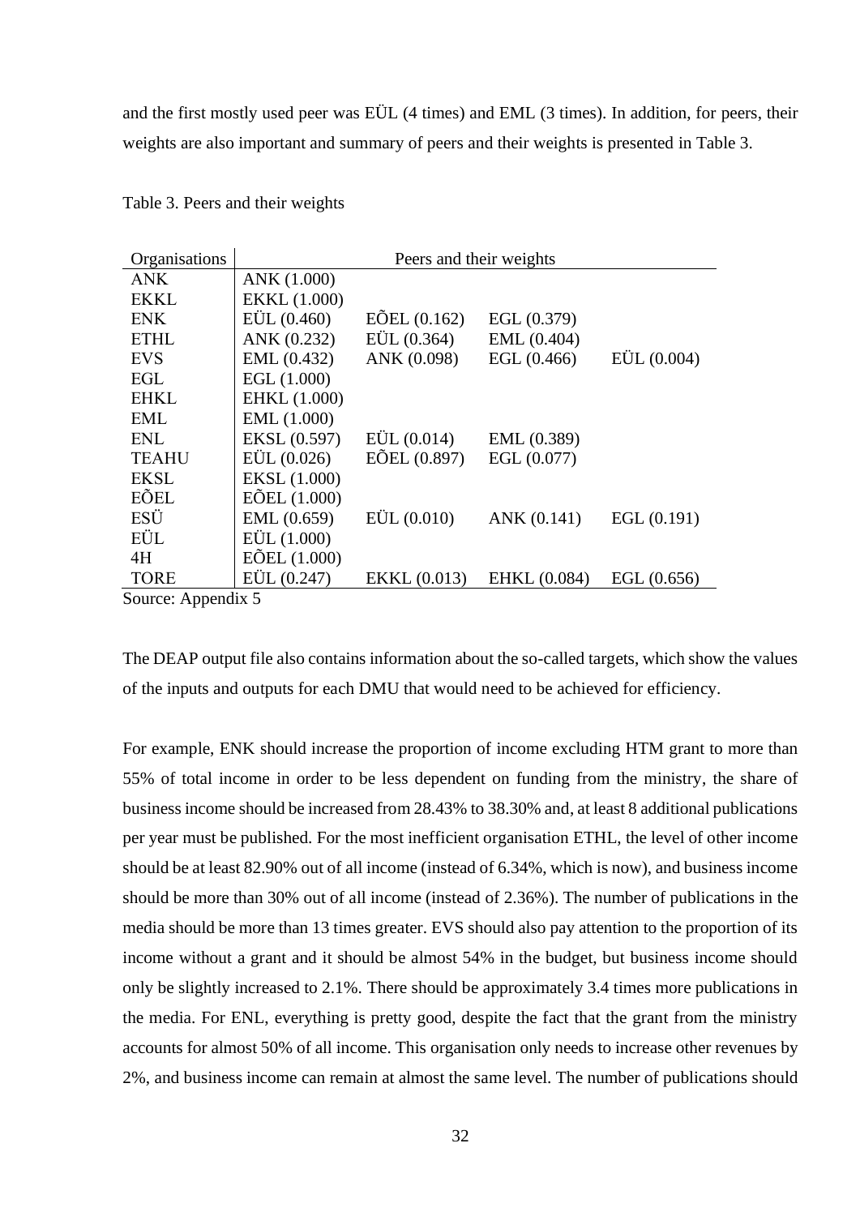and the first mostly used peer was EÜL (4 times) and EML (3 times). In addition, for peers, their weights are also important and summary of peers and their weights is presented in Table 3.

Table 3. Peers and their weights

| Organisations | Peers and their weights | | | |
|---|---|---|---|---|
| ANK | ANK (1.000) | | | |
| EKKL | EKKL (1.000) | | | |
| ENK | EÜL (0.460) | EÕEL (0.162) | EGL (0.379) | |
| ETHL | ANK (0.232) | EÜL (0.364) | EML (0.404) | |
| EVS | EML (0.432) | ANK (0.098) | EGL (0.466) | EÜL (0.004) |
| EGL | EGL (1.000) | | | |
| EHKL | EHKL (1.000) | | | |
| EML | EML (1.000) | | | |
| ENL | EKSL (0.597) | EÜL (0.014) | EML (0.389) | |
| TEAHU | EÜL (0.026) | EÕEL (0.897) | EGL (0.077) | |
| EKSL | EKSL (1.000) | | | |
| EÕEL | EÕEL (1.000) | | | |
| ESÜ | EML (0.659) | EÜL (0.010) | ANK (0.141) | EGL (0.191) |
| EÜL | EÜL (1.000) | | | |
| 4H | EÕEL (1.000) | | | |
| TORE | EÜL (0.247) | EKKL (0.013) | EHKL (0.084) | EGL (0.656) |

Source: Appendix 5

The DEAP output file also contains information about the so-called targets, which show the values of the inputs and outputs for each DMU that would need to be achieved for efficiency.

For example, ENK should increase the proportion of income excluding HTM grant to more than 55% of total income in order to be less dependent on funding from the ministry, the share of business income should be increased from 28.43% to 38.30% and, at least 8 additional publications per year must be published. For the most inefficient organisation ETHL, the level of other income should be at least 82.90% out of all income (instead of 6.34%, which is now), and business income should be more than 30% out of all income (instead of 2.36%). The number of publications in the media should be more than 13 times greater. EVS should also pay attention to the proportion of its income without a grant and it should be almost 54% in the budget, but business income should only be slightly increased to 2.1%. There should be approximately 3.4 times more publications in the media. For ENL, everything is pretty good, despite the fact that the grant from the ministry accounts for almost 50% of all income. This organisation only needs to increase other revenues by 2%, and business income can remain at almost the same level. The number of publications should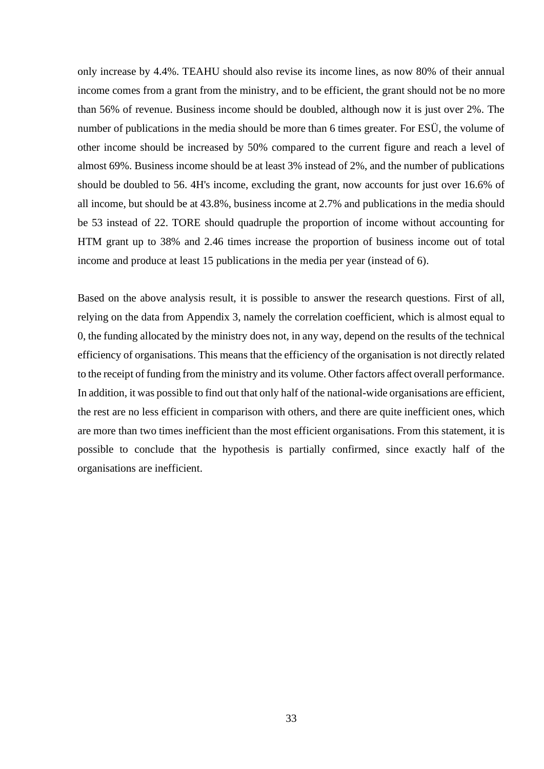only increase by 4.4%. TEAHU should also revise its income lines, as now 80% of their annual income comes from a grant from the ministry, and to be efficient, the grant should not be no more than 56% of revenue. Business income should be doubled, although now it is just over 2%. The number of publications in the media should be more than 6 times greater. For ESÜ, the volume of other income should be increased by 50% compared to the current figure and reach a level of almost 69%. Business income should be at least 3% instead of 2%, and the number of publications should be doubled to 56. 4H's income, excluding the grant, now accounts for just over 16.6% of all income, but should be at 43.8%, business income at 2.7% and publications in the media should be 53 instead of 22. TORE should quadruple the proportion of income without accounting for HTM grant up to 38% and 2.46 times increase the proportion of business income out of total income and produce at least 15 publications in the media per year (instead of 6).

Based on the above analysis result, it is possible to answer the research questions. First of all, relying on the data from Appendix 3, namely the correlation coefficient, which is almost equal to 0, the funding allocated by the ministry does not, in any way, depend on the results of the technical efficiency of organisations. This means that the efficiency of the organisation is not directly related to the receipt of funding from the ministry and its volume. Other factors affect overall performance. In addition, it was possible to find out that only half of the national-wide organisations are efficient, the rest are no less efficient in comparison with others, and there are quite inefficient ones, which are more than two times inefficient than the most efficient organisations. From this statement, it is possible to conclude that the hypothesis is partially confirmed, since exactly half of the organisations are inefficient.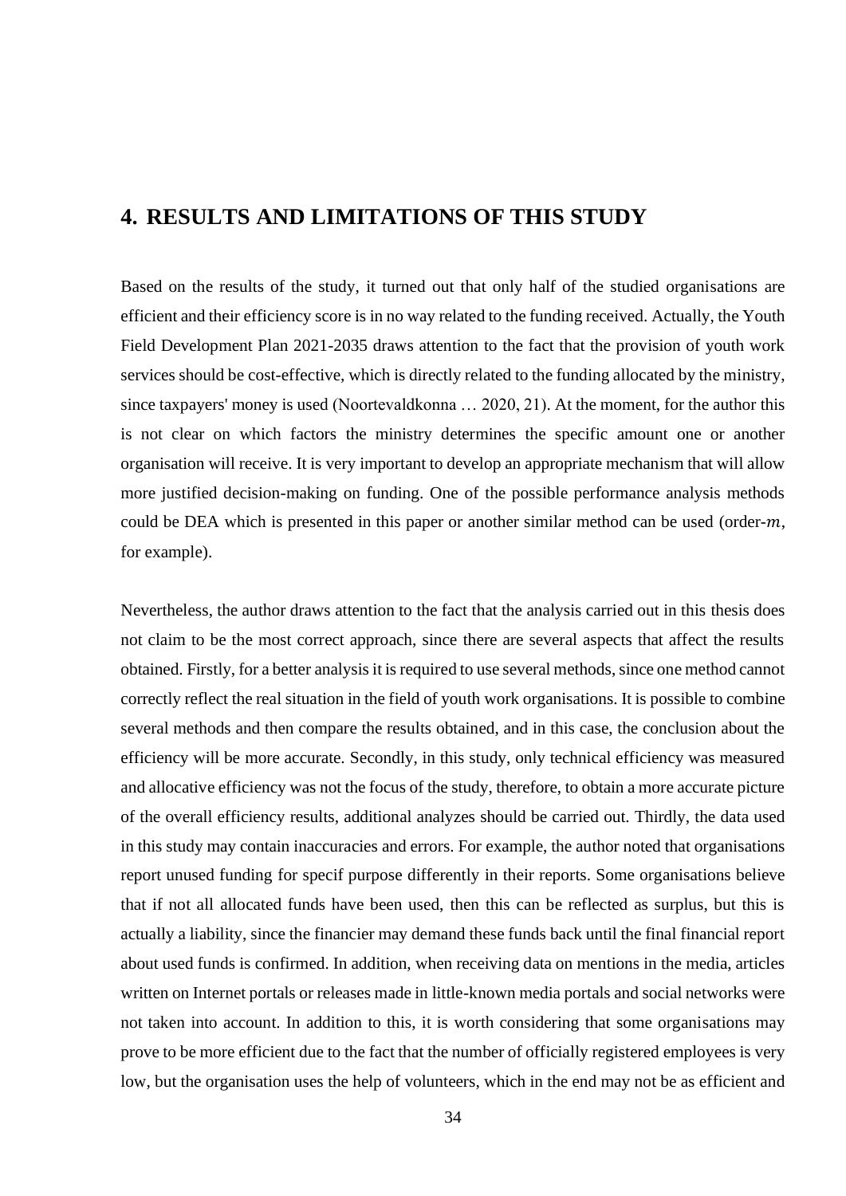# 4. RESULTS AND LIMITATIONS OF THIS STUDY

Based on the results of the study, it turned out that only half of the studied organisations are efficient and their efficiency score is in no way related to the funding received. Actually, the Youth Field Development Plan 2021-2035 draws attention to the fact that the provision of youth work services should be cost-effective, which is directly related to the funding allocated by the ministry, since taxpayers' money is used (Noortevaldkonna … 2020, 21). At the moment, for the author this is not clear on which factors the ministry determines the specific amount one or another organisation will receive. It is very important to develop an appropriate mechanism that will allow more justified decision-making on funding. One of the possible performance analysis methods could be DEA which is presented in this paper or another similar method can be used (order-$m$, for example).

Nevertheless, the author draws attention to the fact that the analysis carried out in this thesis does not claim to be the most correct approach, since there are several aspects that affect the results obtained. Firstly, for a better analysis it is required to use several methods, since one method cannot correctly reflect the real situation in the field of youth work organisations. It is possible to combine several methods and then compare the results obtained, and in this case, the conclusion about the efficiency will be more accurate. Secondly, in this study, only technical efficiency was measured and allocative efficiency was not the focus of the study, therefore, to obtain a more accurate picture of the overall efficiency results, additional analyzes should be carried out. Thirdly, the data used in this study may contain inaccuracies and errors. For example, the author noted that organisations report unused funding for specif purpose differently in their reports. Some organisations believe that if not all allocated funds have been used, then this can be reflected as surplus, but this is actually a liability, since the financier may demand these funds back until the final financial report about used funds is confirmed. In addition, when receiving data on mentions in the media, articles written on Internet portals or releases made in little-known media portals and social networks were not taken into account. In addition to this, it is worth considering that some organisations may prove to be more efficient due to the fact that the number of officially registered employees is very low, but the organisation uses the help of volunteers, which in the end may not be as efficient and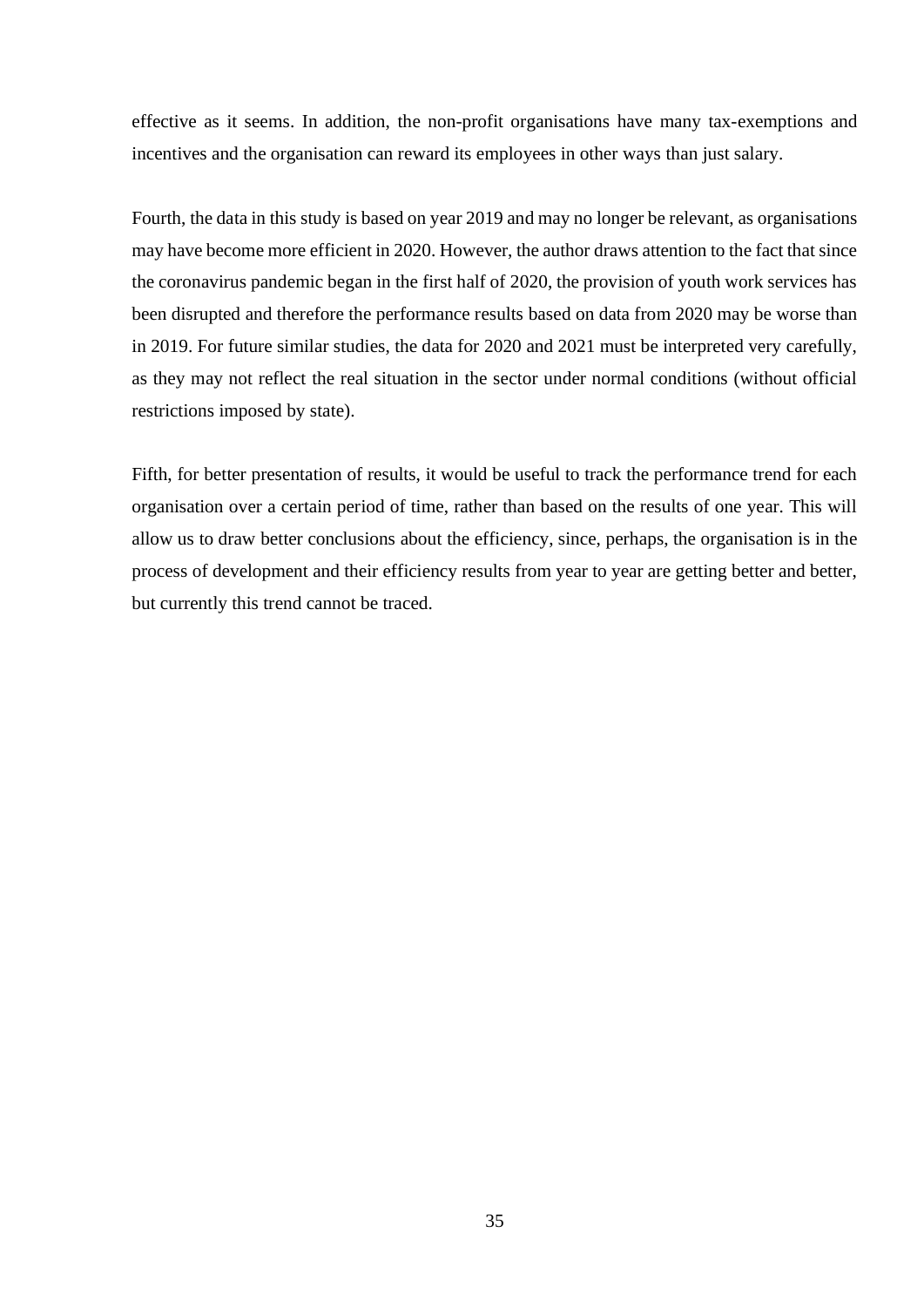effective as it seems. In addition, the non-profit organisations have many tax-exemptions and incentives and the organisation can reward its employees in other ways than just salary.

Fourth, the data in this study is based on year 2019 and may no longer be relevant, as organisations may have become more efficient in 2020. However, the author draws attention to the fact that since the coronavirus pandemic began in the first half of 2020, the provision of youth work services has been disrupted and therefore the performance results based on data from 2020 may be worse than in 2019. For future similar studies, the data for 2020 and 2021 must be interpreted very carefully, as they may not reflect the real situation in the sector under normal conditions (without official restrictions imposed by state).

Fifth, for better presentation of results, it would be useful to track the performance trend for each organisation over a certain period of time, rather than based on the results of one year. This will allow us to draw better conclusions about the efficiency, since, perhaps, the organisation is in the process of development and their efficiency results from year to year are getting better and better, but currently this trend cannot be traced.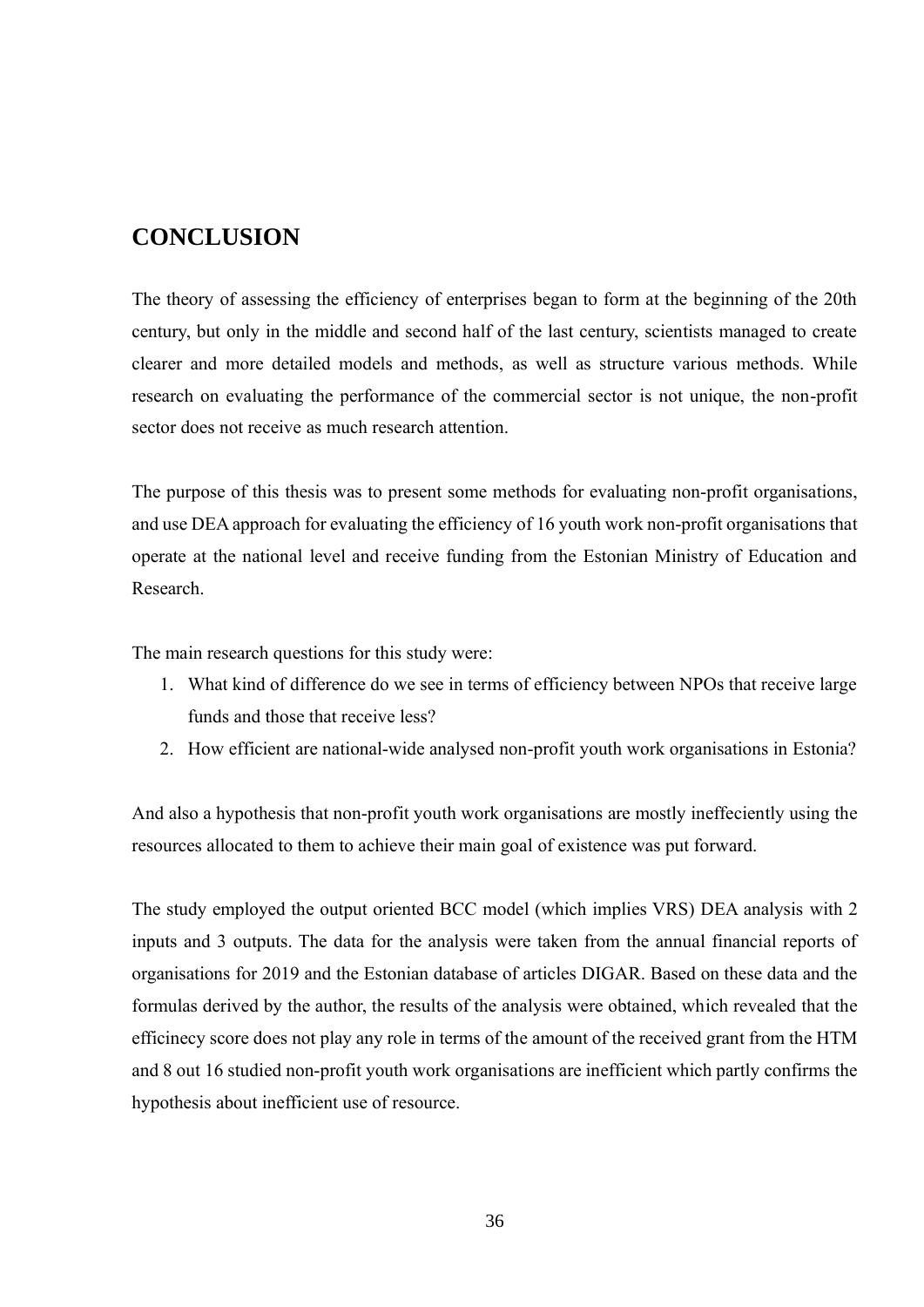# CONCLUSION

The theory of assessing the efficiency of enterprises began to form at the beginning of the 20th century, but only in the middle and second half of the last century, scientists managed to create clearer and more detailed models and methods, as well as structure various methods. While research on evaluating the performance of the commercial sector is not unique, the non-profit sector does not receive as much research attention.

The purpose of this thesis was to present some methods for evaluating non-profit organisations, and use DEA approach for evaluating the efficiency of 16 youth work non-profit organisations that operate at the national level and receive funding from the Estonian Ministry of Education and Research.

The main research questions for this study were:

1. What kind of difference do we see in terms of efficiency between NPOs that receive large funds and those that receive less?
2. How efficient are national-wide analysed non-profit youth work organisations in Estonia?

And also a hypothesis that non-profit youth work organisations are mostly ineffeciently using the resources allocated to them to achieve their main goal of existence was put forward.

The study employed the output oriented BCC model (which implies VRS) DEA analysis with 2 inputs and 3 outputs. The data for the analysis were taken from the annual financial reports of organisations for 2019 and the Estonian database of articles DIGAR. Based on these data and the formulas derived by the author, the results of the analysis were obtained, which revealed that the efficinecy score does not play any role in terms of the amount of the received grant from the HTM and 8 out 16 studied non-profit youth work organisations are inefficient which partly confirms the hypothesis about inefficient use of resource.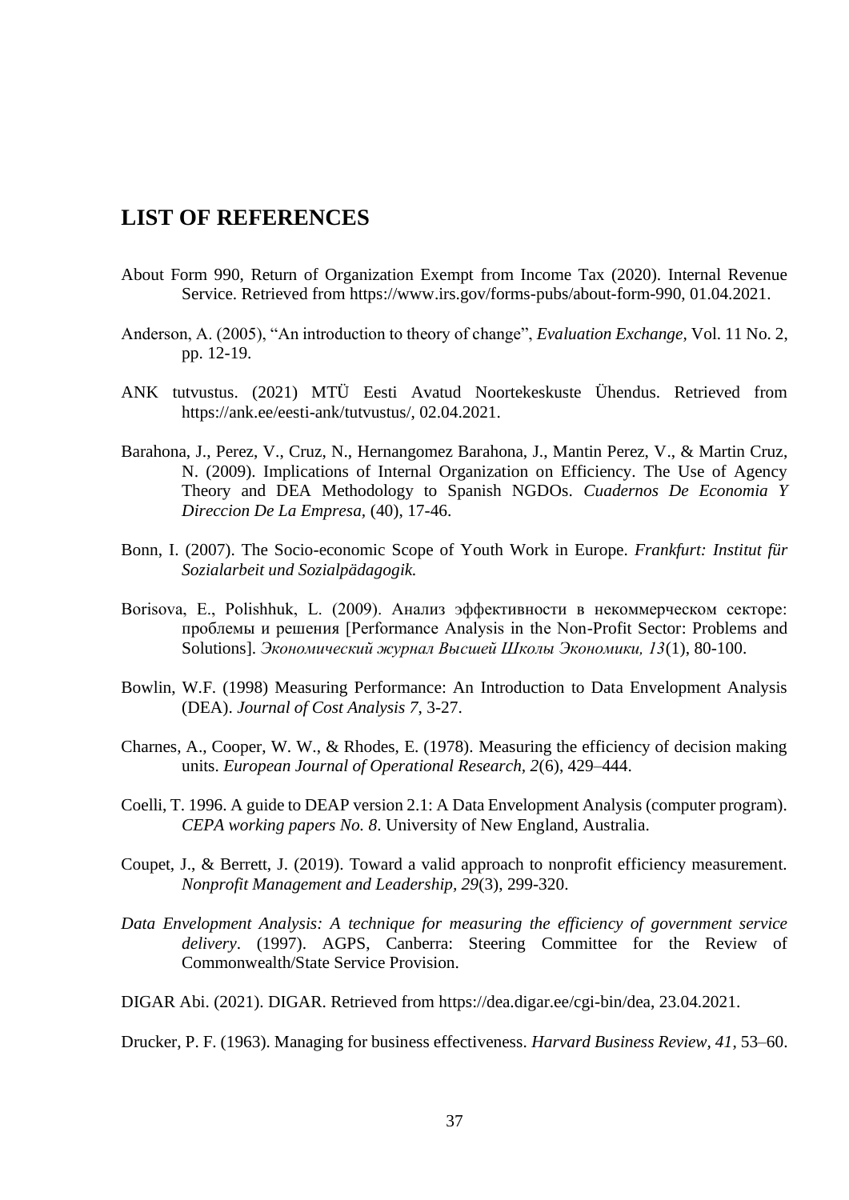# LIST OF REFERENCES

About Form 990, Return of Organization Exempt from Income Tax (2020). Internal Revenue Service. Retrieved from https://www.irs.gov/forms-pubs/about-form-990, 01.04.2021.

Anderson, A. (2005), "An introduction to theory of change", *Evaluation Exchange*, Vol. 11 No. 2, pp. 12-19.

ANK tutvustus. (2021) MTÜ Eesti Avatud Noortekeskuste Ühendus. Retrieved from https://ank.ee/eesti-ank/tutvustus/, 02.04.2021.

Barahona, J., Perez, V., Cruz, N., Hernangomez Barahona, J., Mantin Perez, V., & Martin Cruz, N. (2009). Implications of Internal Organization on Efficiency. The Use of Agency Theory and DEA Methodology to Spanish NGDOs. *Cuadernos De Economia Y Direccion De La Empresa*, (40), 17-46.

Bonn, I. (2007). The Socio-economic Scope of Youth Work in Europe. *Frankfurt: Institut für Sozialarbeit und Sozialpädagogik.*

Borisova, E., Polishhuk, L. (2009). Анализ эффективности в некоммерческом секторе: проблемы и решения [Performance Analysis in the Non-Profit Sector: Problems and Solutions]. *Экономический журнал Высшей Школы Экономики, 13*(1), 80-100.

Bowlin, W.F. (1998) Measuring Performance: An Introduction to Data Envelopment Analysis (DEA). *Journal of Cost Analysis 7*, 3-27.

Charnes, A., Cooper, W. W., & Rhodes, E. (1978). Measuring the efficiency of decision making units. *European Journal of Operational Research, 2*(6), 429–444.

Coelli, T. 1996. A guide to DEAP version 2.1: A Data Envelopment Analysis (computer program). *CEPA working papers No. 8*. University of New England, Australia.

Coupet, J., & Berrett, J. (2019). Toward a valid approach to nonprofit efficiency measurement. *Nonprofit Management and Leadership, 29*(3), 299-320.

*Data Envelopment Analysis: A technique for measuring the efficiency of government service delivery*. (1997). AGPS, Canberra: Steering Committee for the Review of Commonwealth/State Service Provision.

DIGAR Abi. (2021). DIGAR. Retrieved from https://dea.digar.ee/cgi-bin/dea, 23.04.2021.

Drucker, P. F. (1963). Managing for business effectiveness. *Harvard Business Review, 41*, 53–60.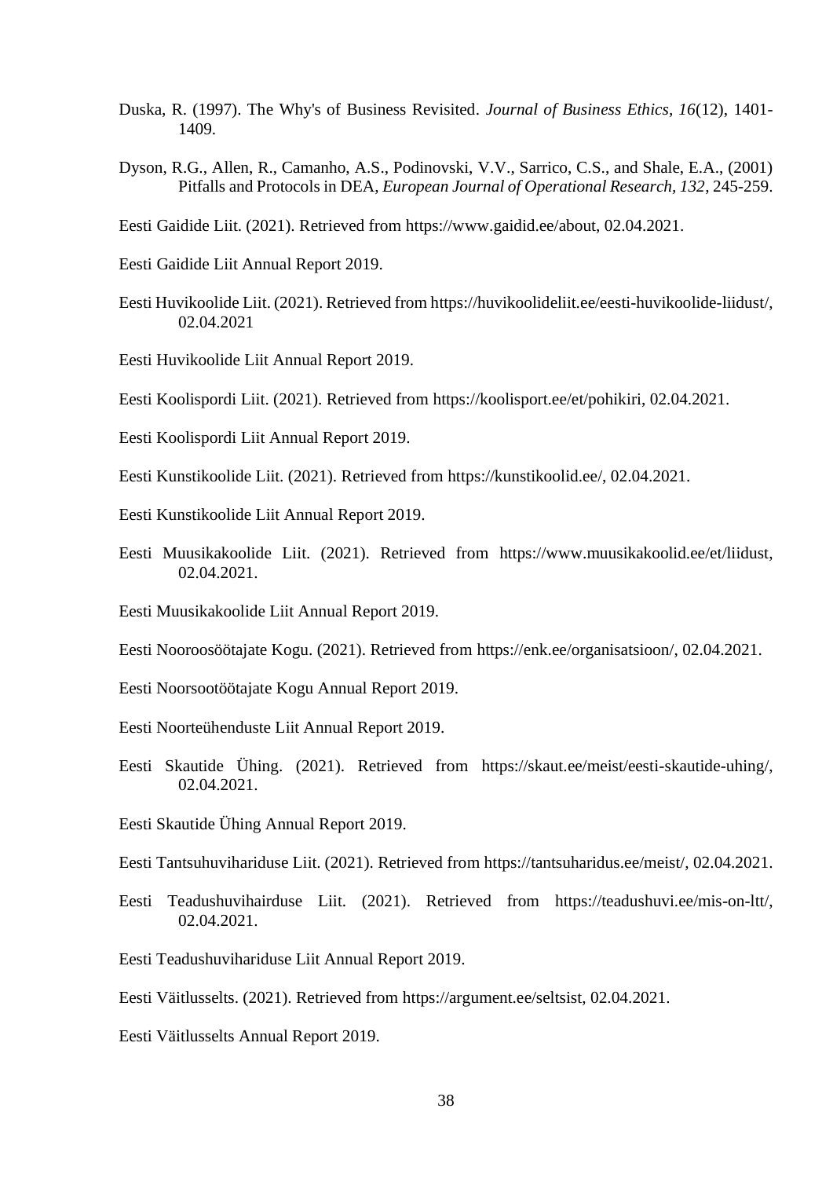Duska, R. (1997). The Why's of Business Revisited. *Journal of Business Ethics, 16*(12), 1401-1409.

Dyson, R.G., Allen, R., Camanho, A.S., Podinovski, V.V., Sarrico, C.S., and Shale, E.A., (2001) Pitfalls and Protocols in DEA, *European Journal of Operational Research, 132*, 245-259.

Eesti Gaidide Liit. (2021). Retrieved from https://www.gaidid.ee/about, 02.04.2021.

Eesti Gaidide Liit Annual Report 2019.

Eesti Huvikoolide Liit. (2021). Retrieved from https://huvikoolideliit.ee/eesti-huvikoolide-liidust/, 02.04.2021

Eesti Huvikoolide Liit Annual Report 2019.

Eesti Koolispordi Liit. (2021). Retrieved from https://koolisport.ee/et/pohikiri, 02.04.2021.

Eesti Koolispordi Liit Annual Report 2019.

Eesti Kunstikoolide Liit. (2021). Retrieved from https://kunstikoolid.ee/, 02.04.2021.

Eesti Kunstikoolide Liit Annual Report 2019.

Eesti Muusikakoolide Liit. (2021). Retrieved from https://www.muusikakoolid.ee/et/liidust, 02.04.2021.

Eesti Muusikakoolide Liit Annual Report 2019.

Eesti Nooroosöötajate Kogu. (2021). Retrieved from https://enk.ee/organisatsioon/, 02.04.2021.

Eesti Noorsootöötajate Kogu Annual Report 2019.

Eesti Noorteühenduste Liit Annual Report 2019.

Eesti Skautide Ühing. (2021). Retrieved from https://skaut.ee/meist/eesti-skautide-uhing/, 02.04.2021.

Eesti Skautide Ühing Annual Report 2019.

Eesti Tantsuhuvihariduse Liit. (2021). Retrieved from https://tantsuharidus.ee/meist/, 02.04.2021.

Eesti Teadushuvihairduse Liit. (2021). Retrieved from https://teadushuvi.ee/mis-on-ltt/, 02.04.2021.

Eesti Teadushuvihariduse Liit Annual Report 2019.

Eesti Väitlusselts. (2021). Retrieved from https://argument.ee/seltsist, 02.04.2021.

Eesti Väitlusselts Annual Report 2019.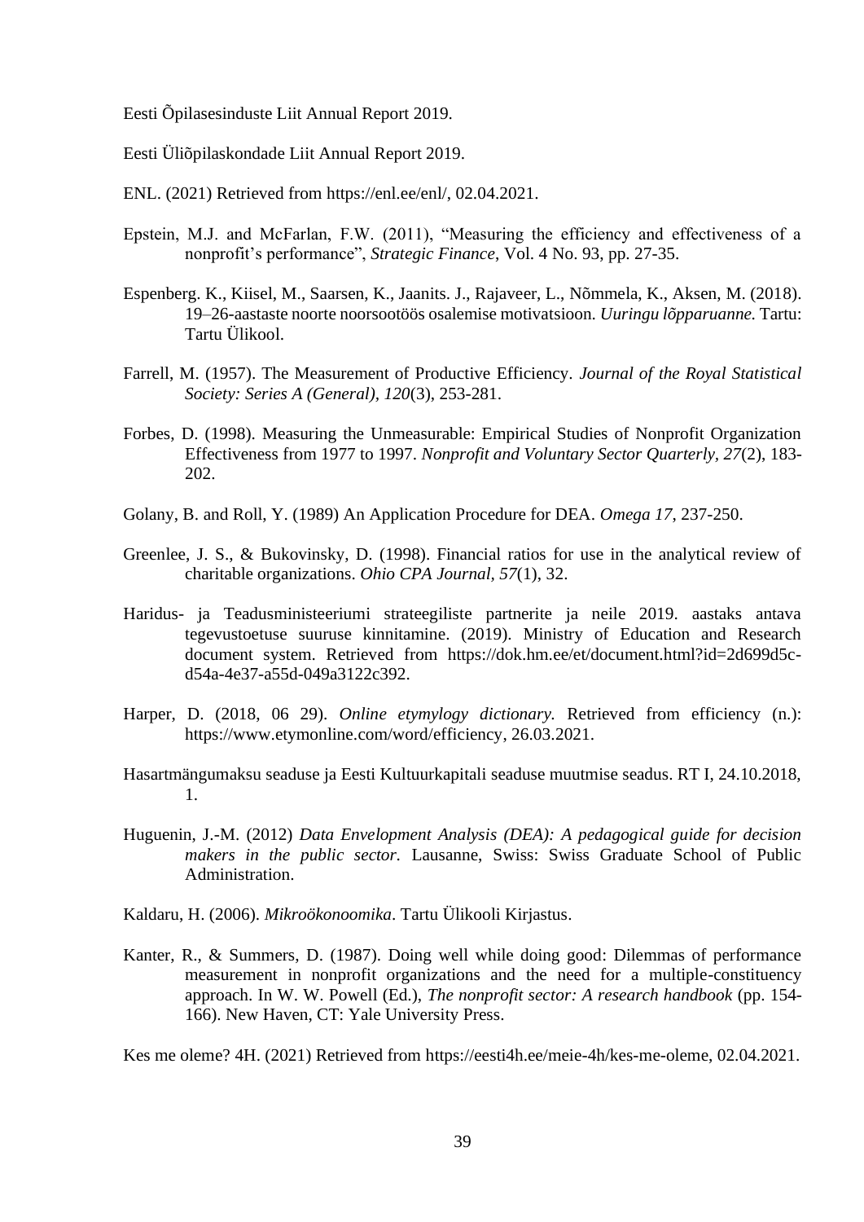Eesti Õpilasesinduste Liit Annual Report 2019.

Eesti Üliõpilaskondade Liit Annual Report 2019.

ENL. (2021) Retrieved from https://enl.ee/enl/, 02.04.2021.

Epstein, M.J. and McFarlan, F.W. (2011), "Measuring the efficiency and effectiveness of a nonprofit's performance", *Strategic Finance*, Vol. 4 No. 93, pp. 27-35.

Espenberg. K., Kiisel, M., Saarsen, K., Jaanits. J., Rajaveer, L., Nõmmela, K., Aksen, M. (2018). 19–26-aastaste noorte noorsootöös osalemise motivatsioon. *Uuringu lõpparuanne.* Tartu: Tartu Ülikool.

Farrell, M. (1957). The Measurement of Productive Efficiency. *Journal of the Royal Statistical Society: Series A (General), 120*(3), 253-281.

Forbes, D. (1998). Measuring the Unmeasurable: Empirical Studies of Nonprofit Organization Effectiveness from 1977 to 1997. *Nonprofit and Voluntary Sector Quarterly, 27*(2), 183-202.

Golany, B. and Roll, Y. (1989) An Application Procedure for DEA. *Omega 17*, 237-250.

Greenlee, J. S., & Bukovinsky, D. (1998). Financial ratios for use in the analytical review of charitable organizations. *Ohio CPA Journal, 57*(1), 32.

Haridus- ja Teadusministeeriumi strateegiliste partnerite ja neile 2019. aastaks antava tegevustoetuse suuruse kinnitamine. (2019). Ministry of Education and Research document system. Retrieved from https://dok.hm.ee/et/document.html?id=2d699d5c-d54a-4e37-a55d-049a3122c392.

Harper, D. (2018, 06 29). *Online etymology dictionary.* Retrieved from efficiency (n.): https://www.etymonline.com/word/efficiency, 26.03.2021.

Hasartmängumaksu seaduse ja Eesti Kultuurkapitali seaduse muutmise seadus. RT I, 24.10.2018, 1.

Huguenin, J.-M. (2012) *Data Envelopment Analysis (DEA): A pedagogical guide for decision makers in the public sector.* Lausanne, Swiss: Swiss Graduate School of Public Administration.

Kaldaru, H. (2006). *Mikroökonoomika*. Tartu Ülikooli Kirjastus.

Kanter, R., & Summers, D. (1987). Doing well while doing good: Dilemmas of performance measurement in nonprofit organizations and the need for a multiple-constituency approach. In W. W. Powell (Ed.), *The nonprofit sector: A research handbook* (pp. 154-166). New Haven, CT: Yale University Press.

Kes me oleme? 4H. (2021) Retrieved from https://eesti4h.ee/meie-4h/kes-me-oleme, 02.04.2021.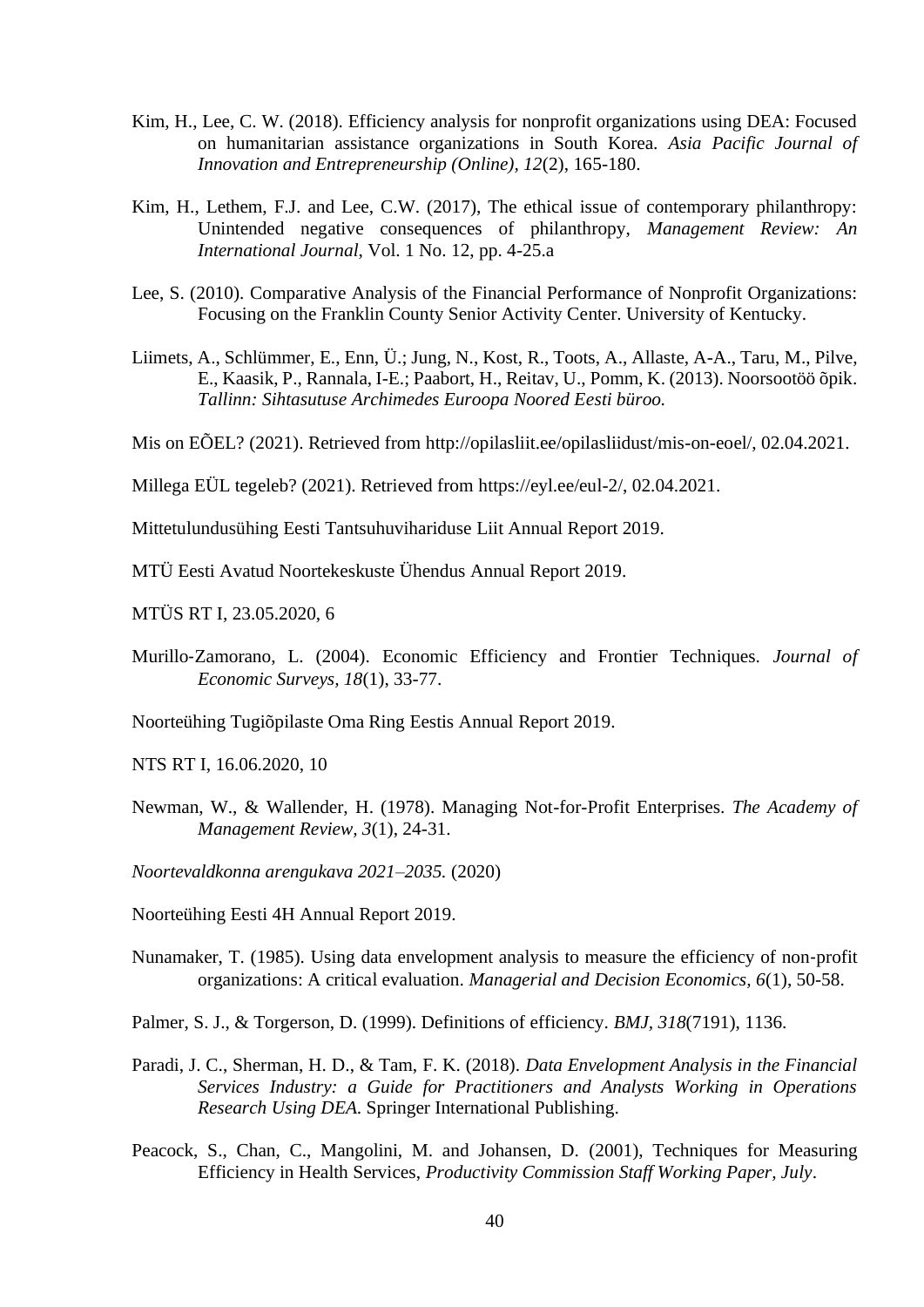Kim, H., Lee, C. W. (2018). Efficiency analysis for nonprofit organizations using DEA: Focused on humanitarian assistance organizations in South Korea. *Asia Pacific Journal of Innovation and Entrepreneurship (Online)*, *12*(2), 165-180.

Kim, H., Lethem, F.J. and Lee, C.W. (2017), The ethical issue of contemporary philanthropy: Unintended negative consequences of philanthropy, *Management Review: An International Journal*, Vol. 1 No. 12, pp. 4-25.a

Lee, S. (2010). Comparative Analysis of the Financial Performance of Nonprofit Organizations: Focusing on the Franklin County Senior Activity Center. University of Kentucky.

Liimets, A., Schlümmer, E., Enn, Ü.; Jung, N., Kost, R., Toots, A., Allaste, A-A., Taru, M., Pilve, E., Kaasik, P., Rannala, I-E.; Paabort, H., Reitav, U., Pomm, K. (2013). Noorsootöö õpik. *Tallinn: Sihtasutuse Archimedes Euroopa Noored Eesti büroo.*

Mis on EÕEL? (2021). Retrieved from http://opilasliit.ee/opilasliidust/mis-on-eoel/, 02.04.2021.

Millega EÜL tegeleb? (2021). Retrieved from https://eyl.ee/eul-2/, 02.04.2021.

Mittetulundusühing Eesti Tantsuhuvihariduse Liit Annual Report 2019.

MTÜ Eesti Avatud Noortekeskuste Ühendus Annual Report 2019.

MTÜS RT I, 23.05.2020, 6

Murillo‐Zamorano, L. (2004). Economic Efficiency and Frontier Techniques. *Journal of Economic Surveys, 18*(1), 33-77.

Noorteühing Tugiõpilaste Oma Ring Eestis Annual Report 2019.

NTS RT I, 16.06.2020, 10

Newman, W., & Wallender, H. (1978). Managing Not-for-Profit Enterprises. *The Academy of Management Review, 3*(1), 24-31.

*Noortevaldkonna arengukava 2021–2035.* (2020)

Noorteühing Eesti 4H Annual Report 2019.

Nunamaker, T. (1985). Using data envelopment analysis to measure the efficiency of non‐profit organizations: A critical evaluation. *Managerial and Decision Economics, 6*(1), 50-58.

Palmer, S. J., & Torgerson, D. (1999). Definitions of efficiency. *BMJ, 318*(7191), 1136.

Paradi, J. C., Sherman, H. D., & Tam, F. K. (2018). *Data Envelopment Analysis in the Financial Services Industry: a Guide for Practitioners and Analysts Working in Operations Research Using DEA.* Springer International Publishing.

Peacock, S., Chan, C., Mangolini, M. and Johansen, D. (2001), Techniques for Measuring Efficiency in Health Services, *Productivity Commission Staff Working Paper, July*.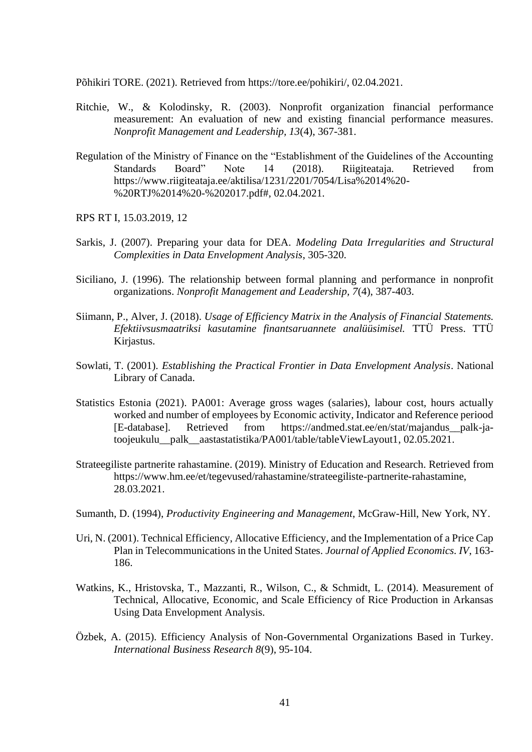Põhikiri TORE. (2021). Retrieved from https://tore.ee/pohikiri/, 02.04.2021.

Ritchie, W., & Kolodinsky, R. (2003). Nonprofit organization financial performance measurement: An evaluation of new and existing financial performance measures. *Nonprofit Management and Leadership, 13*(4), 367-381.

Regulation of the Ministry of Finance on the "Establishment of the Guidelines of the Accounting Standards Board" Note 14 (2018). Riigiteataja. Retrieved from https://www.riigiteataja.ee/aktilisa/1231/2201/7054/Lisa%2014%20-%20RTJ%2014%20-%202017.pdf#, 02.04.2021.

RPS RT I, 15.03.2019, 12

Sarkis, J. (2007). Preparing your data for DEA. *Modeling Data Irregularities and Structural Complexities in Data Envelopment Analysis*, 305-320.

Siciliano, J. (1996). The relationship between formal planning and performance in nonprofit organizations. *Nonprofit Management and Leadership, 7*(4), 387-403.

Siimann, P., Alver, J. (2018). *Usage of Efficiency Matrix in the Analysis of Financial Statements. Efektiivsusmaatriksi kasutamine finantsaruannete analüüsimisel.* TTÜ Press. TTÜ Kirjastus.

Sowlati, T. (2001). *Establishing the Practical Frontier in Data Envelopment Analysis*. National Library of Canada.

Statistics Estonia (2021). PA001: Average gross wages (salaries), labour cost, hours actually worked and number of employees by Economic activity, Indicator and Reference periood [E-database]. Retrieved from https://andmed.stat.ee/en/stat/majandus__palk-ja-toojeukulu__palk__aastastatistika/PA001/table/tableViewLayout1, 02.05.2021.

Strateegiliste partnerite rahastamine. (2019). Ministry of Education and Research. Retrieved from https://www.hm.ee/et/tegevused/rahastamine/strateegiliste-partnerite-rahastamine, 28.03.2021.

Sumanth, D. (1994), *Productivity Engineering and Management*, McGraw-Hill, New York, NY.

Uri, N. (2001). Technical Efficiency, Allocative Efficiency, and the Implementation of a Price Cap Plan in Telecommunications in the United States. *Journal of Applied Economics. IV*, 163-186.

Watkins, K., Hristovska, T., Mazzanti, R., Wilson, C., & Schmidt, L. (2014). Measurement of Technical, Allocative, Economic, and Scale Efficiency of Rice Production in Arkansas Using Data Envelopment Analysis.

Özbek, A. (2015). Efficiency Analysis of Non-Governmental Organizations Based in Turkey. *International Business Research 8*(9), 95-104.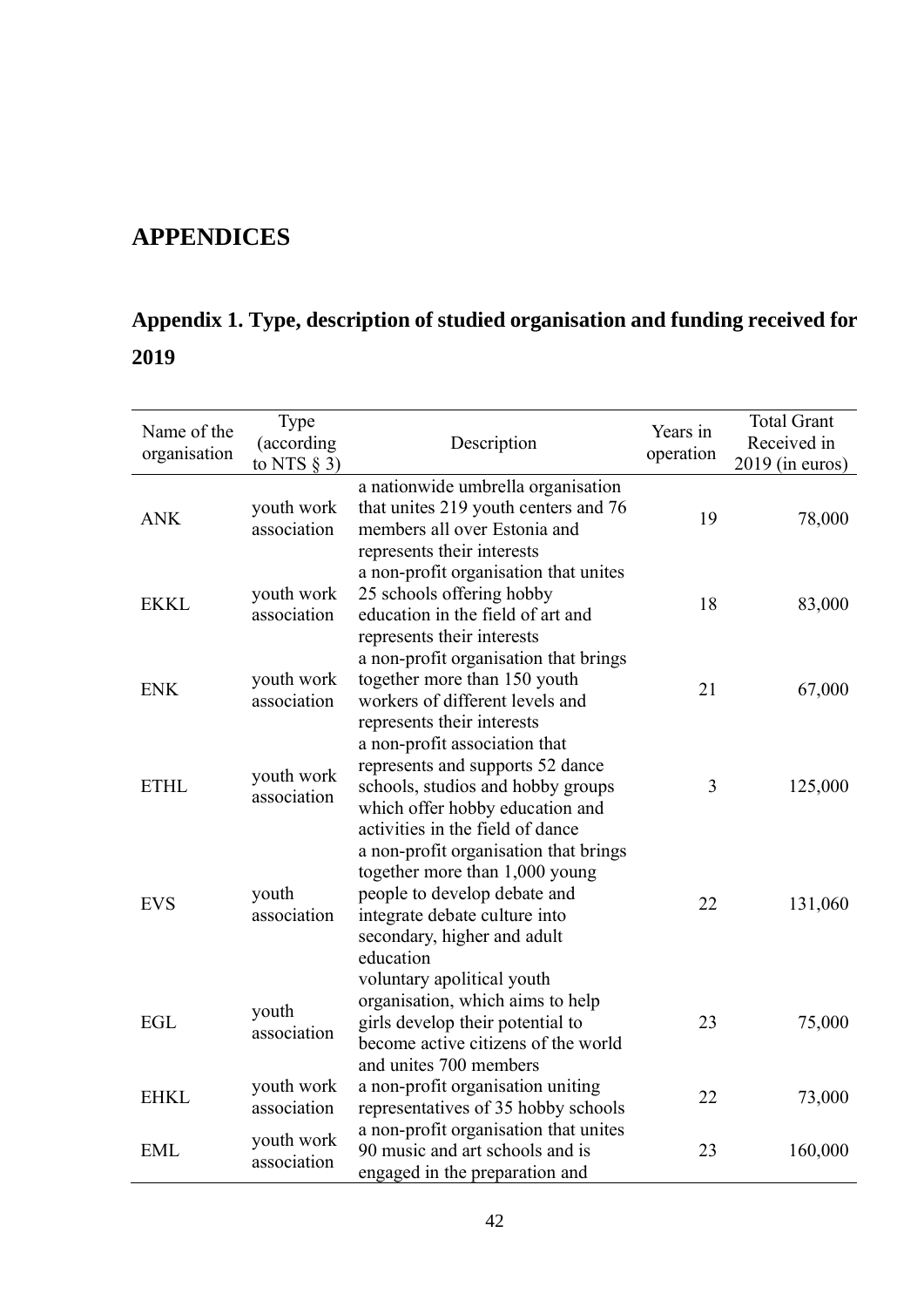# APPENDICES

## Appendix 1. Type, description of studied organisation and funding received for 2019

| Name of the organisation | Type (according to NTS § 3) | Description | Years in operation | Total Grant Received in 2019 (in euros) |
|---|---|---|---|---|
| ANK | youth work association | a nationwide umbrella organisation that unites 219 youth centers and 76 members all over Estonia and represents their interests | 19 | 78,000 |
| EKKL | youth work association | a non-profit organisation that unites 25 schools offering hobby education in the field of art and represents their interests | 18 | 83,000 |
| ENK | youth work association | a non-profit organisation that brings together more than 150 youth workers of different levels and represents their interests | 21 | 67,000 |
| ETHL | youth work association | a non-profit association that represents and supports 52 dance schools, studios and hobby groups which offer hobby education and activities in the field of dance | 3 | 125,000 |
| EVS | youth association | a non-profit organisation that brings together more than 1,000 young people to develop debate and integrate debate culture into secondary, higher and adult education | 22 | 131,060 |
| EGL | youth association | voluntary apolitical youth organisation, which aims to help girls develop their potential to become active citizens of the world and unites 700 members | 23 | 75,000 |
| EHKL | youth work association | a non-profit organisation uniting representatives of 35 hobby schools | 22 | 73,000 |
| EML | youth work association | a non-profit organisation that unites 90 music and art schools and is engaged in the preparation and | 23 | 160,000 |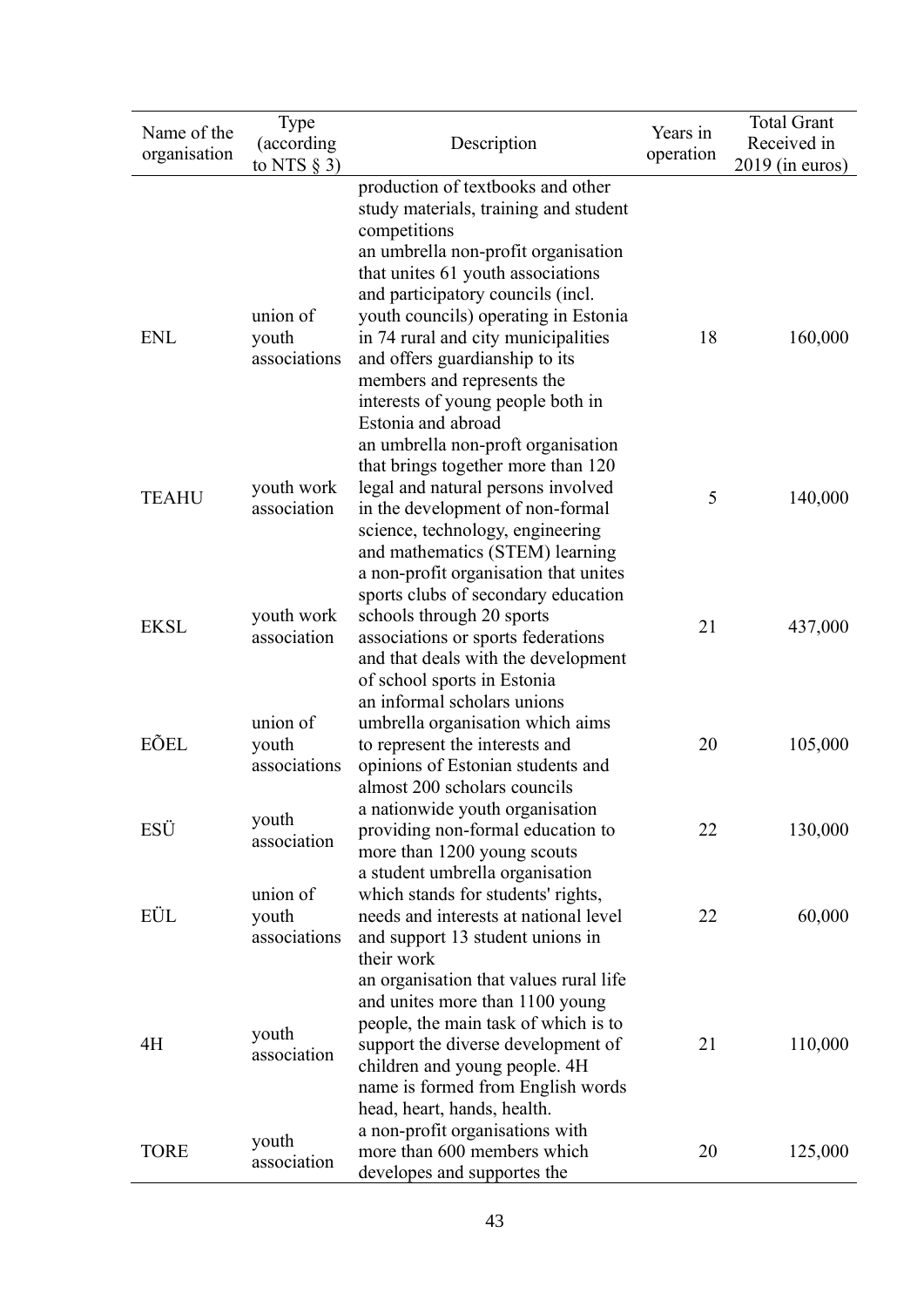| Name of the organisation | Type (according to NTS § 3) | Description | Years in operation | Total Grant Received in 2019 (in euros) |
|---|---|---|---|---|
| | | production of textbooks and other study materials, training and student competitions | | |
| ENL | union of youth associations | an umbrella non-profit organisation that unites 61 youth associations and participatory councils (incl. youth councils) operating in Estonia in 74 rural and city municipalities and offers guardianship to its members and represents the interests of young people both in Estonia and abroad | 18 | 160,000 |
| TEAHU | youth work association | an umbrella non-proft organisation that brings together more than 120 legal and natural persons involved in the development of non-formal science, technology, engineering and mathematics (STEM) learning | 5 | 140,000 |
| EKSL | youth work association | a non-profit organisation that unites sports clubs of secondary education schools through 20 sports associations or sports federations and that deals with the development of school sports in Estonia | 21 | 437,000 |
| EÕEL | union of youth associations | an informal scholars unions umbrella organisation which aims to represent the interests and opinions of Estonian students and almost 200 scholars councils | 20 | 105,000 |
| ESÜ | youth association | a nationwide youth organisation providing non-formal education to more than 1200 young scouts | 22 | 130,000 |
| EÜL | union of youth associations | a student umbrella organisation which stands for students' rights, needs and interests at national level and support 13 student unions in their work | 22 | 60,000 |
| 4H | youth association | an organisation that values rural life and unites more than 1100 young people, the main task of which is to support the diverse development of children and young people. 4H name is formed from English words head, heart, hands, health. | 21 | 110,000 |
| TORE | youth association | a non-profit organisations with more than 600 members which developes and supportes the | 20 | 125,000 |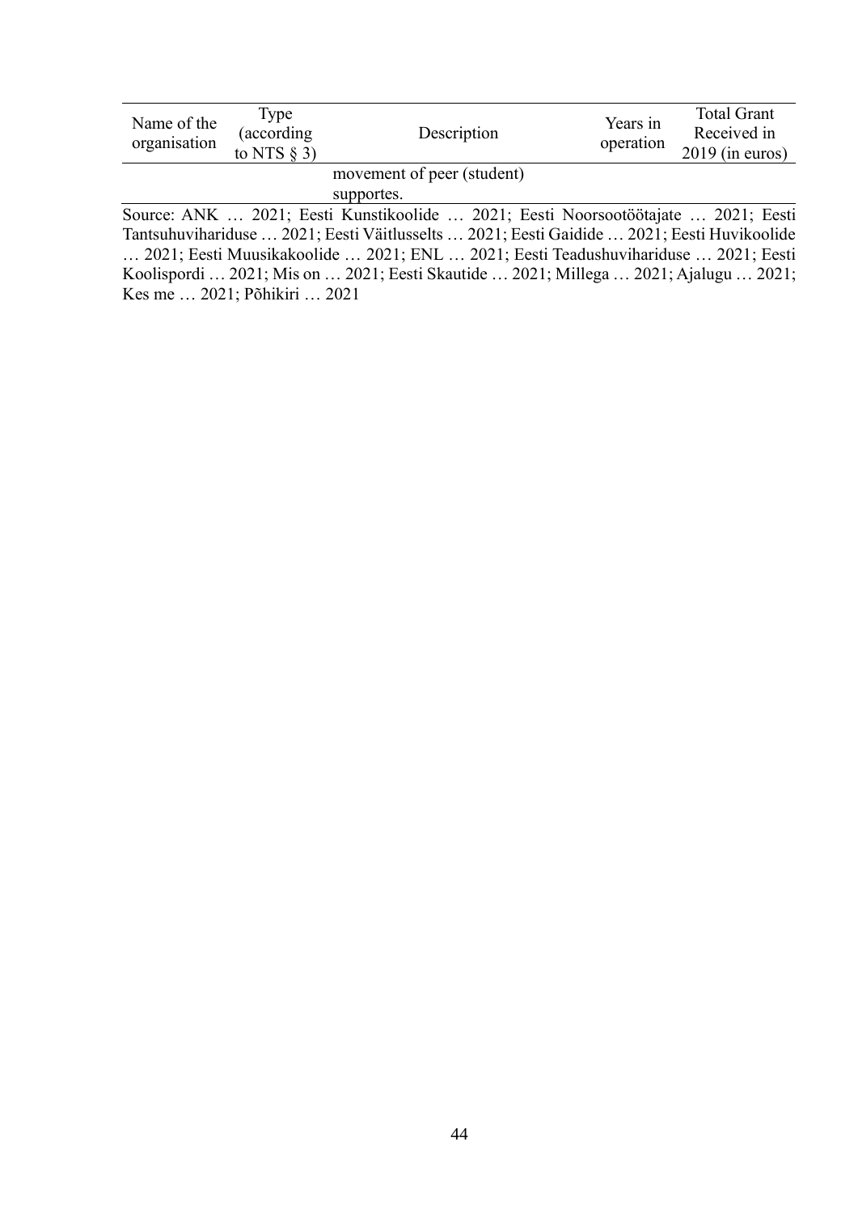| Name of the organisation | Type (according to NTS § 3) | Description | Years in operation | Total Grant Received in 2019 (in euros) |
|---|---|---|---|---|
| | | movement of peer (student) supportes. | | |

Source: ANK … 2021; Eesti Kunstikoolide … 2021; Eesti Noorsootöötajate … 2021; Eesti Tantsuhuvihariduse … 2021; Eesti Väitlusselts … 2021; Eesti Gaidide … 2021; Eesti Huvikoolide … 2021; Eesti Muusikakoolide … 2021; ENL … 2021; Eesti Teadushuvihariduse … 2021; Eesti Koolispordi … 2021; Mis on … 2021; Eesti Skautide … 2021; Millega … 2021; Ajalugu … 2021; Kes me … 2021; Põhikiri … 2021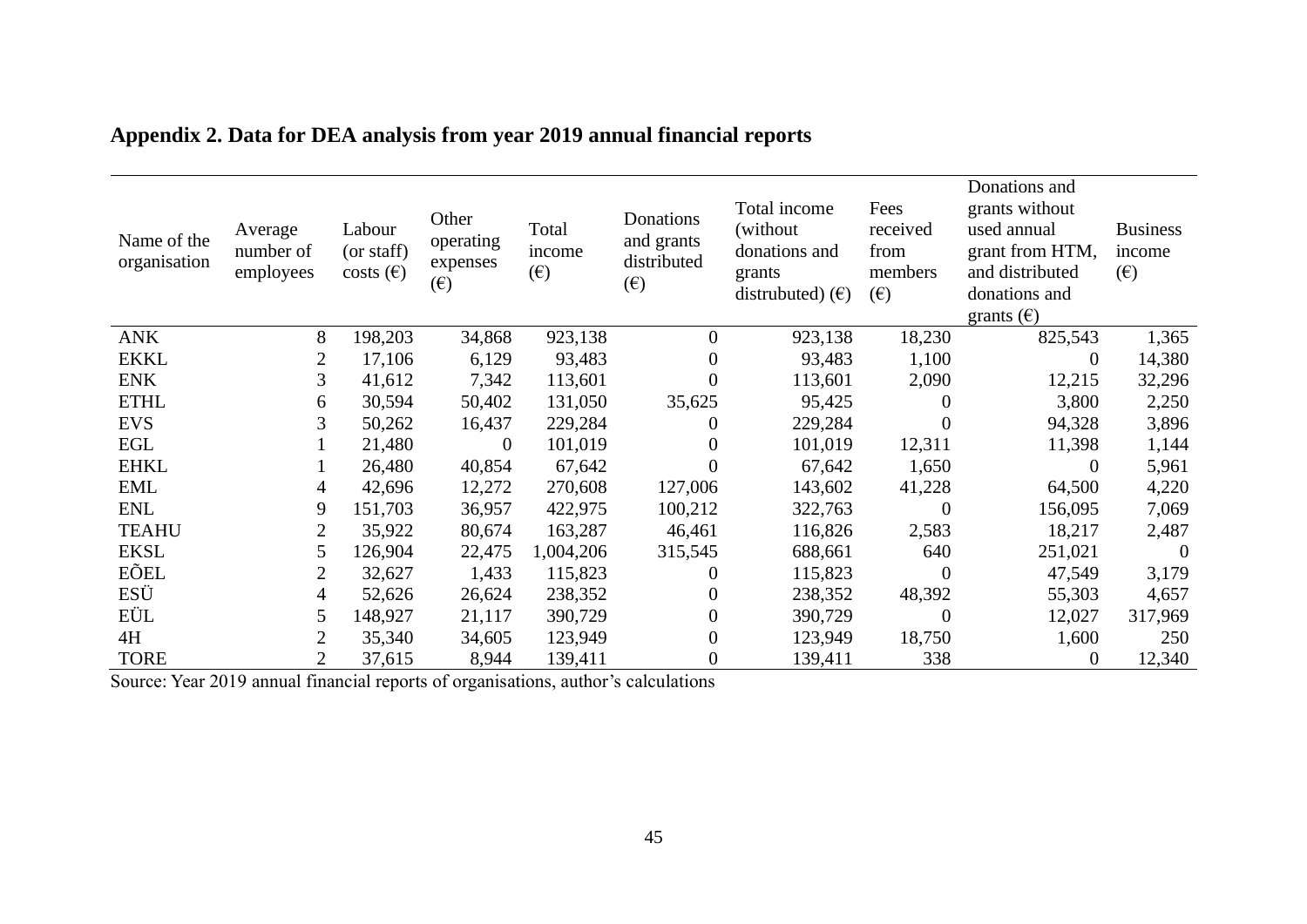## Appendix 2. Data for DEA analysis from year 2019 annual financial reports

| Name of the organisation | Average number of employees | Labour (or staff) costs (€) | Other operating expenses (€) | Total income (€) | Donations and grants distributed (€) | Total income (without donations and grants distrubuted) (€) | Fees received from members (€) | Donations and grants without used annual grant from HTM, and distributed donations and grants (€) | Business income (€) |
|---|---|---|---|---|---|---|---|---|---|
| ANK | 8 | 198,203 | 34,868 | 923,138 | 0 | 923,138 | 18,230 | 825,543 | 1,365 |
| EKKL | 2 | 17,106 | 6,129 | 93,483 | 0 | 93,483 | 1,100 | 0 | 14,380 |
| ENK | 3 | 41,612 | 7,342 | 113,601 | 0 | 113,601 | 2,090 | 12,215 | 32,296 |
| ETHL | 6 | 30,594 | 50,402 | 131,050 | 35,625 | 95,425 | 0 | 3,800 | 2,250 |
| EVS | 3 | 50,262 | 16,437 | 229,284 | 0 | 229,284 | 0 | 94,328 | 3,896 |
| EGL | 1 | 21,480 | 0 | 101,019 | 0 | 101,019 | 12,311 | 11,398 | 1,144 |
| EHKL | 1 | 26,480 | 40,854 | 67,642 | 0 | 67,642 | 1,650 | 0 | 5,961 |
| EML | 4 | 42,696 | 12,272 | 270,608 | 127,006 | 143,602 | 41,228 | 64,500 | 4,220 |
| ENL | 9 | 151,703 | 36,957 | 422,975 | 100,212 | 322,763 | 0 | 156,095 | 7,069 |
| TEAHU | 2 | 35,922 | 80,674 | 163,287 | 46,461 | 116,826 | 2,583 | 18,217 | 2,487 |
| EKSL | 5 | 126,904 | 22,475 | 1,004,206 | 315,545 | 688,661 | 640 | 251,021 | 0 |
| EÕEL | 2 | 32,627 | 1,433 | 115,823 | 0 | 115,823 | 0 | 47,549 | 3,179 |
| ESÜ | 4 | 52,626 | 26,624 | 238,352 | 0 | 238,352 | 48,392 | 55,303 | 4,657 |
| EÜL | 5 | 148,927 | 21,117 | 390,729 | 0 | 390,729 | 0 | 12,027 | 317,969 |
| 4H | 2 | 35,340 | 34,605 | 123,949 | 0 | 123,949 | 18,750 | 1,600 | 250 |
| TORE | 2 | 37,615 | 8,944 | 139,411 | 0 | 139,411 | 338 | 0 | 12,340 |

Source: Year 2019 annual financial reports of organisations, author's calculations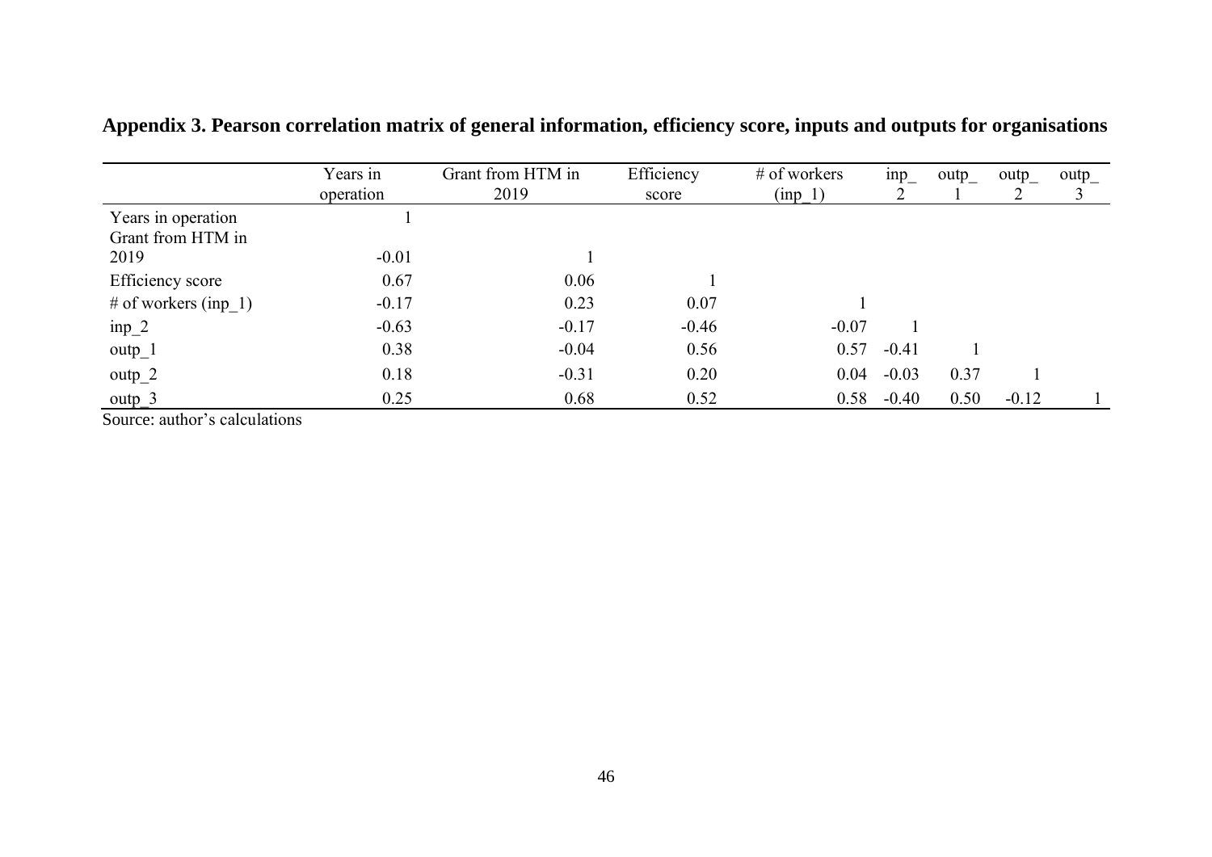**Appendix 3. Pearson correlation matrix of general information, efficiency score, inputs and outputs for organisations**

| | Years in operation | Grant from HTM in 2019 | Efficiency score | # of workers (inp_1) | inp_2 | outp_1 | outp_2 | outp_3 |
|---|---|---|---|---|---|---|---|---|
| Years in operation | 1 | | | | | | | |
| Grant from HTM in 2019 | -0.01 | 1 | | | | | | |
| Efficiency score | 0.67 | 0.06 | 1 | | | | | |
| # of workers (inp_1) | -0.17 | 0.23 | 0.07 | 1 | | | | |
| inp_2 | -0.63 | -0.17 | -0.46 | -0.07 | 1 | | | |
| outp_1 | 0.38 | -0.04 | 0.56 | 0.57 | -0.41 | 1 | | |
| outp_2 | 0.18 | -0.31 | 0.20 | 0.04 | -0.03 | 0.37 | 1 | |
| outp_3 | 0.25 | 0.68 | 0.52 | 0.58 | -0.40 | 0.50 | -0.12 | 1 |

Source: author's calculations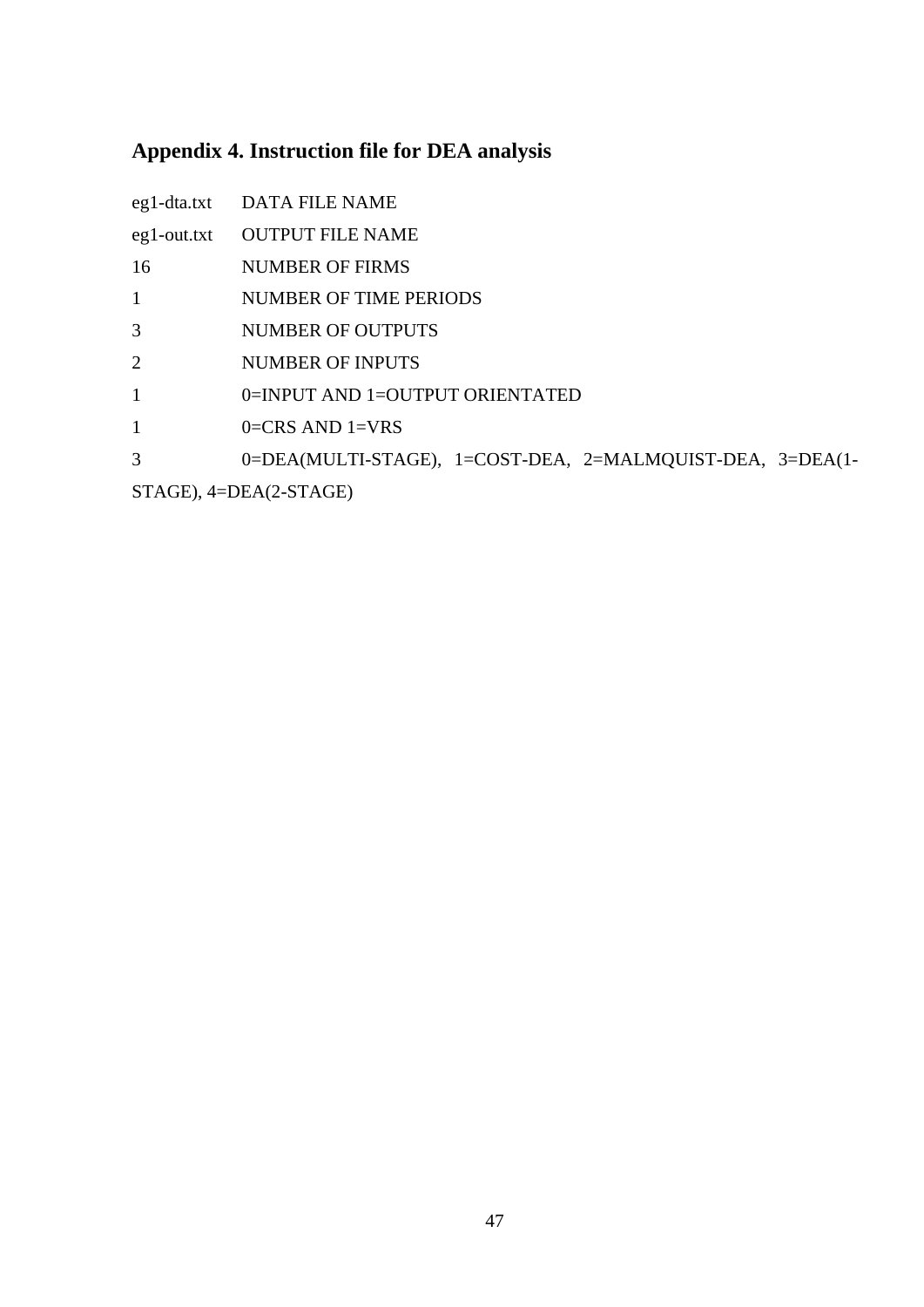## Appendix 4. Instruction file for DEA analysis

```
eg1-dta.txt    DATA FILE NAME
eg1-out.txt    OUTPUT FILE NAME
16             NUMBER OF FIRMS
1              NUMBER OF TIME PERIODS
3              NUMBER OF OUTPUTS
2              NUMBER OF INPUTS
1              0=INPUT AND 1=OUTPUT ORIENTATED
1              0=CRS AND 1=VRS
3              0=DEA(MULTI-STAGE), 1=COST-DEA, 2=MALMQUIST-DEA, 3=DEA(1-STAGE), 4=DEA(2-STAGE)
```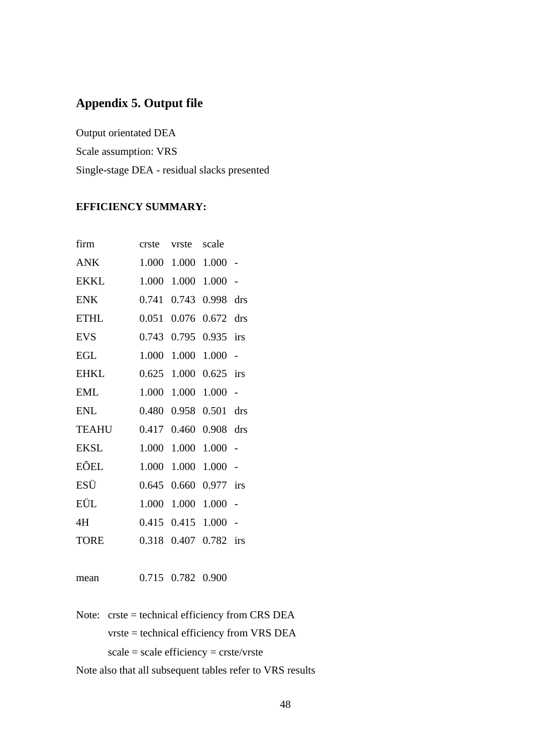## Appendix 5. Output file

Output orientated DEA

Scale assumption: VRS

Single-stage DEA - residual slacks presented

**EFFICIENCY SUMMARY:**

| firm | crste | vrste | scale | |
|---|---|---|---|---|
| ANK | 1.000 | 1.000 | 1.000 | - |
| EKKL | 1.000 | 1.000 | 1.000 | - |
| ENK | 0.741 | 0.743 | 0.998 | drs |
| ETHL | 0.051 | 0.076 | 0.672 | drs |
| EVS | 0.743 | 0.795 | 0.935 | irs |
| EGL | 1.000 | 1.000 | 1.000 | - |
| EHKL | 0.625 | 1.000 | 0.625 | irs |
| EML | 1.000 | 1.000 | 1.000 | - |
| ENL | 0.480 | 0.958 | 0.501 | drs |
| TEAHU | 0.417 | 0.460 | 0.908 | drs |
| EKSL | 1.000 | 1.000 | 1.000 | - |
| EÕEL | 1.000 | 1.000 | 1.000 | - |
| ESÜ | 0.645 | 0.660 | 0.977 | irs |
| EÜL | 1.000 | 1.000 | 1.000 | - |
| 4H | 0.415 | 0.415 | 1.000 | - |
| TORE | 0.318 | 0.407 | 0.782 | irs |
| | | | | |
| mean | 0.715 | 0.782 | 0.900 | |

Note: crste = technical efficiency from CRS DEA

vrste = technical efficiency from VRS DEA

scale = scale efficiency = crste/vrste

Note also that all subsequent tables refer to VRS results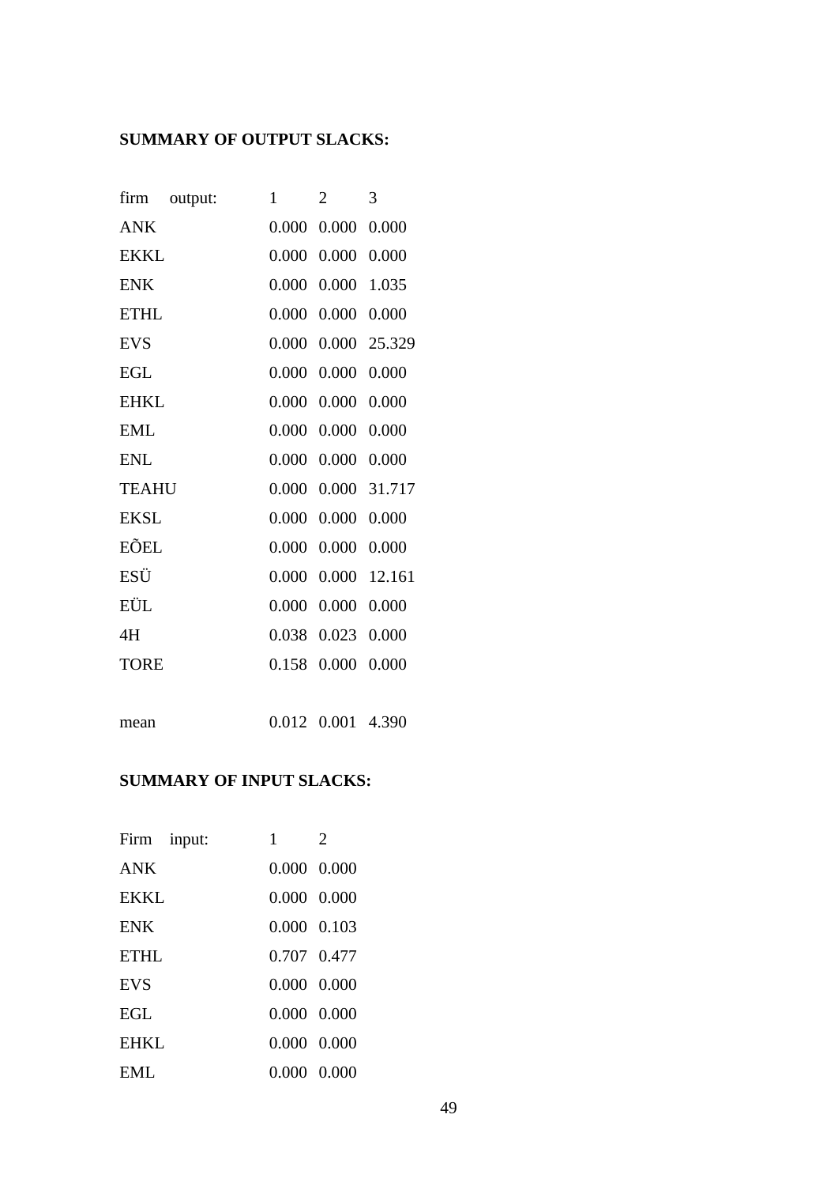**SUMMARY OF OUTPUT SLACKS:**

| firm output: | 1 | 2 | 3 |
|---|---|---|---|
| ANK | 0.000 | 0.000 | 0.000 |
| EKKL | 0.000 | 0.000 | 0.000 |
| ENK | 0.000 | 0.000 | 1.035 |
| ETHL | 0.000 | 0.000 | 0.000 |
| EVS | 0.000 | 0.000 | 25.329 |
| EGL | 0.000 | 0.000 | 0.000 |
| EHKL | 0.000 | 0.000 | 0.000 |
| EML | 0.000 | 0.000 | 0.000 |
| ENL | 0.000 | 0.000 | 0.000 |
| TEAHU | 0.000 | 0.000 | 31.717 |
| EKSL | 0.000 | 0.000 | 0.000 |
| EÕEL | 0.000 | 0.000 | 0.000 |
| ESÜ | 0.000 | 0.000 | 12.161 |
| EÜL | 0.000 | 0.000 | 0.000 |
| 4H | 0.038 | 0.023 | 0.000 |
| TORE | 0.158 | 0.000 | 0.000 |
| | | | |
| mean | 0.012 | 0.001 | 4.390 |

**SUMMARY OF INPUT SLACKS:**

| Firm input: | 1 | 2 |
|---|---|---|
| ANK | 0.000 | 0.000 |
| EKKL | 0.000 | 0.000 |
| ENK | 0.000 | 0.103 |
| ETHL | 0.707 | 0.477 |
| EVS | 0.000 | 0.000 |
| EGL | 0.000 | 0.000 |
| EHKL | 0.000 | 0.000 |
| EML | 0.000 | 0.000 |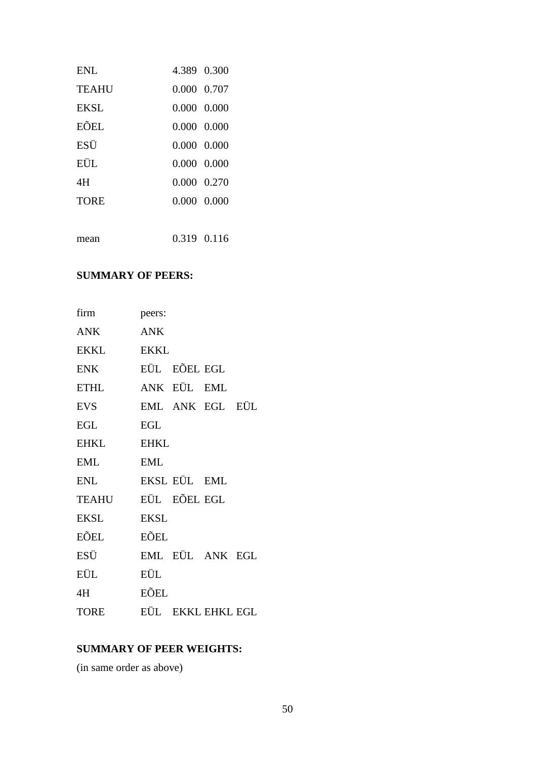| | | |
|---|---|---|
| ENL | 4.389 | 0.300 |
| TEAHU | 0.000 | 0.707 |
| EKSL | 0.000 | 0.000 |
| EÕEL | 0.000 | 0.000 |
| ESÜ | 0.000 | 0.000 |
| EÜL | 0.000 | 0.000 |
| 4H | 0.000 | 0.270 |
| TORE | 0.000 | 0.000 |
| | | |
| mean | 0.319 | 0.116 |

**SUMMARY OF PEERS:**

| firm | peers: | | | |
|---|---|---|---|---|
| ANK | ANK | | | |
| EKKL | EKKL | | | |
| ENK | EÜL | EÕEL | EGL | |
| ETHL | ANK | EÜL | EML | |
| EVS | EML | ANK | EGL | EÜL |
| EGL | EGL | | | |
| EHKL | EHKL | | | |
| EML | EML | | | |
| ENL | EKSL | EÜL | EML | |
| TEAHU | EÜL | EÕEL | EGL | |
| EKSL | EKSL | | | |
| EÕEL | EÕEL | | | |
| ESÜ | EML | EÜL | ANK | EGL |
| EÜL | EÜL | | | |
| 4H | EÕEL | | | |
| TORE | EÜL | EKKL | EHKL | EGL |

**SUMMARY OF PEER WEIGHTS:**

(in same order as above)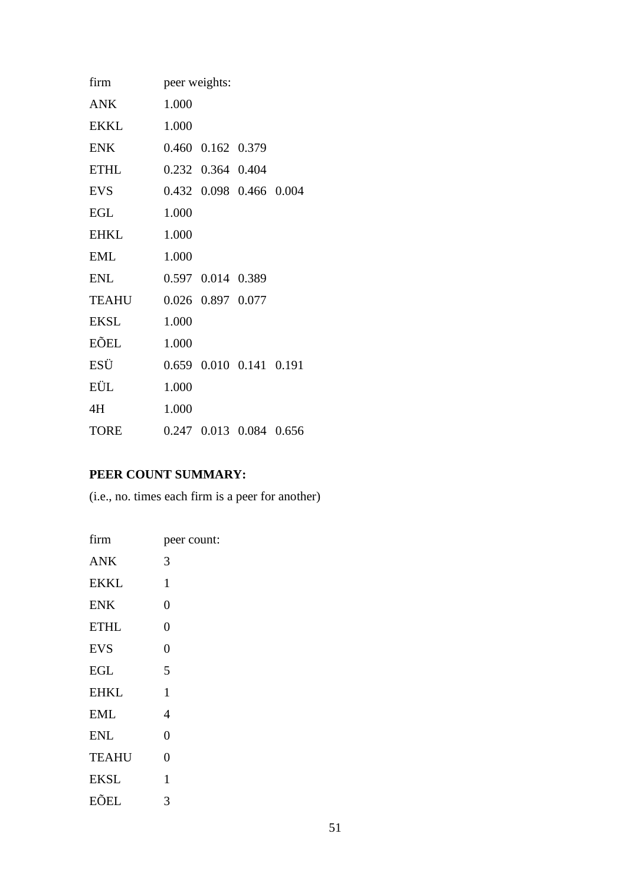| firm | peer weights: | | | |
|---|---|---|---|---|
| ANK | 1.000 | | | |
| EKKL | 1.000 | | | |
| ENK | 0.460 | 0.162 | 0.379 | |
| ETHL | 0.232 | 0.364 | 0.404 | |
| EVS | 0.432 | 0.098 | 0.466 | 0.004 |
| EGL | 1.000 | | | |
| EHKL | 1.000 | | | |
| EML | 1.000 | | | |
| ENL | 0.597 | 0.014 | 0.389 | |
| TEAHU | 0.026 | 0.897 | 0.077 | |
| EKSL | 1.000 | | | |
| EÕEL | 1.000 | | | |
| ESÜ | 0.659 | 0.010 | 0.141 | 0.191 |
| EÜL | 1.000 | | | |
| 4H | 1.000 | | | |
| TORE | 0.247 | 0.013 | 0.084 | 0.656 |

**PEER COUNT SUMMARY:**

(i.e., no. times each firm is a peer for another)

| firm | peer count: |
|---|---|
| ANK | 3 |
| EKKL | 1 |
| ENK | 0 |
| ETHL | 0 |
| EVS | 0 |
| EGL | 5 |
| EHKL | 1 |
| EML | 4 |
| ENL | 0 |
| TEAHU | 0 |
| EKSL | 1 |
| EÕEL | 3 |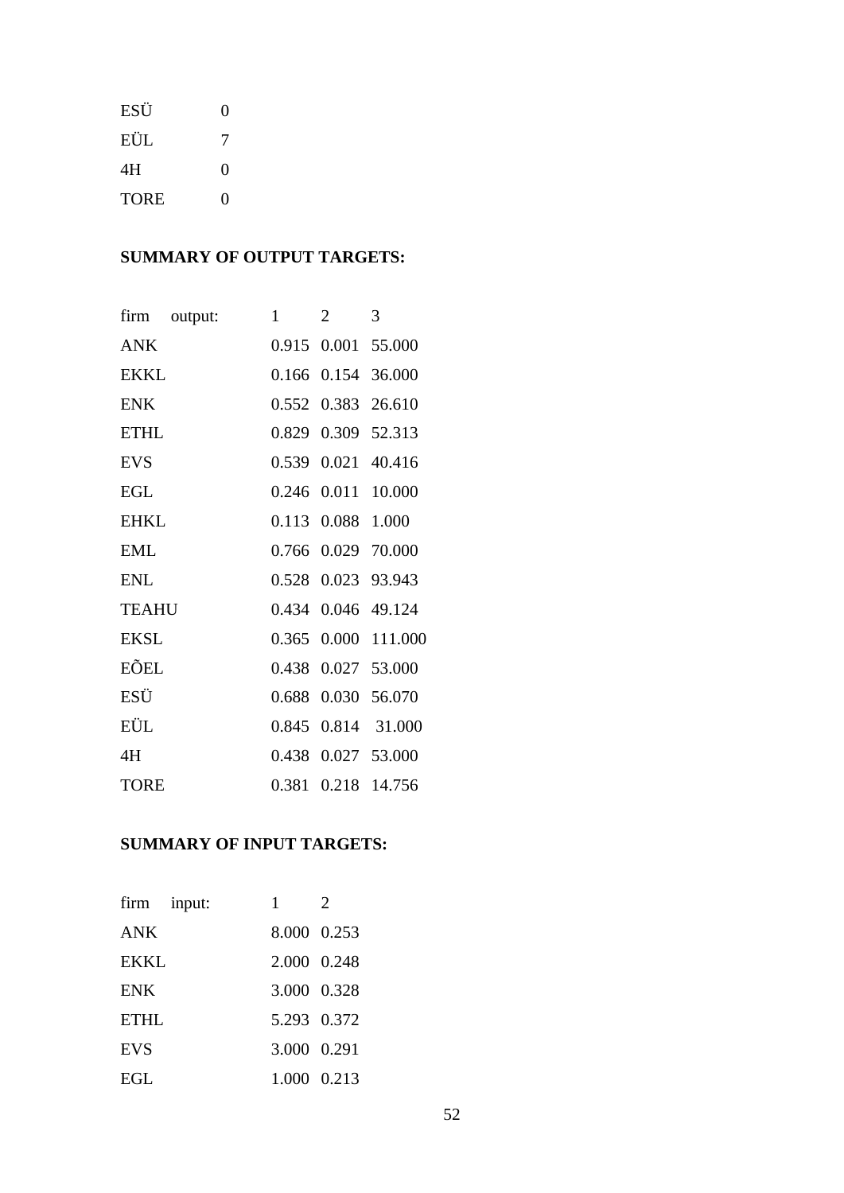| | |
|---|---|
| ESÜ | 0 |
| EÜL | 7 |
| 4H | 0 |
| TORE | 0 |

**SUMMARY OF OUTPUT TARGETS:**

| firm output: | 1 | 2 | 3 |
|---|---|---|---|
| ANK | 0.915 | 0.001 | 55.000 |
| EKKL | 0.166 | 0.154 | 36.000 |
| ENK | 0.552 | 0.383 | 26.610 |
| ETHL | 0.829 | 0.309 | 52.313 |
| EVS | 0.539 | 0.021 | 40.416 |
| EGL | 0.246 | 0.011 | 10.000 |
| EHKL | 0.113 | 0.088 | 1.000 |
| EML | 0.766 | 0.029 | 70.000 |
| ENL | 0.528 | 0.023 | 93.943 |
| TEAHU | 0.434 | 0.046 | 49.124 |
| EKSL | 0.365 | 0.000 | 111.000 |
| EÕEL | 0.438 | 0.027 | 53.000 |
| ESÜ | 0.688 | 0.030 | 56.070 |
| EÜL | 0.845 | 0.814 | 31.000 |
| 4H | 0.438 | 0.027 | 53.000 |
| TORE | 0.381 | 0.218 | 14.756 |

**SUMMARY OF INPUT TARGETS:**

| firm input: | 1 | 2 |
|---|---|---|
| ANK | 8.000 | 0.253 |
| EKKL | 2.000 | 0.248 |
| ENK | 3.000 | 0.328 |
| ETHL | 5.293 | 0.372 |
| EVS | 3.000 | 0.291 |
| EGL | 1.000 | 0.213 |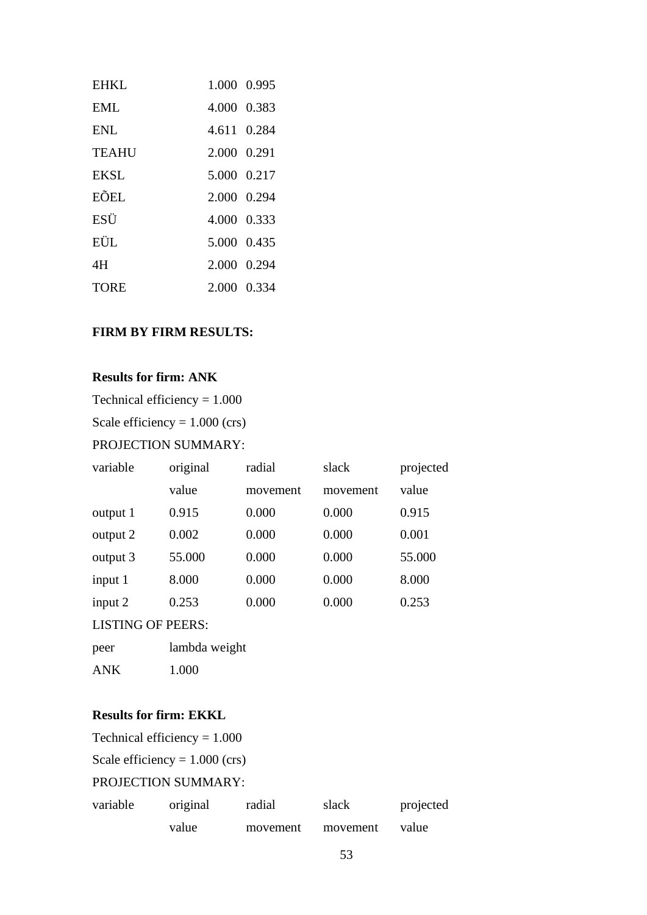| | | |
|---|---|---|
| EHKL | 1.000 | 0.995 |
| EML | 4.000 | 0.383 |
| ENL | 4.611 | 0.284 |
| TEAHU | 2.000 | 0.291 |
| EKSL | 5.000 | 0.217 |
| EÕEL | 2.000 | 0.294 |
| ESÜ | 4.000 | 0.333 |
| EÜL | 5.000 | 0.435 |
| 4H | 2.000 | 0.294 |
| TORE | 2.000 | 0.334 |

**FIRM BY FIRM RESULTS:**

**Results for firm: ANK**

Technical efficiency = 1.000

Scale efficiency = 1.000 (crs)

PROJECTION SUMMARY:

| variable | original value | radial movement | slack movement | projected value |
|---|---|---|---|---|
| output 1 | 0.915 | 0.000 | 0.000 | 0.915 |
| output 2 | 0.002 | 0.000 | 0.000 | 0.001 |
| output 3 | 55.000 | 0.000 | 0.000 | 55.000 |
| input 1 | 8.000 | 0.000 | 0.000 | 8.000 |
| input 2 | 0.253 | 0.000 | 0.000 | 0.253 |

LISTING OF PEERS:

| peer | lambda weight |
|---|---|
| ANK | 1.000 |

**Results for firm: EKKL**

Technical efficiency = 1.000

Scale efficiency = 1.000 (crs)

PROJECTION SUMMARY:

| variable | original value | radial movement | slack movement | projected value |
|---|---|---|---|---|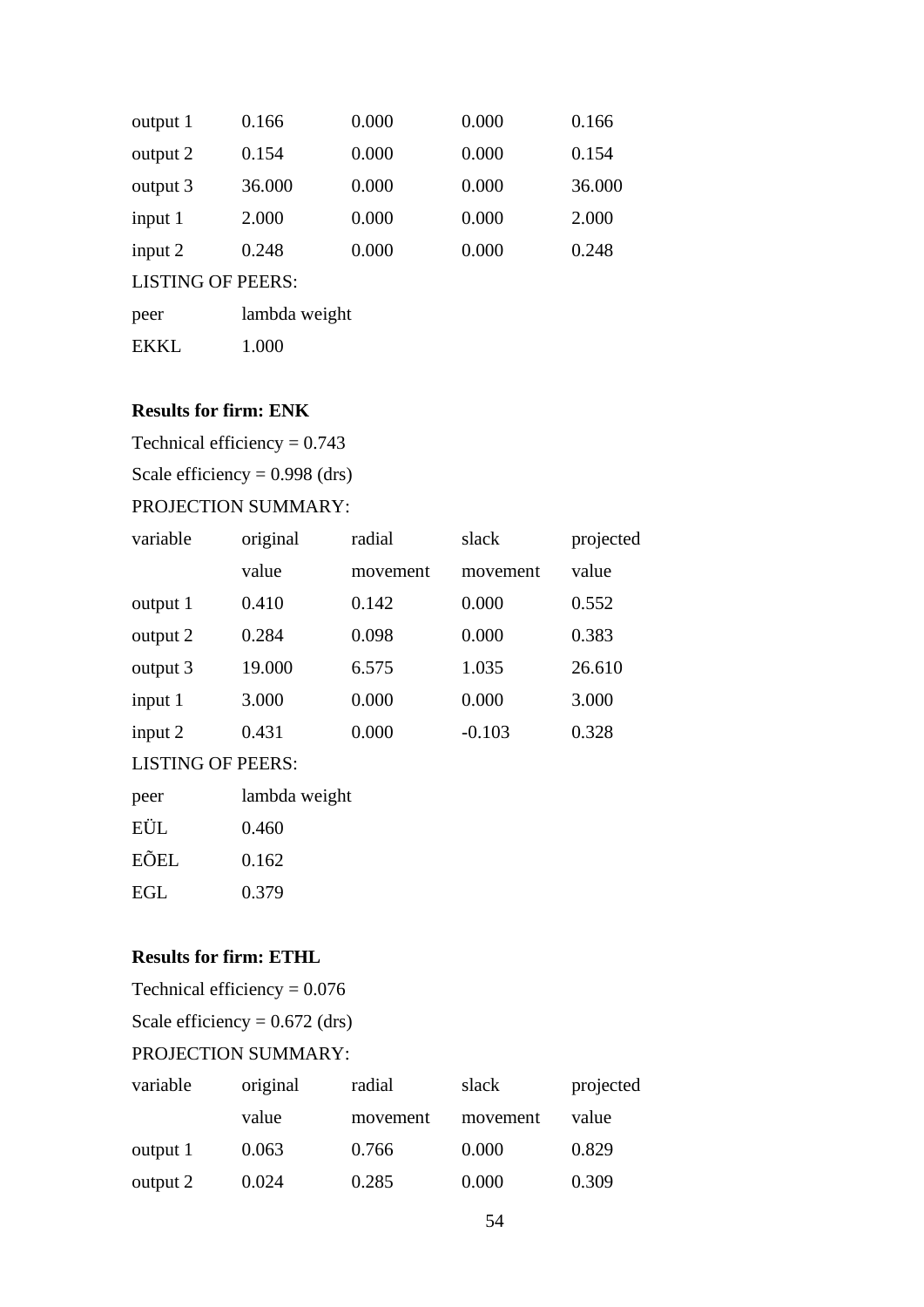| | | | | |
|---|---|---|---|---|
| output 1 | 0.166 | 0.000 | 0.000 | 0.166 |
| output 2 | 0.154 | 0.000 | 0.000 | 0.154 |
| output 3 | 36.000 | 0.000 | 0.000 | 36.000 |
| input 1 | 2.000 | 0.000 | 0.000 | 2.000 |
| input 2 | 0.248 | 0.000 | 0.000 | 0.248 |

LISTING OF PEERS:

| peer | lambda weight |
|---|---|
| EKKL | 1.000 |

**Results for firm: ENK**

Technical efficiency = 0.743

Scale efficiency = 0.998 (drs)

PROJECTION SUMMARY:

| variable | original value | radial movement | slack movement | projected value |
|---|---|---|---|---|
| output 1 | 0.410 | 0.142 | 0.000 | 0.552 |
| output 2 | 0.284 | 0.098 | 0.000 | 0.383 |
| output 3 | 19.000 | 6.575 | 1.035 | 26.610 |
| input 1 | 3.000 | 0.000 | 0.000 | 3.000 |
| input 2 | 0.431 | 0.000 | -0.103 | 0.328 |

LISTING OF PEERS:

| peer | lambda weight |
|---|---|
| EÜL | 0.460 |
| EÕEL | 0.162 |
| EGL | 0.379 |

**Results for firm: ETHL**

Technical efficiency = 0.076

Scale efficiency = 0.672 (drs)

PROJECTION SUMMARY:

| variable | original value | radial movement | slack movement | projected value |
|---|---|---|---|---|
| output 1 | 0.063 | 0.766 | 0.000 | 0.829 |
| output 2 | 0.024 | 0.285 | 0.000 | 0.309 |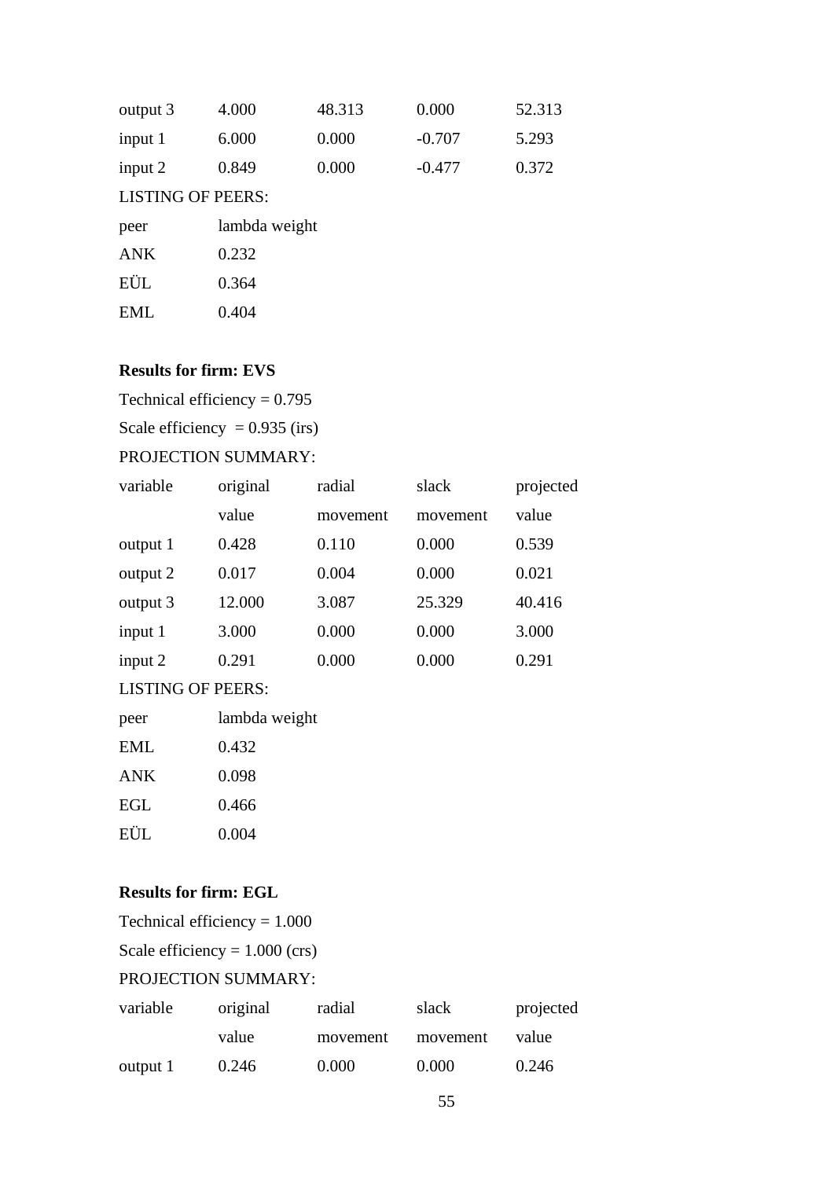| output 3 | 4.000 | 48.313 | 0.000 | 52.313 |
|---|---|---|---|---|
| input 1 | 6.000 | 0.000 | -0.707 | 5.293 |
| input 2 | 0.849 | 0.000 | -0.477 | 0.372 |

LISTING OF PEERS:

| peer | lambda weight |
|---|---|
| ANK | 0.232 |
| EÜL | 0.364 |
| EML | 0.404 |

**Results for firm: EVS**

Technical efficiency = 0.795

Scale efficiency = 0.935 (irs)

PROJECTION SUMMARY:

| variable | original value | radial movement | slack movement | projected value |
|---|---|---|---|---|
| output 1 | 0.428 | 0.110 | 0.000 | 0.539 |
| output 2 | 0.017 | 0.004 | 0.000 | 0.021 |
| output 3 | 12.000 | 3.087 | 25.329 | 40.416 |
| input 1 | 3.000 | 0.000 | 0.000 | 3.000 |
| input 2 | 0.291 | 0.000 | 0.000 | 0.291 |

LISTING OF PEERS:

| peer | lambda weight |
|---|---|
| EML | 0.432 |
| ANK | 0.098 |
| EGL | 0.466 |
| EÜL | 0.004 |

**Results for firm: EGL**

Technical efficiency = 1.000

Scale efficiency = 1.000 (crs)

PROJECTION SUMMARY:

| variable | original value | radial movement | slack movement | projected value |
|---|---|---|---|---|
| output 1 | 0.246 | 0.000 | 0.000 | 0.246 |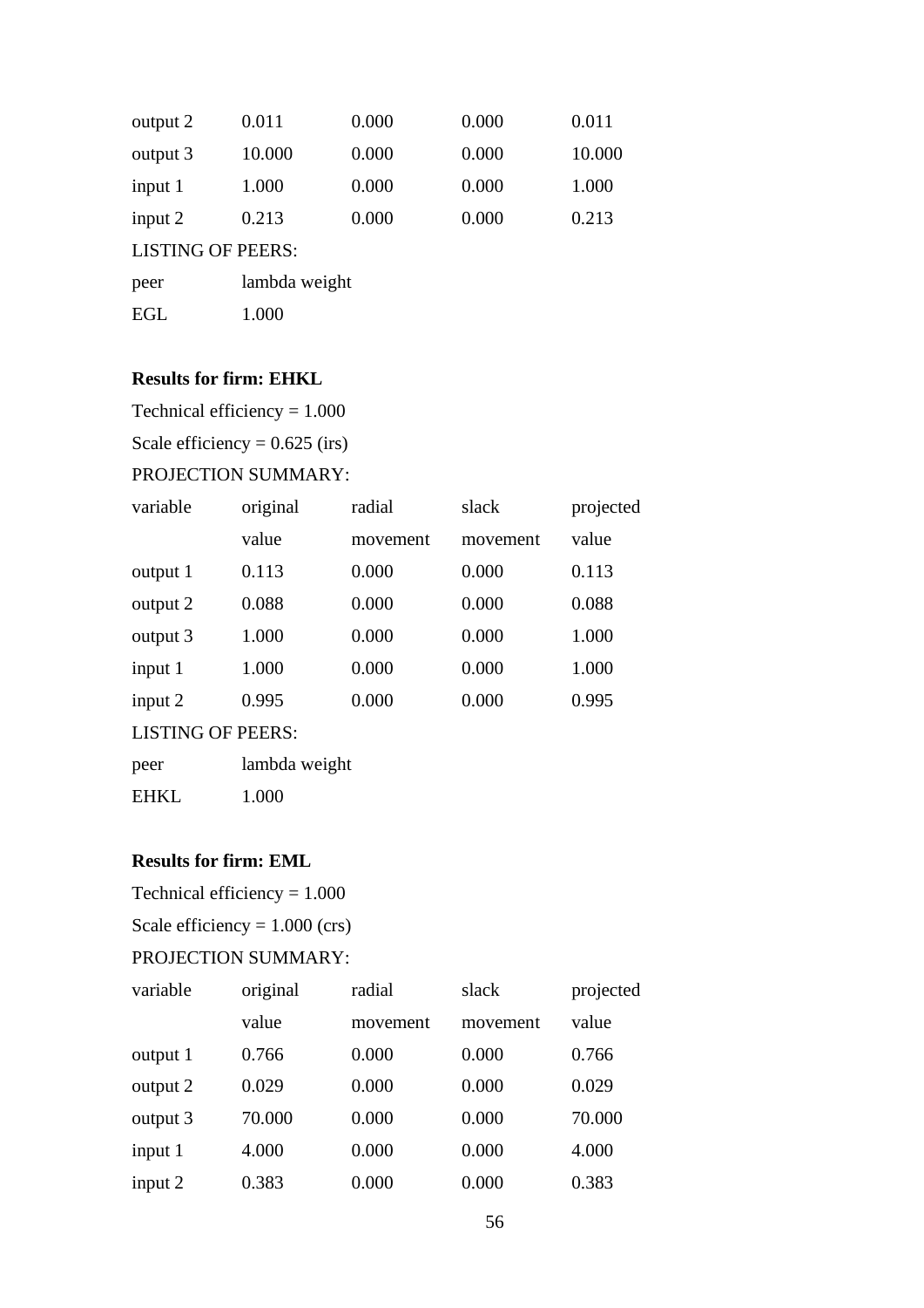| variable | original value | radial movement | slack movement | projected value |
|---|---|---|---|---|
| output 2 | 0.011 | 0.000 | 0.000 | 0.011 |
| output 3 | 10.000 | 0.000 | 0.000 | 10.000 |
| input 1 | 1.000 | 0.000 | 0.000 | 1.000 |
| input 2 | 0.213 | 0.000 | 0.000 | 0.213 |

LISTING OF PEERS:

| peer | lambda weight |
|---|---|
| EGL | 1.000 |

**Results for firm: EHKL**

Technical efficiency = 1.000

Scale efficiency = 0.625 (irs)

PROJECTION SUMMARY:

| variable | original value | radial movement | slack movement | projected value |
|---|---|---|---|---|
| output 1 | 0.113 | 0.000 | 0.000 | 0.113 |
| output 2 | 0.088 | 0.000 | 0.000 | 0.088 |
| output 3 | 1.000 | 0.000 | 0.000 | 1.000 |
| input 1 | 1.000 | 0.000 | 0.000 | 1.000 |
| input 2 | 0.995 | 0.000 | 0.000 | 0.995 |

LISTING OF PEERS:

| peer | lambda weight |
|---|---|
| EHKL | 1.000 |

**Results for firm: EML**

Technical efficiency = 1.000

Scale efficiency = 1.000 (crs)

PROJECTION SUMMARY:

| variable | original value | radial movement | slack movement | projected value |
|---|---|---|---|---|
| output 1 | 0.766 | 0.000 | 0.000 | 0.766 |
| output 2 | 0.029 | 0.000 | 0.000 | 0.029 |
| output 3 | 70.000 | 0.000 | 0.000 | 70.000 |
| input 1 | 4.000 | 0.000 | 0.000 | 4.000 |
| input 2 | 0.383 | 0.000 | 0.000 | 0.383 |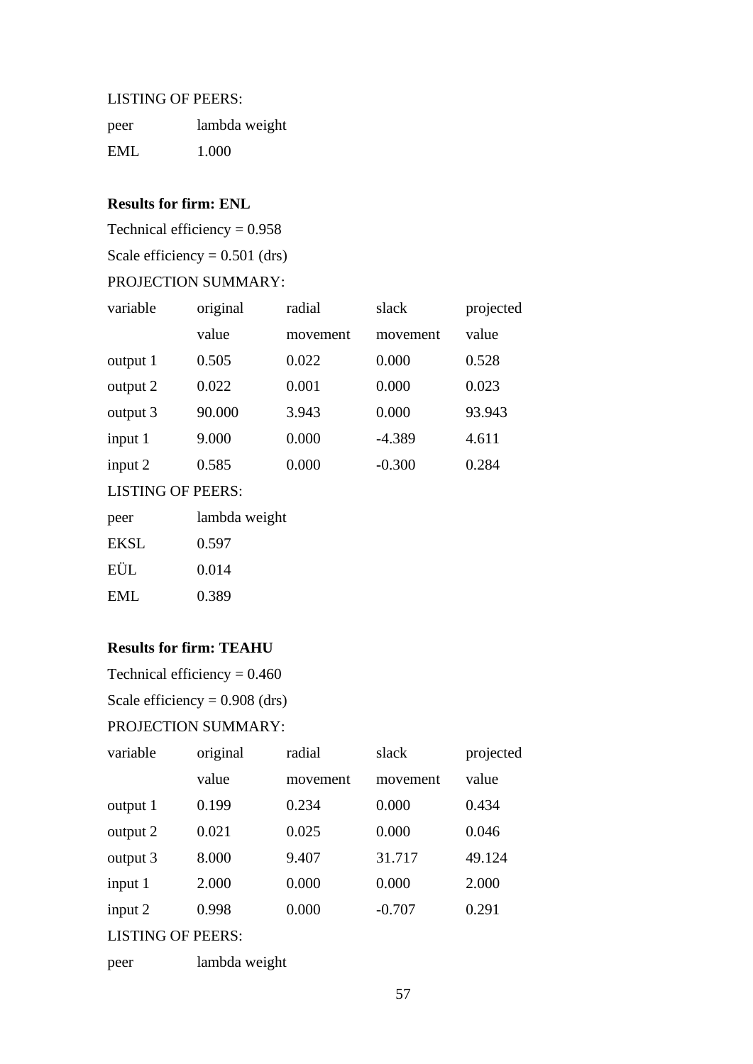LISTING OF PEERS:

| peer | lambda weight |
|---|---|
| EML | 1.000 |

**Results for firm: ENL**

Technical efficiency = 0.958

Scale efficiency = 0.501 (drs)

PROJECTION SUMMARY:

| variable | original value | radial movement | slack movement | projected value |
|---|---|---|---|---|
| output 1 | 0.505 | 0.022 | 0.000 | 0.528 |
| output 2 | 0.022 | 0.001 | 0.000 | 0.023 |
| output 3 | 90.000 | 3.943 | 0.000 | 93.943 |
| input 1 | 9.000 | 0.000 | -4.389 | 4.611 |
| input 2 | 0.585 | 0.000 | -0.300 | 0.284 |

LISTING OF PEERS:

| peer | lambda weight |
|---|---|
| EKSL | 0.597 |
| EÜL | 0.014 |
| EML | 0.389 |

**Results for firm: TEAHU**

Technical efficiency = 0.460

Scale efficiency = 0.908 (drs)

PROJECTION SUMMARY:

| variable | original value | radial movement | slack movement | projected value |
|---|---|---|---|---|
| output 1 | 0.199 | 0.234 | 0.000 | 0.434 |
| output 2 | 0.021 | 0.025 | 0.000 | 0.046 |
| output 3 | 8.000 | 9.407 | 31.717 | 49.124 |
| input 1 | 2.000 | 0.000 | 0.000 | 2.000 |
| input 2 | 0.998 | 0.000 | -0.707 | 0.291 |

LISTING OF PEERS:

| peer | lambda weight |
|---|---|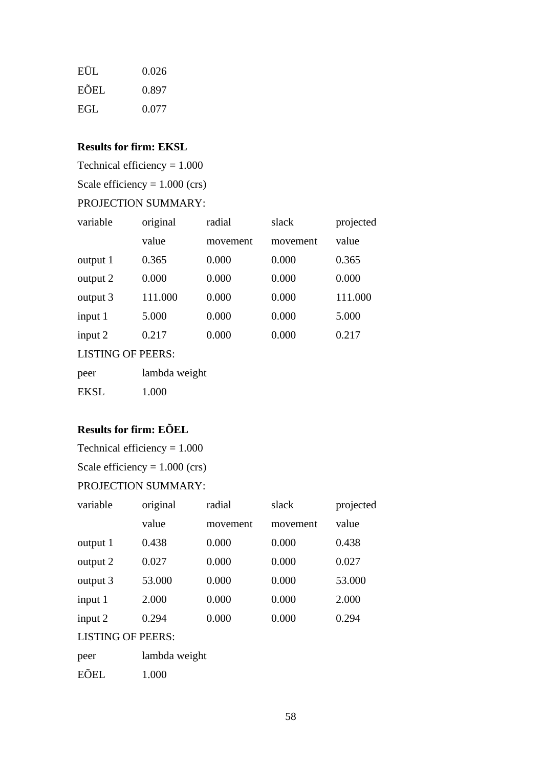| | |
|---|---|
| EÜL | 0.026 |
| EÕEL | 0.897 |
| EGL | 0.077 |

**Results for firm: EKSL**

Technical efficiency = 1.000

Scale efficiency = 1.000 (crs)

PROJECTION SUMMARY:

| variable | original value | radial movement | slack movement | projected value |
|---|---|---|---|---|
| output 1 | 0.365 | 0.000 | 0.000 | 0.365 |
| output 2 | 0.000 | 0.000 | 0.000 | 0.000 |
| output 3 | 111.000 | 0.000 | 0.000 | 111.000 |
| input 1 | 5.000 | 0.000 | 0.000 | 5.000 |
| input 2 | 0.217 | 0.000 | 0.000 | 0.217 |

LISTING OF PEERS:

| peer | lambda weight |
|---|---|
| EKSL | 1.000 |

**Results for firm: EÕEL**

Technical efficiency = 1.000

Scale efficiency = 1.000 (crs)

PROJECTION SUMMARY:

| variable | original value | radial movement | slack movement | projected value |
|---|---|---|---|---|
| output 1 | 0.438 | 0.000 | 0.000 | 0.438 |
| output 2 | 0.027 | 0.000 | 0.000 | 0.027 |
| output 3 | 53.000 | 0.000 | 0.000 | 53.000 |
| input 1 | 2.000 | 0.000 | 0.000 | 2.000 |
| input 2 | 0.294 | 0.000 | 0.000 | 0.294 |

LISTING OF PEERS:

| peer | lambda weight |
|---|---|
| EÕEL | 1.000 |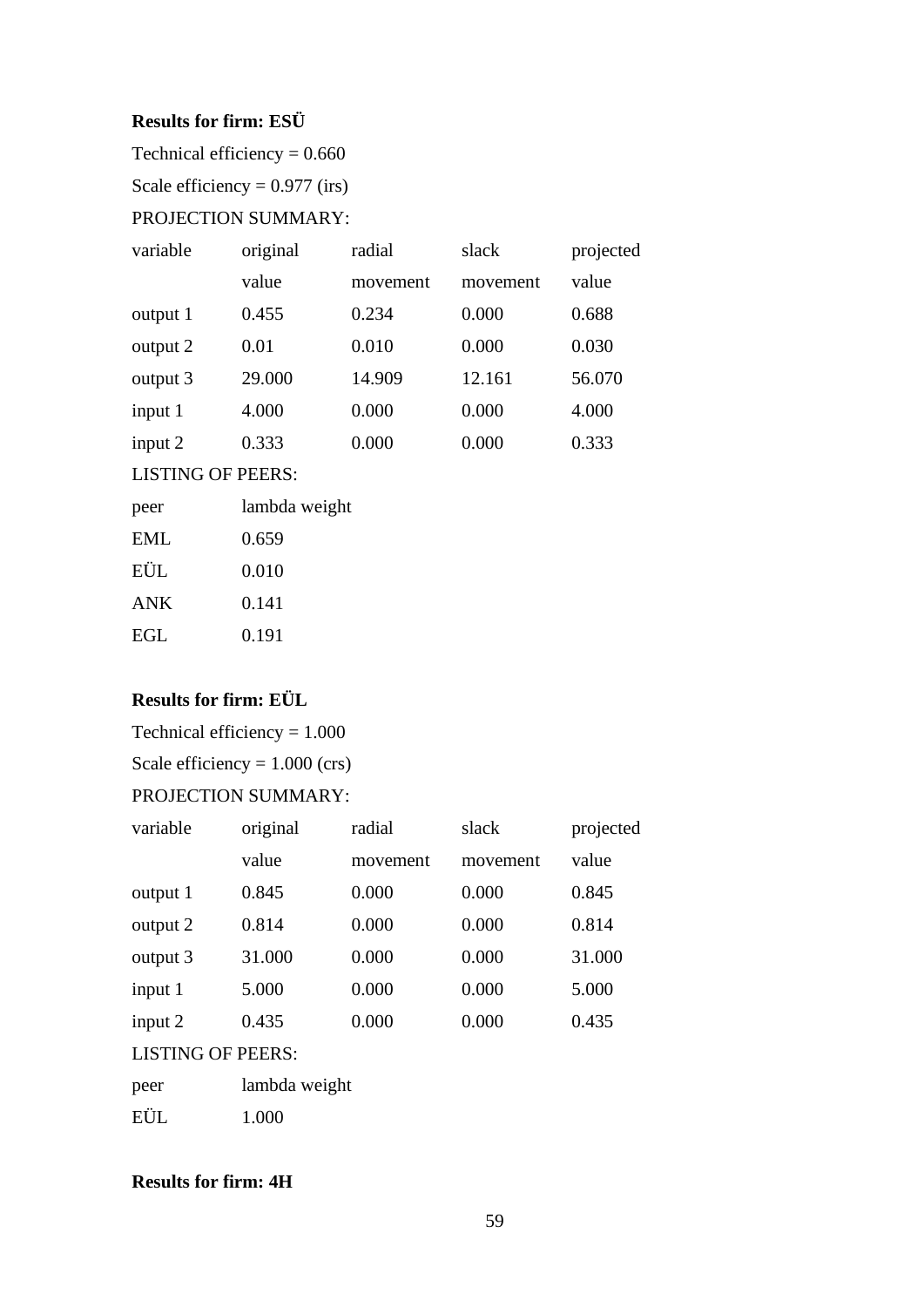**Results for firm: ESÜ**

Technical efficiency = 0.660

Scale efficiency = 0.977 (irs)

PROJECTION SUMMARY:

| variable | original value | radial movement | slack movement | projected value |
|---|---|---|---|---|
| output 1 | 0.455 | 0.234 | 0.000 | 0.688 |
| output 2 | 0.01 | 0.010 | 0.000 | 0.030 |
| output 3 | 29.000 | 14.909 | 12.161 | 56.070 |
| input 1 | 4.000 | 0.000 | 0.000 | 4.000 |
| input 2 | 0.333 | 0.000 | 0.000 | 0.333 |

LISTING OF PEERS:

| peer | lambda weight |
|---|---|
| EML | 0.659 |
| EÜL | 0.010 |
| ANK | 0.141 |
| EGL | 0.191 |

**Results for firm: EÜL**

Technical efficiency = 1.000

Scale efficiency = 1.000 (crs)

PROJECTION SUMMARY:

| variable | original value | radial movement | slack movement | projected value |
|---|---|---|---|---|
| output 1 | 0.845 | 0.000 | 0.000 | 0.845 |
| output 2 | 0.814 | 0.000 | 0.000 | 0.814 |
| output 3 | 31.000 | 0.000 | 0.000 | 31.000 |
| input 1 | 5.000 | 0.000 | 0.000 | 5.000 |
| input 2 | 0.435 | 0.000 | 0.000 | 0.435 |

LISTING OF PEERS:

| peer | lambda weight |
|---|---|
| EÜL | 1.000 |

**Results for firm: 4H**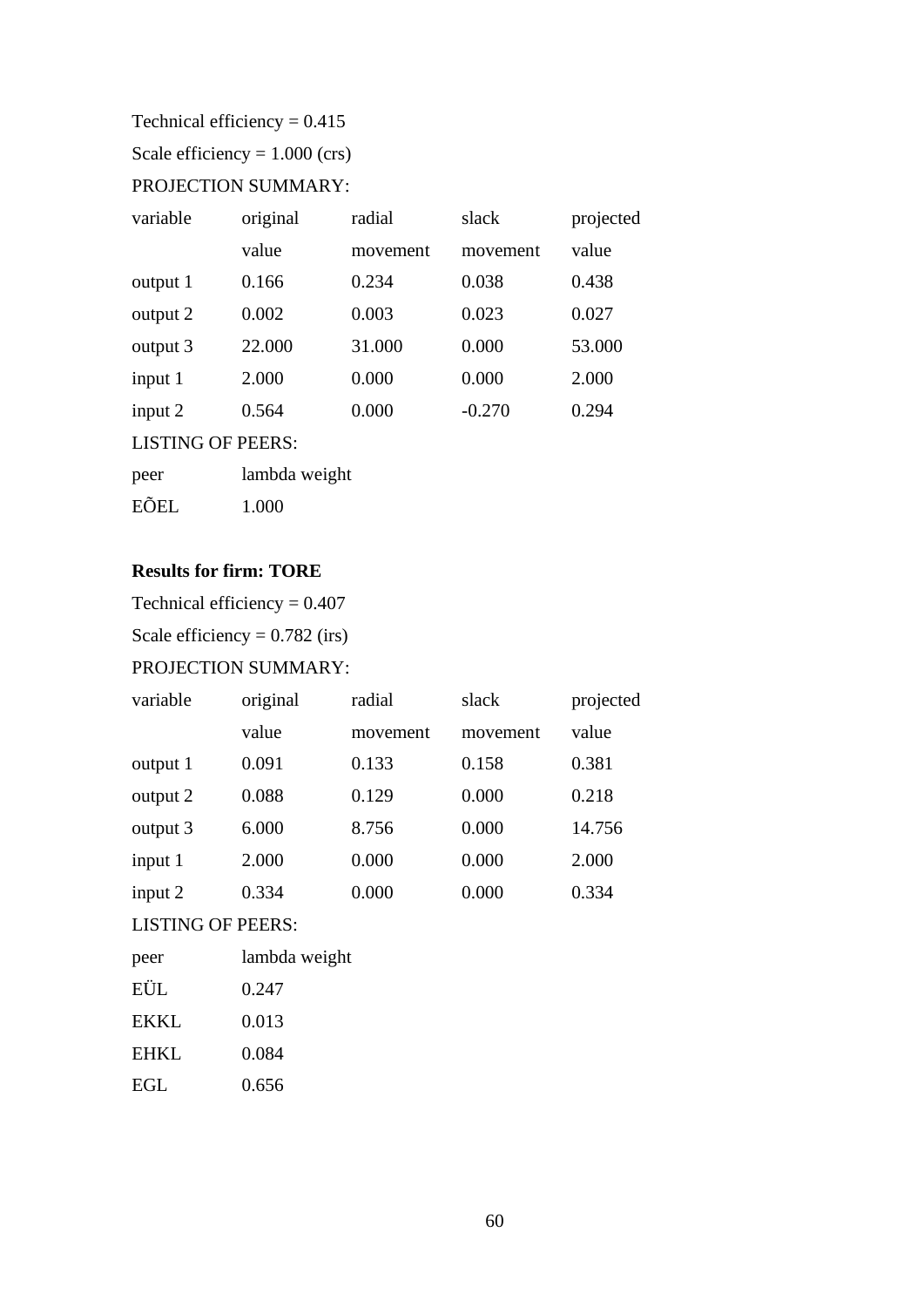Technical efficiency = 0.415

Scale efficiency = 1.000 (crs)

PROJECTION SUMMARY:

| variable | original value | radial movement | slack movement | projected value |
|---|---|---|---|---|
| output 1 | 0.166 | 0.234 | 0.038 | 0.438 |
| output 2 | 0.002 | 0.003 | 0.023 | 0.027 |
| output 3 | 22.000 | 31.000 | 0.000 | 53.000 |
| input 1 | 2.000 | 0.000 | 0.000 | 2.000 |
| input 2 | 0.564 | 0.000 | -0.270 | 0.294 |

LISTING OF PEERS:

| peer | lambda weight |
|---|---|
| EÕEL | 1.000 |

**Results for firm: TORE**

Technical efficiency = 0.407

Scale efficiency = 0.782 (irs)

PROJECTION SUMMARY:

| variable | original value | radial movement | slack movement | projected value |
|---|---|---|---|---|
| output 1 | 0.091 | 0.133 | 0.158 | 0.381 |
| output 2 | 0.088 | 0.129 | 0.000 | 0.218 |
| output 3 | 6.000 | 8.756 | 0.000 | 14.756 |
| input 1 | 2.000 | 0.000 | 0.000 | 2.000 |
| input 2 | 0.334 | 0.000 | 0.000 | 0.334 |

LISTING OF PEERS:

| peer | lambda weight |
|---|---|
| EÜL | 0.247 |
| EKKL | 0.013 |
| EHKL | 0.084 |
| EGL | 0.656 |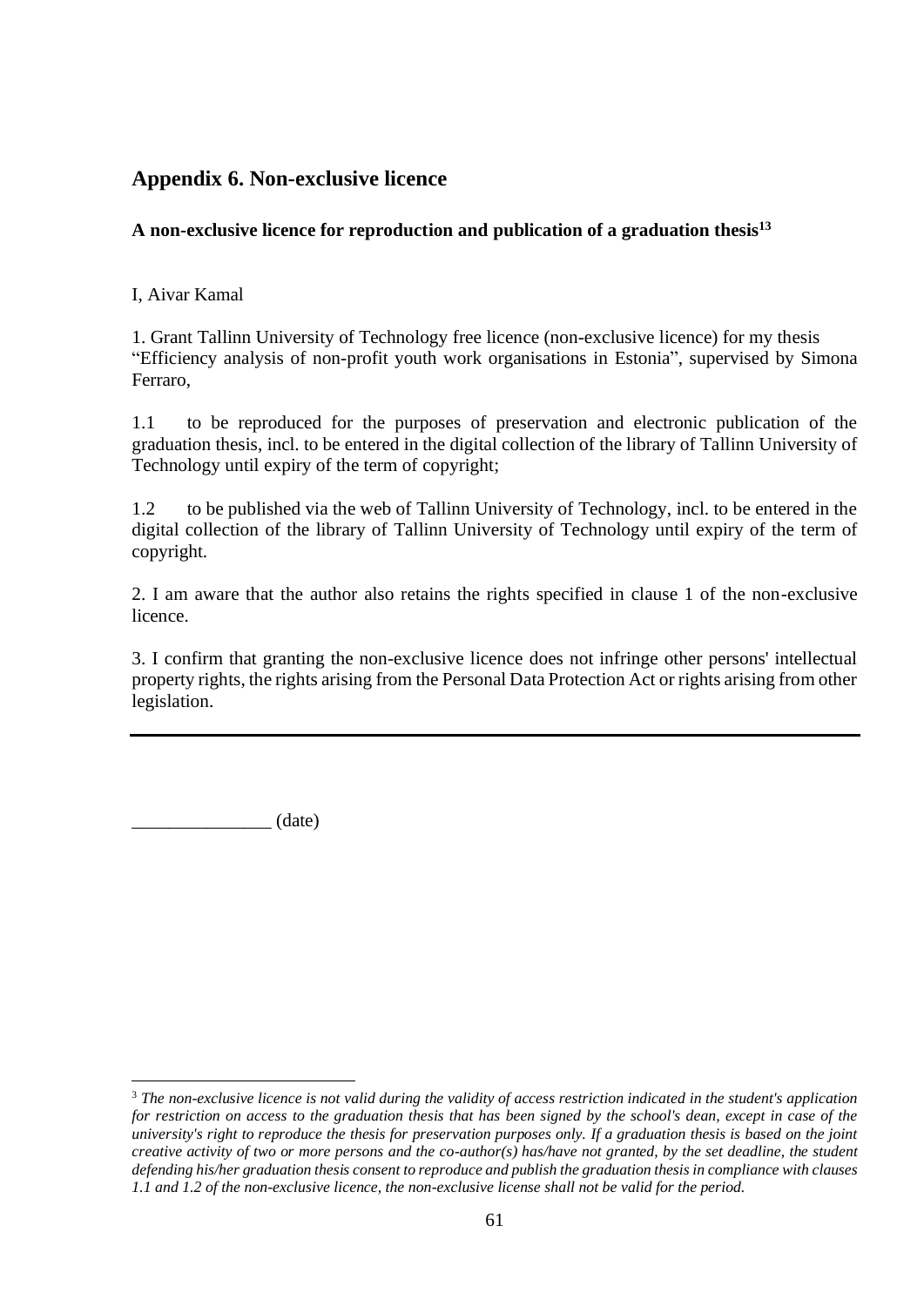## Appendix 6. Non-exclusive licence

**A non-exclusive licence for reproduction and publication of a graduation thesis[13]**

I, Aivar Kamal

1. Grant Tallinn University of Technology free licence (non-exclusive licence) for my thesis "Efficiency analysis of non-profit youth work organisations in Estonia", supervised by Simona Ferraro,

1.1 to be reproduced for the purposes of preservation and electronic publication of the graduation thesis, incl. to be entered in the digital collection of the library of Tallinn University of Technology until expiry of the term of copyright;

1.2 to be published via the web of Tallinn University of Technology, incl. to be entered in the digital collection of the library of Tallinn University of Technology until expiry of the term of copyright.

2. I am aware that the author also retains the rights specified in clause 1 of the non-exclusive licence.

3. I confirm that granting the non-exclusive licence does not infringe other persons' intellectual property rights, the rights arising from the Personal Data Protection Act or rights arising from other legislation.

---

_______________ (date)

[3] *The non-exclusive licence is not valid during the validity of access restriction indicated in the student's application for restriction on access to the graduation thesis that has been signed by the school's dean, except in case of the university's right to reproduce the thesis for preservation purposes only. If a graduation thesis is based on the joint creative activity of two or more persons and the co-author(s) has/have not granted, by the set deadline, the student defending his/her graduation thesis consent to reproduce and publish the graduation thesis in compliance with clauses 1.1 and 1.2 of the non-exclusive licence, the non-exclusive license shall not be valid for the period.*